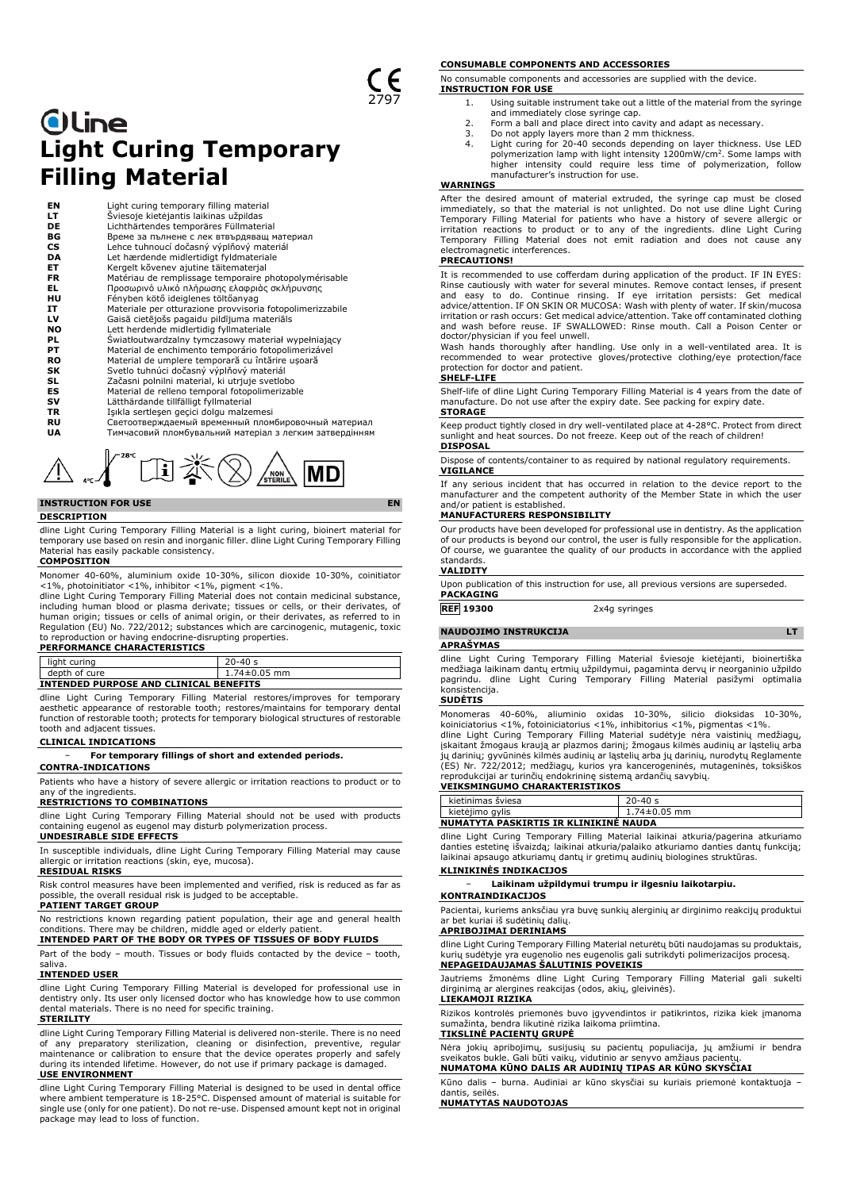CE 2797

dline

# Light Curing Temporary Filling Material

| | |
|---|---|
| EN | Light curing temporary filling material |
| LT | Šviesoje kietėjantis laikinas užpildas |
| DE | Lichthärtendes temporäres Füllmaterial |
| BG | Време за пълнене с лек втвърдяващ материал |
| CS | Lehce tuhnoucí dočasný výplňový materiál |
| DA | Let hærdende midlertidigt fyldmateriale |
| ET | Kergelt kõvenev ajutine täitematerjal |
| FR | Matériau de remplissage temporaire photopolymérisable |
| EL | Προσωρινό υλικό πλήρωσης ελαφριάς σκλήρυνσης |
| HU | Fényben kötő ideiglenes töltőanyag |
| IT | Materiale per otturazione provvisoria fotopolimerizzabile |
| LV | Gaisā cietējošs pagaidu pildījuma materiāls |
| NO | Lett herdende midlertidig fyllmateriale |
| PL | Światłoutwardzalny tymczasowy materiał wypełniający |
| PT | Material de enchimento temporário fotopolimerizável |
| RO | Material de umplere temporară cu întărire ușoară |
| SK | Svetlo tuhnúci dočasný výplňový materiál |
| SL | Začasni polnilni material, ki utrjuje svetlobo |
| ES | Material de relleno temporal fotopolimerizable |
| SV | Lätthärdande tillfälligt fyllmaterial |
| TR | Işıkla sertleşen geçici dolgu malzemesi |
| RU | Светоотверждаемый временный пломбировочный материал |
| UA | Тимчасовий пломбувальний матеріал з легким затвердінням |

4°C – 28°C NON STERILE MD

## INSTRUCTION FOR USE — EN

### DESCRIPTION

dline Light Curing Temporary Filling Material is a light curing, bioinert material for temporary use based on resin and inorganic filler. dline Light Curing Temporary Filling Material has easily packable consistency.

### COMPOSITION

Monomer 40-60%, aluminium oxide 10-30%, silicon dioxide 10-30%, coinitiator <1%, photoinitiator <1%, inhibitor <1%, pigment <1%.

dline Light Curing Temporary Filling Material does not contain medicinal substance, including human blood or plasma derivate; tissues or cells, or their derivates, of human origin; tissues or cells of animal origin, or their derivates, as referred to in Regulation (EU) No. 722/2012; substances which are carcinogenic, mutagenic, toxic to reproduction or having endocrine-disrupting properties.

### PERFORMANCE CHARACTERISTICS

| | |
|---|---|
| light curing | 20-40 s |
| depth of cure | 1.74±0.05 mm |

### INTENDED PURPOSE AND CLINICAL BENEFITS

dline Light Curing Temporary Filling Material restores/improves for temporary aesthetic appearance of restorable tooth; restores/maintains for temporary dental function of restorable tooth; protects for temporary biological structures of restorable tooth and adjacent tissues.

### CLINICAL INDICATIONS

- **For temporary fillings of short and extended periods.**

### CONTRA-INDICATIONS

Patients who have a history of severe allergic or irritation reactions to product or to any of the ingredients.

### RESTRICTIONS TO COMBINATIONS

dline Light Curing Temporary Filling Material should not be used with products containing eugenol as eugenol may disturb polymerization process.

### UNDESIRABLE SIDE EFFECTS

In susceptible individuals, dline Light Curing Temporary Filling Material may cause allergic or irritation reactions (skin, eye, mucosa).

### RESIDUAL RISKS

Risk control measures have been implemented and verified, risk is reduced as far as possible, the overall residual risk is judged to be acceptable.

### PATIENT TARGET GROUP

No restrictions known regarding patient population, their age and general health conditions. There may be children, middle aged or elderly patient.

### INTENDED PART OF THE BODY OR TYPES OF TISSUES OF BODY FLUIDS

Part of the body – mouth. Tissues or body fluids contacted by the device – tooth, saliva.

### INTENDED USER

dline Light Curing Temporary Filling Material is developed for professional use in dentistry only. Its user only licensed doctor who has knowledge how to use common dental materials. There is no need for specific training.

### STERILITY

dline Light Curing Temporary Filling Material is delivered non-sterile. There is no need of any preparatory sterilization, cleaning or disinfection, preventive, regular maintenance or calibration to ensure that the device operates properly and safely during its intended lifetime. However, do not use if primary package is damaged.

### USE ENVIRONMENT

dline Light Curing Temporary Filling Material is designed to be used in dental office where ambient temperature is 18-25°C. Dispensed amount of material is suitable for single use (only for one patient). Do not re-use. Dispensed amount kept not in original package may lead to loss of function.

### CONSUMABLE COMPONENTS AND ACCESSORIES

No consumable components and accessories are supplied with the device.

### INSTRUCTION FOR USE

1. Using suitable instrument take out a little of the material from the syringe and immediately close syringe cap.
2. Form a ball and place direct into cavity and adapt as necessary.
3. Do not apply layers more than 2 mm thickness.
4. Light curing for 20-40 seconds depending on layer thickness. Use LED polymerization lamp with light intensity 1200mW/cm$^2$. Some lamps with higher intensity could require less time of polymerization, follow manufacturer's instruction for use.

### WARNINGS

After the desired amount of material extruded, the syringe cap must be closed immediately, so that the material is not unlighted. Do not use dline Light Curing Temporary Filling Material for patients who have a history of severe allergic or irritation reactions to product or to any of the ingredients. dline Light Curing Temporary Filling Material does not emit radiation and does not cause any electromagnetic interferences.

### PRECAUTIONS!

It is recommended to use cofferdam during application of the product. IF IN EYES: Rinse cautiously with water for several minutes. Remove contact lenses, if present and easy to do. Continue rinsing. If eye irritation persists: Get medical advice/attention. IF ON SKIN OR MUCOSA: Wash with plenty of water. If skin/mucosa irritation or rash occurs: Get medical advice/attention. Take off contaminated clothing and wash before reuse. IF SWALLOWED: Rinse mouth. Call a Poison Center or doctor/physician if you feel unwell.

Wash hands thoroughly after handling. Use only in a well-ventilated area. It is recommended to wear protective gloves/protective clothing/eye protection/face protection for doctor and patient.

### SHELF-LIFE

Shelf-life of dline Light Curing Temporary Filling Material is 4 years from the date of manufacture. Do not use after the expiry date. See packing for expiry date.

### STORAGE

Keep product tightly closed in dry well-ventilated place at 4-28°C. Protect from direct sunlight and heat sources. Do not freeze. Keep out of the reach of children!

### DISPOSAL

Dispose of contents/container to as required by national regulatory requirements.

### VIGILANCE

If any serious incident that has occurred in relation to the device report to the manufacturer and the competent authority of the Member State in which the user and/or patient is established.

### MANUFACTURERS RESPONSIBILITY

Our products have been developed for professional use in dentistry. As the application of our products is beyond our control, the user is fully responsible for the application. Of course, we guarantee the quality of our products in accordance with the applied standards.

### VALIDITY

Upon publication of this instruction for use, all previous versions are superseded.

### PACKAGING

REF 19300 — 2x4g syringes

## NAUDOJIMO INSTRUKCIJA — LT

### APRAŠYMAS

dline Light Curing Temporary Filling Material šviesoje kietėjanti, bioinertiška medžiaga laikinam dantų ertmių užpildymui, pagaminta dervų ir neorganinio užpildo pagrindu. dline Light Curing Temporary Filling Material pasižymi optimalia konsistencija.

### SUDĖTIS

Monomeras 40-60%, aliuminio oxidas 10-30%, silicio dioksidas 10-30%, koiniciatorius <1%, fotoiniciatorius <1%, inhibitorius <1%, pigmentas <1%.

dline Light Curing Temporary Filling Material sudėtyje nėra vaistinių medžiagų, įskaitant žmogaus kraują ar plazmos darinį; žmogaus kilmės audinių ar ląstelių arba jų darinių; gyvūninės kilmės audinių ar ląstelių arba jų darinių, nurodytų Reglamente (ES) Nr. 722/2012; medžiagų, kurios yra kancerogeninės, mutageninės, toksiškos reprodukcijai ar turinčių endokrininę sistemą ardančių savybių.

### VEIKSMINGUMO CHARAKTERISTIKOS

| | |
|---|---|
| kietinimas šviesa | 20-40 s |
| kietėjimo gylis | 1.74±0.05 mm |

### NUMATYTA PASKIRTIS IR KLINIKINĖ NAUDA

dline Light Curing Temporary Filling Material laikinai atkuria/pagerina atkuriamo danties estetinę išvaizdą; laikinai atkuria/palaiko atkuriamo danties dantų funkciją; laikinai apsaugo atkuriamų dantų ir gretimų audinių biologines struktūras.

### KLINIKINĖS INDIKACIJOS

- **Laikinam užpildymui trumpu ir ilgesniu laikotarpiu.**

### KONTRAINDIKACIJOS

Pacientai, kuriems anksčiau yra buvę sunkių alerginių ar dirginimo reakcijų produktui ar bet kuriai iš sudėtinių dalių.

### APRIBOJIMAI DERINIAMS

dline Light Curing Temporary Filling Material neturėtų būti naudojamas su produktais, kurių sudėtyje yra eugenolio nes eugenolis gali sutrikdyti polimerizacijos procesą.

### NEPAGEIDAUJAMAS ŠALUTINIS POVEIKIS

Jautriems žmonėms dline Light Curing Temporary Filling Material gali sukelti dirginimą ar alergines reakcijas (odos, akių, gleivinės).

### LIEKAMOJI RIZIKA

Rizikos kontrolės priemonės buvo įgyvendintos ir patikrintos, rizika kiek įmanoma sumažinta, bendra likutinė rizika laikoma priimtina.

### TIKSLINĖ PACIENTŲ GRUPĖ

Nėra jokių apribojimų, susijusių su pacientų populiacija, jų amžiumi ir bendra sveikatos būkle. Gali būti vaikų, vidutinio ar senyvo amžiaus pacientų.

### NUMATOMA KŪNO DALIS AR AUDINIŲ TIPAS AR KŪNO SKYSČIAI

Kūno dalis – burna. Audiniai ar kūno skysčiai su kuriais priemonė kontaktuoja – dantis, seilės.

### NUMATYTAS NAUDOTOJAS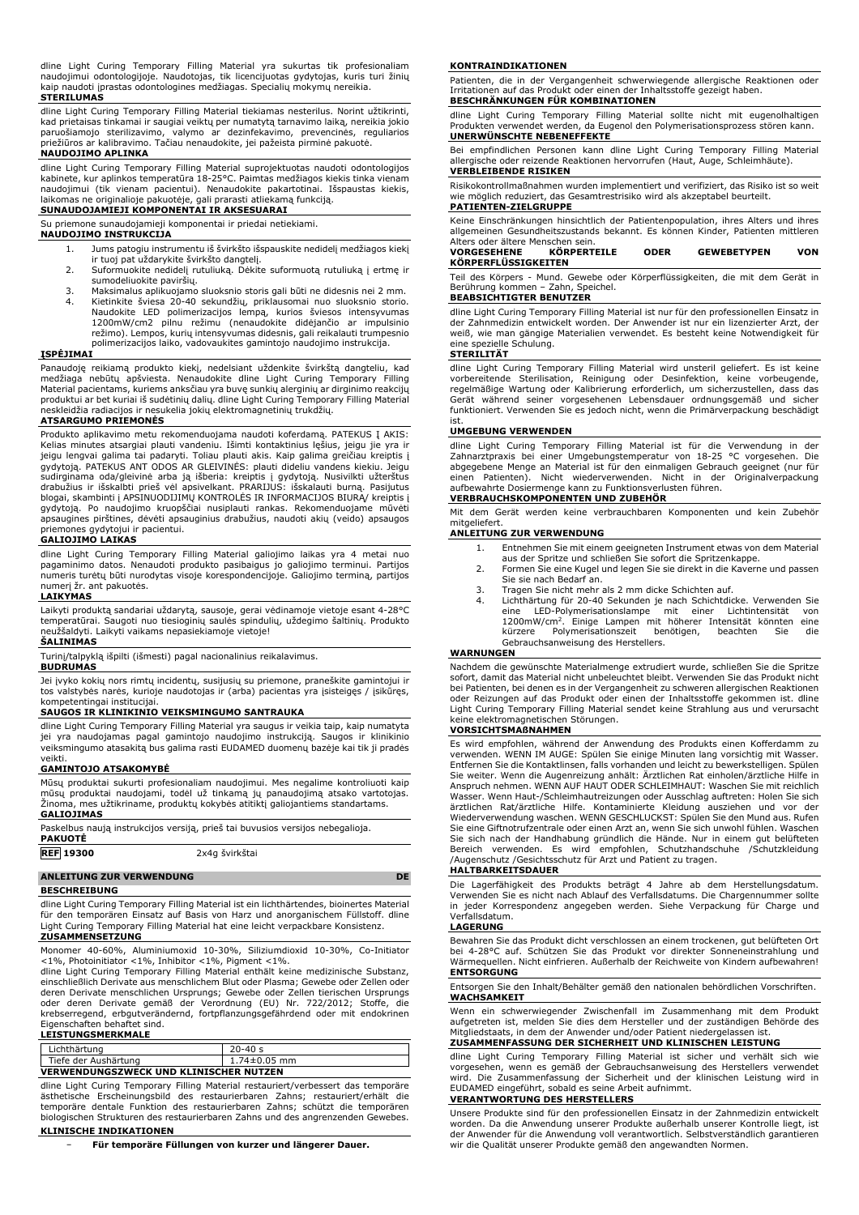dline Light Curing Temporary Filling Material yra sukurtas tik profesionaliam naudojimui odontologijoje. Naudotojas, tik licencijuotas gydytojas, kuris turi žinių kaip naudoti įprastas odontologines medžiagas. Specialių mokymų nereikia.

**STERILUMAS**

dline Light Curing Temporary Filling Material tiekiamas nesterilus. Norint užtikrinti, kad prietaisas tinkamai ir saugiai veiktų per numatytą tarnavimo laiką, nereikia jokio paruošiamojo sterilizavimo, valymo ar dezinfekavimo, prevencinės, reguliarios priežiūros ar kalibravimo. Tačiau nenaudokite, jei pažeista pirminė pakuotė.

**NAUDOJIMO APLINKA**

dline Light Curing Temporary Filling Material suprojektuotas naudoti odontologijos kabinete, kur aplinkos temperatūra 18-25°C. Paimtas medžiagos kiekis tinka vienam naudojimui (tik vienam pacientui). Nenaudokite pakartotinai. Išspaustas kiekis, laikomas ne originalioje pakuotėje, gali prarasti atliekamą funkciją.

**SUNAUDOJAMIEJI KOMPONENTAI IR AKSESUARAI**

Su priemone sunaudojamieji komponentai ir priedai netiekiami.

**NAUDOJIMO INSTRUKCIJA**

1. Jums patogiu instrumentu iš švirkšto išspauskite nedidelį medžiagos kiekį ir tuoj pat uždarykite švirkšto dangtelį.
2. Suformuokite nedidelį rutuliuką. Dėkite suformuotą rutuliuką į ertmę ir sumodeliuokite paviršių.
3. Maksimalus aplikuojamo sluoksnio storis gali būti ne didesnis nei 2 mm.
4. Kietinkite šviesa 20-40 sekundžių, priklausomai nuo sluoksnio storio. Naudokite LED polimerizacijos lempą, kurios šviesos intensyvumas 1200mW/cm2 pilnu režimu (nenaudokite didėjančio ar impulsinio režimo). Lempos, kurių intensyvumas didesnis, gali reikalauti trumpesnio polimerizacijos laiko, vadovaukitės gamintojo naudojimo instrukcija.

**ĮSPĖJIMAI**

Panaudoję reikiamą produkto kiekį, nedelsiant uždenkite švirkštą dangteliu, kad medžiaga nebūtų apšviesta. Nenaudokite dline Light Curing Temporary Filling Material pacientams, kuriems anksčiau yra buvę sunkių alerginių ar dirginimo reakcijų produktui ar bet kuriai iš sudėtinių dalių. dline Light Curing Temporary Filling Material neskleidžia radiacijos ir nesukelia jokių elektromagnetinių trukdžių.

**ATSARGUMO PRIEMONĖS**

Produkto aplikavimo metu rekomenduojama naudoti koferdamą. PATEKUS Į AKIS: Kelias minutes atsargiai plauti vandeniu. Išimti kontaktinius lęšius, jeigu jie yra ir jeigu lengvai galima tai padaryti. Toliau plauti akis. Jeigu akių dirginimas nepraeina: kreiptis į gydytoją. Kaip galima greičiau kreiptis į gydytoją. PATEKUS ANT ODOS AR GLEIVINĖS: plauti dideliu vandens kiekiu. Jeigu sudirginama oda/gleivinė arba ją išberia: kreiptis į gydytoją. Nusivilkti užterštus drabužius ir išskalbti prieš vėl apsivelkant. PRARIJUS: išskalauti burną. Pasijutus blogai, skambinti į APSINUODIJIMŲ KONTROLĖS IR INFORMACIJOS BIURĄ/ kreiptis į gydytoją. Po naudojimo kruopščiai nusiplauti rankas. Rekomenduojame mūvėti apsaugines pirštines, dėvėti apsauginius drabužius, naudoti akių (veido) apsaugos priemones gydytojui ir pacientui.

**GALIOJIMO LAIKAS**

dline Light Curing Temporary Filling Material galiojimo laikas yra 4 metai nuo pagaminimo datos. Nenaudoti produkto pasibaigus jo galiojimo terminui. Partijos numeris turėtų būti nurodytas visoje korespondencijoje. Galiojimo terminą, partijos numerį žr. ant pakuotės.

**LAIKYMAS**

Laikyti produktą sandariai uždarytą, sausoje, gerai vėdinamoje vietoje esant 4-28°C temperatūrai. Saugoti nuo tiesioginių saulės spindulių, uždegimo šaltinių. Produkto neužšaldyti. Laikyti vaikams nepasiekiamoje vietoje!

**ŠALINIMAS**

Turinį/talpyklą išpilti (išmesti) pagal nacionalinius reikalavimus.

**BUDRUMAS**

Jei įvyko kokių nors rimtų incidentų, susijusių su priemone, praneškite gamintojui ir tos valstybės narės, kurioje naudotojas ir (arba) pacientas yra įsisteigęs / įsikūręs, kompetentingai institucijai.

**SAUGOS IR KLINIKINIO VEIKSMINGUMO SANTRAUKA**

dline Light Curing Temporary Filling Material yra saugus ir veikia taip, kaip numatyta jei yra naudojamas pagal gamintojo naudojimo instrukciją. Saugos ir klinikinio veiksmingumo atsakaitą bus galima rasti EUDAMED duomenų bazėje kai tik ji pradės veikti.

**GAMINTOJO ATSAKOMYBĖ**

Mūsų produktai sukurti profesionaliam naudojimui. Mes negalime kontroliuoti kaip mūsų produktai naudojami, todėl už tinkamą jų panaudojimą atsako vartotojas. Žinoma, mes užtikriname, produktų kokybės atitiktį galiojantiems standartams.

**GALIOJIMAS**

Paskelbus naują instrukcijos versiją, prieš tai buvusios versijos nebegalioja.

**PAKUOTĖ**

| REF 19300 | 2x4g švirkštai |
|---|---|

## ANLEITUNG ZUR VERWENDUNG — DE

**BESCHREIBUNG**

dline Light Curing Temporary Filling Material ist ein lichthärtendes, bioinertes Material für den temporären Einsatz auf Basis von Harz und anorganischen Füllstoff. dline Light Curing Temporary Filling Material hat eine leicht verpackbare Konsistenz.

**ZUSAMMENSETZUNG**

Monomer 40-60%, Aluminiumoxid 10-30%, Siliziumdioxid 10-30%, Co-Initiator <1%, Photoinitiator <1%, Inhibitor <1%, Pigment <1%.

dline Light Curing Temporary Filling Material enthält keine medizinische Substanz, einschließlich Derivate aus menschlichem Blut oder Plasma; Gewebe oder Zellen oder deren Derivate menschlichen Ursprungs; Gewebe oder Zellen tierischen Ursprungs oder deren Derivate gemäß der Verordnung (EU) Nr. 722/2012; Stoffe, die krebserregend, erbgutverändernd, fortpflanzungsgefährdend oder mit endokrinen Eigenschaften behaftet sind.

**LEISTUNGSMERKMALE**

| Lichthärtung | 20-40 s |
|---|---|
| Tiefe der Aushärtung | 1.74±0.05 mm |

**VERWENDUNGSZWECK UND KLINISCHER NUTZEN**

dline Light Curing Temporary Filling Material restauriert/verbessert das temporäre ästhetische Erscheinungsbild des restaurierbaren Zahns; restauriert/erhält die temporäre dentale Funktion des restaurierbaren Zahns; schützt die temporären biologischen Strukturen des restaurierbaren Zahns und des angrenzenden Gewebes.

**KLINISCHE INDIKATIONEN**

- **Für temporäre Füllungen von kurzer und längerer Dauer.**

**KONTRAINDIKATIONEN**

Patienten, die in der Vergangenheit schwerwiegende allergische Reaktionen oder Irritationen auf das Produkt oder einen der Inhaltsstoffe gezeigt haben.

**BESCHRÄNKUNGEN FÜR KOMBINATIONEN**

dline Light Curing Temporary Filling Material sollte nicht mit eugenolhaltigen Produkten verwendet werden, da Eugenol den Polymerisationsprozess stören kann.

**UNERWÜNSCHTE NEBENEFFEKTE**

Bei empfindlichen Personen kann dline Light Curing Temporary Filling Material allergische oder reizende Reaktionen hervorrufen (Haut, Auge, Schleimhäute).

**VERBLEIBENDE RISIKEN**

Risikokontrollmaßnahmen wurden implementiert und verifiziert, das Risiko ist so weit wie möglich reduziert, das Gesamtrestrisiko wird als akzeptabel beurteilt.

**PATIENTEN-ZIELGRUPPE**

Keine Einschränkungen hinsichtlich der Patientenpopulation, ihres Alters und ihres allgemeinen Gesundheitszustands bekannt. Es können Kinder, Patienten mittleren Alters oder ältere Menschen sein.

**VORGESEHENE KÖRPERTEILE ODER GEWEBETYPEN VON KÖRPERFLÜSSIGKEITEN**

Teil des Körpers - Mund. Gewebe oder Körperflüssigkeiten, die mit dem Gerät in Berührung kommen – Zahn, Speichel.

**BEABSICHTIGTER BENUTZER**

dline Light Curing Temporary Filling Material ist nur für den professionellen Einsatz in der Zahnmedizin entwickelt worden. Der Anwender ist nur ein lizenzierter Arzt, der weiß, wie man gängige Materialien verwendet. Es besteht keine Notwendigkeit für eine spezielle Schulung.

**STERILITÄT**

dline Light Curing Temporary Filling Material wird unsteril geliefert. Es ist keine vorbereitende Sterilisation, Reinigung oder Desinfektion, keine vorbeugende, regelmäßige Wartung oder Kalibrierung erforderlich, um sicherzustellen, dass das Gerät während seiner vorgesehenen Lebensdauer ordnungsgemäß und sicher funktioniert. Verwenden Sie es jedoch nicht, wenn die Primärverpackung beschädigt ist.

**UMGEBUNG VERWENDEN**

dline Light Curing Temporary Filling Material ist für die Verwendung in der Zahnarztpraxis bei einer Umgebungstemperatur von 18-25 °C vorgesehen. Die abgegebene Menge an Material ist für den einmaligen Gebrauch geeignet (nur für einen Patienten). Nicht wiederverwenden. Nicht in der Originalverpackung aufbewahrte Dosiermenge kann zu Funktionsverlusten führen.

**VERBRAUCHSKOMPONENTEN UND ZUBEHÖR**

Mit dem Gerät werden keine verbrauchbaren Komponenten und kein Zubehör mitgeliefert.

**ANLEITUNG ZUR VERWENDUNG**

1. Entnehmen Sie mit einem geeigneten Instrument etwas von dem Material aus der Spritze und schließen Sie sofort die Spritzenkappe.
2. Formen Sie eine Kugel und legen Sie sie direkt in die Kaverne und passen Sie sie nach Bedarf an.
3. Tragen Sie nicht mehr als 2 mm dicke Schichten auf.
4. Lichthärtung für 20-40 Sekunden je nach Schichtdicke. Verwenden Sie eine LED-Polymerisationslampe mit einer Lichtintensität von 1200mW/cm$^2$. Einige Lampen mit höherer Intensität könnten eine kürzere Polymerisationszeit benötigen, beachten Sie die Gebrauchsanweisung des Herstellers.

**WARNUNGEN**

Nachdem die gewünschte Materialmenge extrudiert wurde, schließen Sie die Spritze sofort, damit das Material nicht unbeleuchtet bleibt. Verwenden Sie das Produkt nicht bei Patienten, bei denen es in der Vergangenheit zu schweren allergischen Reaktionen oder Reizungen auf das Produkt oder einen der Inhaltsstoffe gekommen ist. dline Light Curing Temporary Filling Material sendet keine Strahlung aus und verursacht keine elektromagnetischen Störungen.

**VORSICHTSMAßNAHMEN**

Es wird empfohlen, während der Anwendung des Produkts einen Kofferdamm zu verwenden. WENN IM AUGE: Spülen Sie einige Minuten lang vorsichtig mit Wasser. Entfernen Sie die Kontaktlinsen, falls vorhanden und leicht zu bewerkstelligen. Spülen Sie weiter. Wenn die Augenreizung anhält: Ärztlichen Rat einholen/ärztliche Hilfe in Anspruch nehmen. WENN AUF HAUT ODER SCHLEIMHAUT: Waschen Sie mit reichlich Wasser. Wenn Haut-/Schleimhautreizungen oder Ausschlag auftreten: Holen Sie sich ärztlichen Rat/ärztliche Hilfe. Kontaminierte Kleidung ausziehen und vor der Wiederverwendung waschen. WENN GESCHLUCKST: Spülen Sie den Mund aus. Rufen Sie eine Giftnotrufzentrale oder einen Arzt an, wenn Sie sich unwohl fühlen. Waschen Sie sich nach der Handhabung gründlich die Hände. Nur in einem gut belüfteten Bereich verwenden. Es wird empfohlen, Schutzhandschuhe /Schutzkleidung /Augenschutz /Gesichtsschutz für Arzt und Patient zu tragen.

**HALTBARKEITSDAUER**

Die Lagerfähigkeit des Produkts beträgt 4 Jahre ab dem Herstellungsdatum. Verwenden Sie es nicht nach Ablauf des Verfallsdatums. Die Chargennummer sollte in jeder Korrespondenz angegeben werden. Siehe Verpackung für Charge und Verfallsdatum.

**LAGERUNG**

Bewahren Sie das Produkt dicht verschlossen an einem trockenen, gut belüfteten Ort bei 4-28°C auf. Schützen Sie das Produkt vor direkter Sonneneinstrahlung und Wärmequellen. Nicht einfrieren. Außerhalb der Reichweite von Kindern aufbewahren!

**ENTSORGUNG**

Entsorgen Sie den Inhalt/Behälter gemäß den nationalen behördlichen Vorschriften.

**WACHSAMKEIT**

Wenn ein schwerwiegender Zwischenfall im Zusammenhang mit dem Produkt aufgetreten ist, melden Sie dies dem Hersteller und der zuständigen Behörde des Mitgliedstaats, in dem der Anwender und/oder Patient niedergelassen ist.

**ZUSAMMENFASSUNG DER SICHERHEIT UND KLINISCHEN LEISTUNG**

dline Light Curing Temporary Filling Material ist sicher und verhält sich wie vorgesehen, wenn es gemäß der Gebrauchsanweisung des Herstellers verwendet wird. Die Zusammenfassung der Sicherheit und der klinischen Leistung wird in EUDAMED eingeführt, sobald es seine Arbeit aufnimmt.

**VERANTWORTUNG DES HERSTELLERS**

Unsere Produkte sind für den professionellen Einsatz in der Zahnmedizin entwickelt worden. Da die Anwendung unserer Produkte außerhalb unserer Kontrolle liegt, ist der Anwender für die Anwendung voll verantwortlich. Selbstverständlich garantieren wir die Qualität unserer Produkte gemäß den angewandten Normen.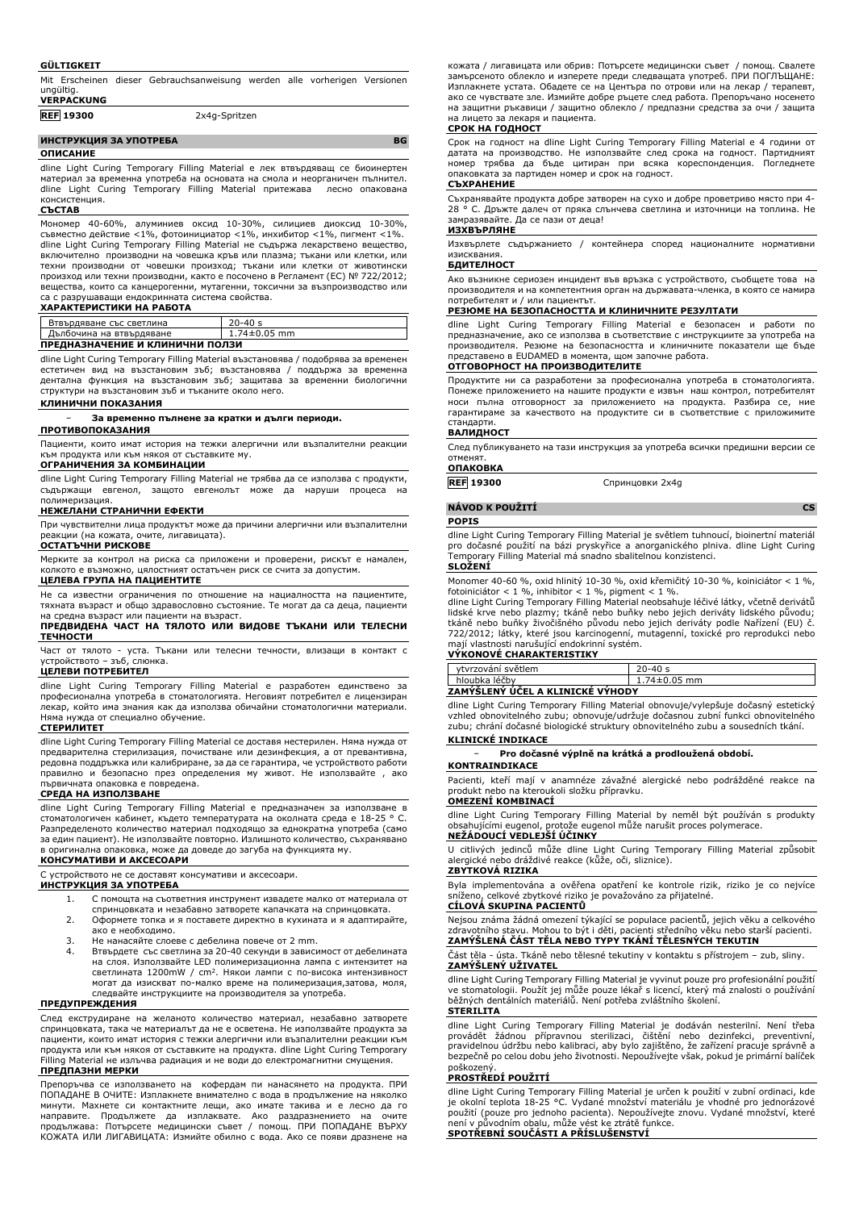**GÜLTIGKEIT**

Mit Erscheinen dieser Gebrauchsanweisung werden alle vorherigen Versionen ungültig.

**VERPACKUNG**

| REF 19300 | 2x4g-Spritzen |
|---|---|

## ИНСТРУКЦИЯ ЗА УПОТРЕБА — BG

**ОПИСАНИЕ**

dline Light Curing Temporary Filling Material е лек втвърдяващ се биоинертен материал за временна употреба на основата на смола и неограничен пълнител. dline Light Curing Temporary Filling Material притежава лесно опакована консистенция.

**СЪСТАВ**

Мономер 40-60%, алуминиев оксид 10-30%, силициев диоксид 10-30%, съвместно действие <1%, фотоинициатор <1%, инхибитор <1%, пигмент <1%. dline Light Curing Temporary Filling Material не съдържа лекарствено вещество, включително производни на човешка кръв или плазма; тъкани или клетки, или техни производни от човешки произход; тъкани или клетки от животински произход или техни производни, както е посочено в Регламент (ЕС) № 722/2012; вещества, които са канцерогенни, мутагенни, токсични за възпроизводство или са с разрушаващи ендокринната система свойства.

**ХАРАКТЕРИСТИКИ НА РАБОТА**

| Втвърдяване със светлина | 20-40 s |
|---|---|
| Дълбочина на втвърдяване | 1.74±0.05 mm |

**ПРЕДНАЗНАЧЕНИЕ И КЛИНИЧНИ ПОЛЗИ**

dline Light Curing Temporary Filling Material възстановява / подобрява за временен естетичен вид на възстановим зъб; възстановява / поддържа за временна дентална функция на възстановим зъб; защитава за временни биологични структури на възстановим зъб и тъканите около него.

**КЛИНИЧНИ ПОКАЗАНИЯ**

- **За временно пълнене за кратки и дълги периоди.**

**ПРОТИВОПОКАЗАНИЯ**

Пациенти, които имат история на тежки алергични или възпалителни реакции към продукта или към някоя от съставките му.

**ОГРАНИЧЕНИЯ ЗА КОМБИНАЦИИ**

dline Light Curing Temporary Filling Material не трябва да се използва с продукти, съдържащи евгенол, защото евгенолът може да наруши процеса на полимеризация.

**НЕЖЕЛАНИ СТРАНИЧНИ ЕФЕКТИ**

При чувствителни лица продуктът може да причини алергични или възпалителни реакции (на кожата, очите, лигавицата).

**ОСТАТЪЧНИ РИСКОВЕ**

Мерките за контрол на риска са приложени и проверени, рискът е намален, колкото е възможно, цялостният остатъчен риск се счита за допустим.

**ЦЕЛЕВА ГРУПА НА ПАЦИЕНТИТЕ**

Не са известни ограничения по отношение на населността на пациентите, тяхната възраст и общо здравословно състояние. Те могат да са деца, пациенти на средна възраст или пациенти на възраст.

**ПРЕДВИДЕНА ЧАСТ НА ТЯЛОТО ИЛИ ВИДОВЕ ТЪКАНИ ИЛИ ТЕЛЕСНИ ТЕЧНОСТИ**

Част от тялото - уста. Тъкани или телесни течности, влизащи в контакт с устройството – зъб, слюнка.

**ЦЕЛЕВИ ПОТРЕБИТЕЛ**

dline Light Curing Temporary Filling Material е разработен единствено за професионална употреба в стоматологията. Неговият потребител е лицензиран лекар, който има знания как да използва обичайни стоматологични материали. Няма нужда от специално обучение.

**СТЕРИЛИТЕТ**

dline Light Curing Temporary Filling Material се доставя нестерилен. Няма нужда от предварителна стерилизация, почистване или дезинфекция, а от превантивна, редовна поддръжка или калибриране, за да се гарантира, че устройството работи правилно и безопасно през определения му живот. Не използвайте , ако първичната опаковка е повредена.

**СРЕДА НА ИЗПОЛЗВАНЕ**

dline Light Curing Temporary Filling Material е предназначен за използване в стоматологичен кабинет, където температурата на околната среда е 18-25 ° C. Разпределеното количество материал подходящо за еднократна употреба (само за един пациент). Не използвайте повторно. Излишното количество, съхранявано в оригинална опаковка, може да доведе до загуба на функцията му.

**КОНСУМАТИВИ И АКСЕСОАРИ**

С устройството не се доставят консумативи и аксесоари.

**ИНСТРУКЦИЯ ЗА УПОТРЕБА**

1. С помощта на съответния инструмент извадете малко от материала от спринцовката и незабавно затворете капачката на спринцовката.
2. Оформете топка и я поставете директно в кухината и я адаптирайте, ако е необходимо.
3. Не нанасяйте слоеве с дебелина повече от 2 mm.
4. Втвърдете със светлина за 20-40 секунди в зависимост от дебелината на слоя. Използвайте LED полимеризационна лампа с интензитет на светлината 1200mW / cm². Някои лампи с по-висока интензивност могат да изискват по-малко време на полимеризация,затова, моля, следвайте инструкциите на производителя за употреба.

**ПРЕДУПРЕЖДЕНИЯ**

След екструдиране на желаното количество материал, незабавно затворете спринцовката, така че материалът да не е осветена. Не използвайте продукта за пациенти, които имат история с тежки алергични или възпалителни реакции към продукта или към някоя от съставките на продукта. dline Light Curing Temporary Filling Material не излъчва радиация и не води до електромагнитни смущения.

**ПРЕДПАЗНИ МЕРКИ**

Препоръчва се използването на кофердам пи нанасянето на продукта. ПРИ ПОПАДАНЕ В ОЧИТЕ: Изплакнете внимателно с вода в продължение на няколко минути. Махнете си контактните лещи, ако имате такива и е лесно да го направите. Продължете да изплаквате. Ако раздразнението на очите продължава: Потърсете медицински съвет / помощ. ПРИ ПОПАДАНЕ ВЪРХУ КОЖАТА ИЛИ ЛИГАВИЦАТА: Измийте обилно с вода. Ако се появи дразнене на кожата / лигавицата или обрив: Потърсете медицински съвет / помощ. Свалете замърсеното облекло и изперете преди следващата употреб. ПРИ ПОГЛЪЩАНЕ: Изплакнете устата. Обадете се на Центъра по отрови или на лекар / терапевт, ако се чувствате зле. Измийте добре ръцете след работа. Препоръчано носенето на защитни ръкавици / защитно облекло / предпазни средства за очи / защита на лицето за лекаря и пациента.

**СРОК НА ГОДНОСТ**

Срок на годност на dline Light Curing Temporary Filling Material е 4 години от датата на производство. Не използвайте след срока на годност. Партидният номер трябва да бъде цитиран при всяка кореспонденция. Погледнете опаковката за партиден номер и срок на годност.

**СЪХРАНЕНИЕ**

Съхранявайте продукта добре затворен на сухо и добре проветриво място при 4-28 ° C. Дръжте далеч от пряка слънчева светлина и източници на топлина. Не замразявайте. Да се пази от деца!

**ИЗХВЪРЛЯНЕ**

Изхвърлете съдържанието / контейнера според националните нормативни изисквания.

**БДИТЕЛНОСТ**

Ако възникне сериозен инцидент във връзка с устройството, съобщете това на производителя и на компетентния орган на държавата-членка, в която се намира потребителят и / или пациентът.

**РЕЗЮМЕ НА БЕЗОПАСНОСТТА И КЛИНИЧНИТЕ РЕЗУЛТАТИ**

dline Light Curing Temporary Filling Material е безопасен и работи по предназначение, ако се използва в съответствие с инструкциите за употреба на производителя. Резюме на безопасността и клиничните показатели ще бъде представено в EUDAMED в момента, щом започне работа.

**ОТГОВОРНОСТ НА ПРОИЗВОДИТЕЛИТЕ**

Продуктите ни са разработени за професионална употреба в стоматологията. Понеже приложението на нашите продукти е извън наш контрол, потребителят носи пълна отговорност за приложението на продукта. Разбира се, ние гарантираме за качеството на продуктите си в съответствие с приложимите стандарти.

**ВАЛИДНОСТ**

След публикуването на тази инструкция за употреба всички предишни версии се отменят.

**ОПАКОВКА**

| REF 19300 | Спринцовки 2x4g |
|---|---|

## NÁVOD K POUŽITÍ — CS

**POPIS**

dline Light Curing Temporary Filling Material je světlem tuhnoucí, bioinertní materiál pro dočasné použití na bázi pryskyřice a anorganického plniva. dline Light Curing Temporary Filling Material má snadno sbalitelnou konzistenci.

**SLOŽENÍ**

Monomer 40-60 %, oxid hlinitý 10-30 %, oxid křemičitý 10-30 %, koiniciátor < 1 %, fotoiniciátor < 1 %, inhibitor < 1 %, pigment < 1 %.
dline Light Curing Temporary Filling Material neobsahuje léčivé látky, včetně derivátů lidské krve nebo plazmy; tkáně nebo buňky nebo jejich deriváty lidského původu; tkáně nebo buňky živočišného původu nebo jejich deriváty podle Nařízení (EU) č. 722/2012; látky, které jsou karcinogenní, mutagenní, toxické pro reprodukci nebo mají vlastnosti narušující endokrinní systém.

**VÝKONOVÉ CHARAKTERISTIKY**

| ytvrzování světlem | 20-40 s |
|---|---|
| hloubka léčby | 1.74±0.05 mm |

**ZAMÝŠLENÝ ÚČEL A KLINICKÉ VÝHODY**

dline Light Curing Temporary Filling Material obnovuje/vylepšuje dočasný estetický vzhled obnovitelného zubu; obnovuje/udržuje dočasnou zubní funkci obnovitelného zubu; chrání dočasné biologické struktury obnovitelného zubu a sousedních tkání.

**KLINICKÉ INDIKACE**

- **Pro dočasné výplně na krátká a prodloužená období.**

**KONTRAINDIKACE**

Pacienti, kteří mají v anamnéze závažné alergické nebo podrážděné reakce na produkt nebo na kteroukoli složku přípravku.

**OMEZENÍ KOMBINACÍ**

dline Light Curing Temporary Filling Material by neměl být používán s produkty obsahujícími eugenol, protože eugenol může narušit proces polymerace.

**NEŽÁDOUCÍ VEDLEJŠÍ ÚČINKY**

U citlivých jedinců může dline Light Curing Temporary Filling Material způsobit alergické nebo dráždivé reakce (kůže, oči, sliznice).

**ZBYTKOVÁ RIZIKA**

Byla implementována a ověřena opatření ke kontrole rizik, riziko je co nejvíce sníženo, celkové zbytkové riziko je považováno za přijatelné.

**CÍLOVÁ SKUPINA PACIENTŮ**

Nejsou známa žádná omezení týkající se populace pacientů, jejich věku a celkového zdravotního stavu. Mohou to být i děti, pacienti středního věku nebo starší pacienti.

**ZAMÝŠLENÁ ČÁST TĚLA NEBO TYPY TKÁNÍ TĚLESNÝCH TEKUTIN**

Část těla - ústa. Tkáně nebo tělesné tekutiny v kontaktu s přístrojem – zub, sliny.

**ZAMÝŠLENÝ UŽIVATEL**

dline Light Curing Temporary Filling Material je vyvinut pouze pro profesionální použití ve stomatologii. Použít jej může pouze lékař s licencí, který má znalosti o používání běžných dentálních materiálů. Není potřeba zvláštního školení.

**STERILITA**

dline Light Curing Temporary Filling Material je dodáván nesterilní. Není třeba provádět žádnou přípravnou sterilizaci, čištění nebo dezinfekci, preventivní, pravidelnou údržbu nebo kalibraci, aby bylo zajištěno, že zařízení pracuje správně a bezpečně po celou dobu jeho životnosti. Nepoužívejte však, pokud je primární balíček poškozený.

**PROSTŘEDÍ POUŽITÍ**

dline Light Curing Temporary Filling Material je určen k použití v zubní ordinaci, kde je okolní teplota 18-25 °C. Vydané množství materiálu je vhodné pro jednorázové použití (pouze pro jednoho pacienta). Nepoužívejte znovu. Vydané množství, které není v původním obalu, může vést ke ztrátě funkce.

**SPOTŘEBNÍ SOUČÁSTI A PŘÍSLUŠENSTVÍ**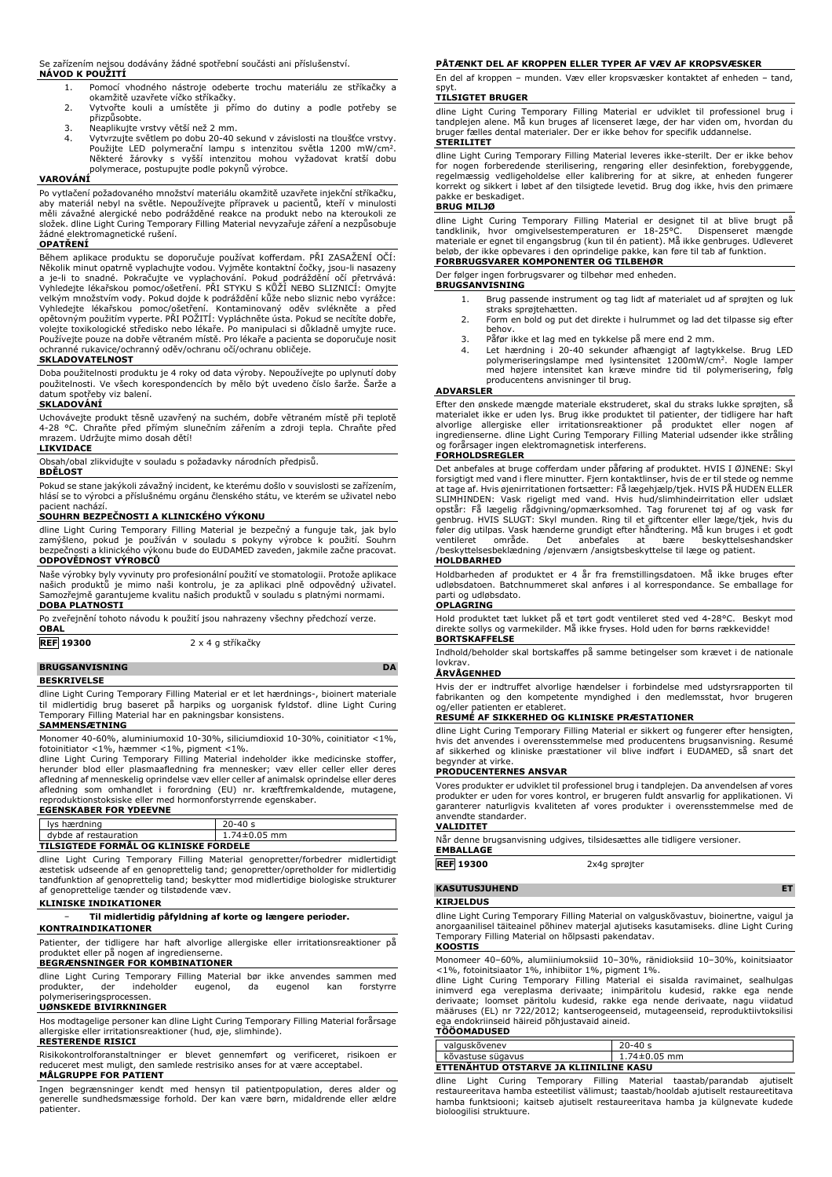Se zařízením nejsou dodávány žádné spotřební součásti ani příslušenství.

**NÁVOD K POUŽITÍ**

1. Pomocí vhodného nástroje odeberte trochu materiálu ze stříkačky a okamžitě uzavřete víčko stříkačky.
2. Vytvořte kouli a umístěte ji přímo do dutiny a podle potřeby se přizpůsobte.
3. Neaplikujte vrstvy větší než 2 mm.
4. Vytvrzujte světlem po dobu 20-40 sekund v závislosti na tloušťce vrstvy. Použijte LED polymerační lampu s intenzitou světla 1200 mW/cm². Některé žárovky s vyšší intenzitou mohou vyžadovat kratší dobu polymerace, postupujte podle pokynů výrobce.

**VAROVÁNÍ**

Po vytlačení požadovaného množství materiálu okamžitě uzavřete injekční stříkačku, aby materiál nebyl na světle. Nepoužívejte přípravek u pacientů, kteří v minulosti měli závažné alergické nebo podrážděné reakce na produkt nebo na kteroukoli ze složek. dline Light Curing Temporary Filling Material nevyzařuje záření a nezpůsobuje žádné elektromagnetické rušení.

**OPATŘENÍ**

Během aplikace produktu se doporučuje používat kofferdam. PŘI ZASAŽENÍ OČÍ: Několik minut opatrně vyplachujte vodou. Vyjměte kontaktní čočky, jsou-li nasazeny a je-li to snadné. Pokračujte ve vyplachování. Pokud podráždění očí přetrvává: Vyhledejte lékařskou pomoc/ošetření. PŘI STYKU S KŮŽÍ NEBO SLIZNICÍ: Omyjte velkým množstvím vody. Pokud dojde k podráždění kůže nebo sliznic nebo vyrážce: Vyhledejte lékařskou pomoc/ošetření. Kontaminovaný oděv svlékněte a před opětovným použitím vyperte. PŘI POŽITÍ: Vypláchněte ústa. Pokud se necítíte dobře, volejte toxikologické středisko nebo lékaře. Po manipulaci si důkladně umyjte ruce. Používejte pouze na dobře větraném místě. Pro lékaře a pacienta se doporučuje nosit ochranné rukavice/ochranný oděv/ochranu očí/ochranu obličeje.

**SKLADOVATELNOST**

Doba použitelnosti produktu je 4 roky od data výroby. Nepoužívejte po uplynutí doby použitelnosti. Ve všech korespondencích by mělo být uvedeno číslo šarže. Šarže a datum spotřeby viz balení.

**SKLADOVÁNÍ**

Uchovávejte produkt těsně uzavřený na suchém, dobře větraném místě při teplotě 4-28 °C. Chraňte před přímým slunečním zářením a zdroji tepla. Chraňte před mrazem. Udržujte mimo dosah dětí!

**LIKVIDACE**

Obsah/obal zlikvidujte v souladu s požadavky národních předpisů.

**BDĚLOST**

Pokud se stane jakýkoli závažný incident, ke kterému došlo v souvislosti se zařízením, hlásí se to výrobci a příslušnému orgánu členského státu, ve kterém se uživatel nebo pacient nachází.

**SOUHRN BEZPEČNOSTI A KLINICKÉHO VÝKONU**

dline Light Curing Temporary Filling Material je bezpečný a funguje tak, jak bylo zamýšleno, pokud je používán v souladu s pokyny výrobce k použití. Souhrn bezpečnosti a klinického výkonu bude do EUDAMED zaveden, jakmile začne pracovat.

**ODPOVĚDNOST VÝROBCŮ**

Naše výrobky byly vyvinuty pro profesionální použití ve stomatologii. Protože aplikace našich produktů je mimo naši kontrolu, je za aplikaci plně odpovědný uživatel. Samozřejmě garantujeme kvalitu našich produktů v souladu s platnými normami.

**DOBA PLATNOSTI**

Po zveřejnění tohoto návodu k použití jsou nahrazeny všechny předchozí verze.

**OBAL**

| REF 19300 | 2 x 4 g stříkačky |
|---|---|

## BRUGSANVISNING DA

**BESKRIVELSE**

dline Light Curing Temporary Filling Material er et let hærdnings-, bioinert materiale til midlertidig brug baseret på harpiks og uorganisk fyldstof. dline Light Curing Temporary Filling Material har en pakningsbar konsistens.

**SAMMENSÆTNING**

Monomer 40-60%, aluminiumoxid 10-30%, siliciumdioxid 10-30%, coinitiator <1%, fotoinitiator <1%, hæmmer <1%, pigment <1%.

dline Light Curing Temporary Filling Material indeholder ikke medicinske stoffer, herunder blod eller plasmaafledning fra mennesker; væv eller celler eller deres afledning af menneskelig oprindelse væv eller celler af animalsk oprindelse eller deres afledning som omhandlet i forordning (EU) nr. kræftfremkaldende, mutagene, reproduktionstoksiske eller med hormonforstyrrende egenskaber.

**EGENSKABER FOR YDEEVNE**

| lys hærdning | 20-40 s |
|---|---|
| dybde af restauration | 1.74±0.05 mm |

**TILSIGTEDE FORMÅL OG KLINISKE FORDELE**

dline Light Curing Temporary Filling Material genopretter/forbedrer midlertidigt æstetisk udseende af en genoprettelig tand; genopretter/opretholder for midlertidig tandfunktion af genoprettelig tand; beskytter mod midlertidige biologiske strukturer af genoprettelige tænder og tilstødende væv.

**KLINISKE INDIKATIONER**

– **Til midlertidig påfyldning af korte og længere perioder.**

**KONTRAINDIKATIONER**

Patienter, der tidligere har haft alvorlige allergiske eller irritationsreaktioner på produktet eller på nogen af ingredienserne.

**BEGRÆNSNINGER FOR KOMBINATIONER**

dline Light Curing Temporary Filling Material bør ikke anvendes sammen med produkter, der indeholder eugenol, da eugenol kan forstyrre polymeriseringsprocessen.

**UØNSKEDE BIVIRKNINGER**

Hos modtagelige personer kan dline Light Curing Temporary Filling Material forårsage allergiske eller irritationsreaktioner (hud, øje, slimhinde).

**RESTERENDE RISICI**

Risikokontrolforanstaltninger er blevet gennemført og verificeret, risikoen er reduceret mest muligt, den samlede restrisiko anses for at være acceptabel.

**MÅLGRUPPE FOR PATIENT**

Ingen begrænsninger kendt med hensyn til patientpopulation, deres alder og generelle sundhedsmæssige forhold. Der kan være børn, midaldrende eller ældre patienter.

**PÅTÆNKT DEL AF KROPPEN ELLER TYPER AF VÆV AF KROPSVÆSKER**

En del af kroppen – munden. Væv eller kropsvæsker kontaktet af enheden – tand, spyt.

**TILSIGTET BRUGER**

dline Light Curing Temporary Filling Material er udviklet til professionel brug i tandplejen alene. Må kun bruges af licenseret læge, der har viden om, hvordan du bruger fælles dental materialer. Der er ikke behov for specifik uddannelse.

**STERILITET**

dline Light Curing Temporary Filling Material leveres ikke-sterilt. Der er ikke behov for nogen forberedende sterilisering, rengøring eller desinfektion, forebyggende, regelmæssig vedligeholdelse eller kalibrering for at sikre, at enheden fungerer korrekt og sikkert i løbet af den tilsigtede levetid. Brug dog ikke, hvis den primære pakke er beskadiget.

**BRUG MILJØ**

dline Light Curing Temporary Filling Material er designet til at blive brugt på tandklinik, hvor omgivelsestemperaturen er 18-25°C. Dispenseret mængde materiale er egnet til engangsbrug (kun til én patient). Må ikke genbruges. Udleveret beløb, der ikke opbevares i den oprindelige pakke, kan føre til tab af funktion.

**FORBRUGSVARER KOMPONENTER OG TILBEHØR**

Der følger ingen forbrugsvarer og tilbehør med enheden.

**BRUGSANVISNING**

1. Brug passende instrument og tag lidt af materialet ud af sprøjten og luk straks sprøjtehætten.
2. Form en bold og put det direkte i hulrummet og lad det tilpasse sig efter behov.
3. Påfør ikke et lag med en tykkelse på mere end 2 mm.
4. Let hærdning i 20-40 sekunder afhængigt af lagtykkelse. Brug LED polymeriseringslampe med lysintensitet 1200mW/cm². Nogle lamper med højere intensitet kan kræve mindre tid til polymerisering, følg producentens anvisninger til brug.

**ADVARSLER**

Efter den ønskede mængde materiale ekstruderet, skal du straks lukke sprøjten, så materialet ikke er uden lys. Brug ikke produktet til patienter, der tidligere har haft alvorlige allergiske eller irritationsreaktioner på produktet eller nogen af ingredienserne. dline Light Curing Temporary Filling Material udsender ikke stråling og forårsager ingen elektromagnetisk interferens.

**FORHOLDSREGLER**

Det anbefales at bruge cofferdam under påføring af produktet. HVIS I ØJNENE: Skyl forsigtigt med vand i flere minutter. Fjern kontaktlinser, hvis de er til stede og nemme at tage af. Hvis øjenirritationen fortsætter: Få lægehjælp/tjek. HVIS PÅ HUDEN ELLER SLIMHINDEN: Vask rigeligt med vand. Hvis hud/slimhindeirritation eller udslæt opstår: Få lægelig rådgivning/opmærksomhed. Tag forurenet tøj af og vask før genbrug. HVIS SLUGT: Skyl munden. Ring til et giftcenter eller læge/tjek, hvis du føler dig utilpas. Vask hænderne grundigt efter håndtering. Må kun bruges i et godt ventileret område. Det anbefales at bære beskyttelseshandsker /beskyttelsesbeklædning /øjenværn /ansigtsbeskyttelse til læge og patient.

**HOLDBARHED**

Holdbarheden af produktet er 4 år fra fremstillingsdatoen. Må ikke bruges efter udløbsdatoen. Batchnummeret skal anføres i al korrespondance. Se emballage for parti og udløbsdato.

**OPLAGRING**

Hold produktet tæt lukket på et tørt godt ventileret sted ved 4-28°C. Beskyt mod direkte sollys og varmekilder. Må ikke fryses. Hold uden for børns rækkevidde!

**BORTSKAFFELSE**

Indhold/beholder skal bortskaffes på samme betingelser som krævet i de nationale lovkrav.

**ÅRVÅGENHED**

Hvis der er indtruffet alvorlige hændelser i forbindelse med udstyrsrapporten til fabrikanten og den kompetente myndighed i den medlemsstat, hvor brugeren og/eller patienten er etableret.

**RESUMÉ AF SIKKERHED OG KLINISKE PRÆSTATIONER**

dline Light Curing Temporary Filling Material er sikkert og fungerer efter hensigten, hvis det anvendes i overensstemmelse med producentens brugsanvisning. Resumé af sikkerhed og kliniske præstationer vil blive indført i EUDAMED, så snart det begynder at virke.

**PRODUCENTERNES ANSVAR**

Vores produkter er udviklet til professionel brug i tandplejen. Da anvendelsen af vores produkter er uden for vores kontrol, er brugeren fuldt ansvarlig for applikationen. Vi garanterer naturligvis kvaliteten af vores produkter i overensstemmelse med de anvendte standarder.

**VALIDITET**

Når denne brugsanvisning udgives, tilsidesættes alle tidligere versioner.

**EMBALLAGE**

| REF 19300 | 2x4g sprøjter |
|---|---|

## KASUTUSJUHEND ET

**KIRJELDUS**

dline Light Curing Temporary Filling Material on valguskõvastuv, bioinertne, vaigul ja anorgaanilisel täiteainel põhinev materjal ajutiseks kasutamiseks. dline Light Curing Temporary Filling Material on hõlpsasti pakendatav.

**KOOSTIS**

Monomeer 40–60%, alumiiniumoksiid 10–30%, ränidioksiid 10–30%, koinitsiaator <1%, fotoinitsiaator 1%, inhibiitor 1%, pigment 1%.

dline Light Curing Temporary Filling Material ei sisalda ravimaineid, sealhulgas inimverd ega vereplasma derivaate; inimpäritolu kudesid, rakke ega nende derivaate; loomset päritolu kudesid, rakke ega nende derivaate, nagu viidatud määruses (EL) nr 722/2012; kantserogeenseid, mutageenseid, reproduktiivtoksilisi ega endokriinseid häireid põhjustavaid aineid.

**TÖÖOMADUSED**

| valguskõvenev | 20-40 s |
|---|---|
| kõvastuse sügavus | 1.74±0.05 mm |

**ETTENÄHTUD OTSTARVE JA KLIINILINE KASU**

dline Light Curing Temporary Filling Material taastab/parandab ajutiselt restaureeritava hamba esteetilist välimust; taastab/hooldab ajutiselt restaureeritava hamba funktsiooni; kaitseb ajutiselt restaureeritava hamba ja külgnevate kudede bioloogilisi struktuure.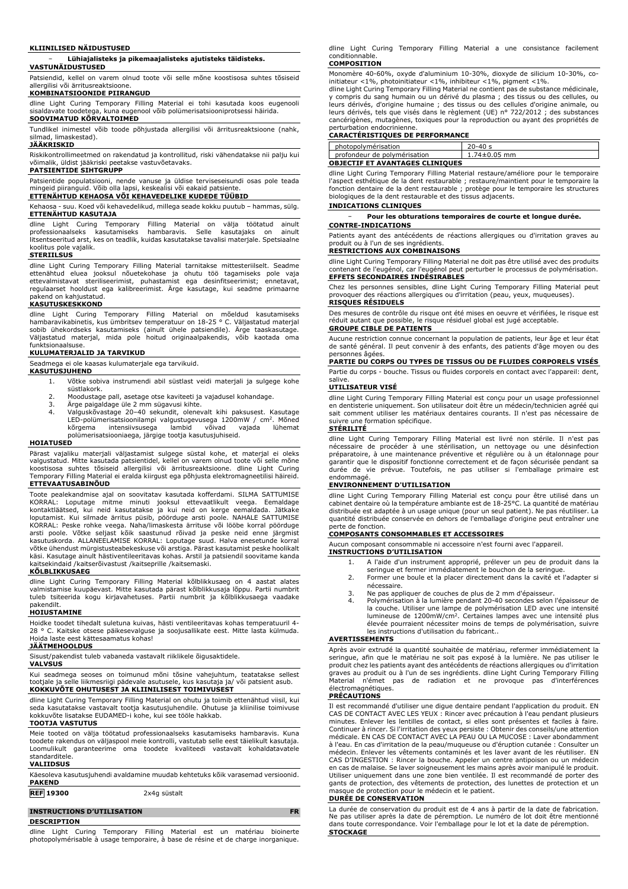**KLIINILISED NÄIDUSTUSED**

- **Lühiajalisteks ja pikemaajalisteks ajutisteks täidisteks.**

**VASTUNÄIDUSTUSED**

Patsiendid, kellel on varem olnud toote või selle mõne koostisosa suhtes tõsiseid allergilisi või ärritusreaktsioone.

**KOMBINATSIOONIDE PIIRANGUD**

dline Light Curing Temporary Filling Material ei tohi kasutada koos eugenooli sisaldavate toodetega, kuna eugenool võib polümerisatsiooniprotsessi häirida.

**SOOVIMATUD KÕRVALTOIMED**

Tundlikel inimestel võib toode põhjustada allergilisi või ärritusreaktsioone (nahk, silmad, limaskestad).

**JÄÄKRISKID**

Riskikontrollimeetmed on rakendatud ja kontrollitud, riski vähendatakse nii palju kui võimalik, üldist jääkriski peetakse vastuvõetavaks.

**PATSIENTIDE SIHTGRUPP**

Patsientide populatsiooni, nende vanuse ja üldise terviseseisundi osas pole teada mingeid piiranguid. Võib olla lapsi, keskealisi või eakaid patsiente.

**ETTENÄHTUD KEHAOSA VÕI KEHAVEDELIKE KUDEDE TÜÜBID**

Kehaosa - suu. Koed või kehavedelikud, millega seade kokku puutub – hammas, sülg.

**ETTENÄHTUD KASUTAJA**

dline Light Curing Temporary Filling Material on välja töötatud ainult professionaalseks kasutamiseks hambaravis. Selle kasutajaks on ainult litsentseeritud arst, kes on teadlik, kuidas kasutatakse tavalisi materjale. Spetsiaalne koolitus pole vajalik.

**STERIILSUS**

dline Light Curing Temporary Filling Material tarnitakse mittesteriilselt. Seadme ettenähtud elu­ea jooksul nõuetekohase ja ohutu töö tagamiseks pole vaja ettevalmistavat steriliseerimist, puhastamist ega desinfitseerimist; ennetavat, regulaarset hooldust ega kalibreerimist. Ärge kasutage, kui seadme primaarne pakend on kahjustatud.

**KASUTUSKESKKOND**

dline Light Curing Temporary Filling Material on mõeldud kasutamiseks hambaravikabinetis, kus ümbritsev temperatuur on 18-25 ° C. Väljastatud materjal sobib ühekordseks kasutamiseks (ainult ühele patsiendile). Ärge taaskasutage. Väljastatud materjal, mida pole hoitud originaalpakendis, võib kaotada oma funktsionaalsuse.

**KULUMATERJALID JA TARVIKUD**

Seadmega ei ole kaasas kulumaterjale ega tarvikuid.

**KASUTUSJUHEND**

1. Võtke sobiva instrumendi abil süstlast veidi materjali ja sulgege kohe süstlakork.
2. Moodustage pall, asetage otse kaviteeti ja vajadusel kohandage.
3. Ärge paigaldage üle 2 mm sügavusi kihte.
4. Valguskõvastage 20–40 sekundit, olenevalt kihi paksusest. Kasutage LED-polümerisatsioonilampi valgustugevusega 1200mW / cm². Mõned kõrgema intensiivsusega lambid võivad vajada lühemat polümerisatsiooniaega, järgige tootja kasutusjuhiseid.

**HOIATUSED**

Pärast vajaliku materjali väljastamist sulgege süstal kohe, et materjal ei oleks valgustatud. Mitte kasutada patsientidel, kellel on varem olnud toote või selle mõne koostisosa suhtes tõsiseid allergilisi või ärritusreaktsioone. dline Light Curing Temporary Filling Material ei eralda kiirgust ega põhjusta elektromagneetilisi häireid.

**ETTEVAATUSABINÕUD**

Toote pealekandmise ajal on soovitatav kasutada kofferdami. SILMA SATTUMISE KORRAL: Loputage mitme minuti jooksul ettevaatlikult veega. Eemaldage kontaktläätsed, kui neid kasutatakse ja kui neid on kerge eemaldada. Jätkake loputamist. Kui silmade ärritus püsib, pöörduge arsti poole. NAHALE SATTUMISE KORRAL: Peske rohke veega. Naha/limaskesta ärrituse või lööbe korral pöörduge arsti poole. Võtke seljast kõik saastunud rõivad ja peske neid enne järgmist kasutuskorda. ALLANEELAMISE KORRAL: Loputage suud. Halva enesetunde korral võtke ühendust mürgistusteabekeskuse või arstiga. Pärast kasutamist peske hoolikalt käsi. Kasutage ainult hästiventileeritavas kohas. Arstil ja patsiendil soovitame kanda kaitsekindaid /kaitserõivastust /kaitseprille /kaitsemaski.

**KÕLBLIKKUSAEG**

dline Light Curing Temporary Filling Material kõlblikkusaeg on 4 aastat alates valmistamise kuupäevast. Mitte kasutada pärast kõlblikkusaja lõppu. Partii numbrit tuleb tsiteerida kogu kirjavahetuses. Partii numbrit ja kõlblikkusaega vaadake pakendilt.

**HOIUSTAMINE**

Hoidke toodet tihedalt suletuna kuivas, hästi ventileeritavas kohas temperatuuril 4-28 ° C. Kaitske otsese päikesevalguse ja soojusallikate eest. Mitte lasta külmuda. Hoida laste eest kättesaamatus kohas!

**JÄÄTMEHOOLDUS**

Sisust/pakendist tuleb vabaneda vastavalt riiklikele õigusaktidele.

**VALVSUS**

Kui seadmega seoses on toimunud mõni tõsine vahejuhtum, teatatakse sellest tootjale ja selle liikmesriigi pädevale asutusele, kus kasutaja ja/ või patsient asub.

**KOKKUVÕTE OHUTUSEST JA KLIINILISEST TOIMIVUSEST**

dline Light Curing Temporary Filling Material on ohutu ja toimib ettenähtud viisil, kui seda kasutatakse vastavalt tootja kasutusjuhendile. Ohutuse ja kliinilise toimivuse kokkuvõte lisatakse EUDAMED-i kohe, kui see tööle hakkab.

**TOOTJA VASTUTUS**

Meie tooted on välja töötatud professionaalseks kasutamiseks hambaravis. Kuna toodete rakendus on väljaspool meie kontrolli, vastutab selle eest täielikult kasutaja. Loomulikult garanteerime oma toodete kvaliteedi vastavalt kohaldatavatele standarditele.

**VALIIDSUS**

Käesoleva kasutusjuhendi avaldamine muudab kehtetuks kõik varasemad versioonid.

**PAKEND**

| REF 19300 | 2x4g süstalt |
|---|---|

## INSTRUCTIONS D'UTILISATION FR

**DESCRIPTION**

dline Light Curing Temporary Filling Material est un matériau bioinerte photopolymérisable à usage temporaire, à base de résine et de charge inorganique. dline Light Curing Temporary Filling Material a une consistance facilement conditionnable.

**COMPOSITION**

Monomère 40-60%, oxyde d'aluminium 10-30%, dioxyde de silicium 10-30%, co-initiateur <1%, photoinitiateur <1%, inhibiteur <1%, pigment <1%.
dline Light Curing Temporary Filling Material ne contient pas de substance médicinale, y compris du sang humain ou un dérivé du plasma ; des tissus ou des cellules, ou leurs dérivés, d'origine humaine ; des tissus ou des cellules d'origine animale, ou leurs dérivés, tels que visés dans le règlement (UE) n° 722/2012 ; des substances cancérigènes, mutagènes, toxiques pour la reproduction ou ayant des propriétés de perturbation endocrinienne.

**CARACTÉRISTIQUES DE PERFORMANCE**

| photopolymérisation | 20-40 s |
|---|---|
| profondeur de polymérisation | 1.74±0.05 mm |

**OBJECTIF ET AVANTAGES CLINIQUES**

dline Light Curing Temporary Filling Material restaure/améliore pour le temporaire l'aspect esthétique de la dent restaurable ; restaure/maintient pour le temporaire la fonction dentaire de la dent restaurable ; protège pour le temporaire les structures biologiques de la dent restaurable et des tissus adjacents.

**INDICATIONS CLINIQUES**

- **Pour les obturations temporaires de courte et longue durée.**

**CONTRE-INDICATIONS**

Patients ayant des antécédents de réactions allergiques ou d'irritation graves au produit ou à l'un de ses ingrédients.

**RESTRICTIONS AUX COMBINAISONS**

dline Light Curing Temporary Filling Material ne doit pas être utilisé avec des produits contenant de l'eugénol, car l'eugénol peut perturber le processus de polymérisation.

**EFFETS SECONDAIRES INDÉSIRABLES**

Chez les personnes sensibles, dline Light Curing Temporary Filling Material peut provoquer des réactions allergiques ou d'irritation (peau, yeux, muqueuses).

**RISQUES RÉSIDUELS**

Des mesures de contrôle du risque ont été mises en oeuvre et vérifiées, le risque est réduit autant que possible, le risque résiduel global est jugé acceptable.

**GROUPE CIBLE DE PATIENTS**

Aucune restriction connue concernant la population de patients, leur âge et leur état de santé général. Il peut convenir à des enfants, des patients d'âge moyen ou des personnes âgées.

**PARTIE DU CORPS OU TYPES DE TISSUS OU DE FLUIDES CORPORELS VISÉS**

Partie du corps - bouche. Tissus ou fluides corporels en contact avec l'appareil: dent, salive.

**UTILISATEUR VISÉ**

dline Light Curing Temporary Filling Material est conçu pour un usage professionnel en dentisterie uniquement. Son utilisateur doit être un médecin/technicien agréé qui sait comment utiliser les matériaux dentaires courants. Il n'est pas nécessaire de suivre une formation spécifique.

**STÉRILITÉ**

dline Light Curing Temporary Filling Material est livré non stérile. Il n'est pas nécessaire de procéder à une stérilisation, un nettoyage ou une désinfection préparatoire, à une maintenance préventive et régulière ou à un étalonnage pour garantir que le dispositif fonctionne correctement et de façon sécurisée pendant sa durée de vie prévue. Toutefois, ne pas utiliser si l'emballage primaire est endommagé.

**ENVIRONNEMENT D'UTILISATION**

dline Light Curing Temporary Filling Material est conçu pour être utilisé dans un cabinet dentaire où la température ambiante est de 18-25°C. La quantité de matériau distribuée est adaptée à un usage unique (pour un seul patient). Ne pas réutiliser. La quantité distribuée conservée en dehors de l'emballage d'origine peut entraîner une perte de fonction.

**COMPOSANTS CONSOMMABLES ET ACCESSOIRES**

Aucun composant consommable ni accessoire n'est fourni avec l'appareil.

**INSTRUCTIONS D'UTILISATION**

1. A l'aide d'un instrument approprié, prélever un peu de produit dans la seringue et fermer immédiatement le bouchon de la seringue.
2. Former une boule et la placer directement dans la cavité et l'adapter si nécessaire.
3. Ne pas appliquer de couches de plus de 2 mm d'épaisseur.
4. Polymérisation à la lumière pendant 20-40 secondes selon l'épaisseur de la couche. Utiliser une lampe de polymérisation LED avec une intensité lumineuse de 1200mW/cm². Certaines lampes avec une intensité plus élevée pourraient nécessiter moins de temps de polymérisation, suivre les instructions d'utilisation du fabricant..

**AVERTISSEMENTS**

Après avoir extrudé la quantité souhaitée de matériau, refermer immédiatement la seringue, afin que le matériau ne soit pas exposé à la lumière. Ne pas utiliser le produit chez les patients ayant des antécédents de réactions allergiques ou d'irritation graves au produit ou à l'un de ses ingrédients. dline Light Curing Temporary Filling Material n'émet pas de radiation et ne provoque pas d'interférences électromagnétiques.

**PRÉCAUTIONS**

Il est recommandé d'utiliser une digue dentaire pendant l'application du produit. EN CAS DE CONTACT AVEC LES YEUX : Rincer avec précaution à l'eau pendant plusieurs minutes. Enlever les lentilles de contact, si elles sont présentes et faciles à faire. Continuer à rincer. Si l'irritation des yeux persiste : Obtenir des conseils/une attention médicale. EN CAS DE CONTACT AVEC LA PEAU OU LA MUCOSE : Laver abondamment à l'eau. En cas d'irritation de la peau/muqueuse ou d'éruption cutanée : Consulter un médecin. Enlever les vêtements contaminés et les laver avant de les réutiliser. EN CAS D'INGESTION : Rincer la bouche. Appeler un centre antipoison ou un médecin en cas de malaise. Se laver soigneusement les mains après avoir manipulé le produit. Utiliser uniquement dans une zone bien ventilée. Il est recommandé de porter des gants de protection, des vêtements de protection, des lunettes de protection et un masque de protection pour le médecin et le patient.

**DURÉE DE CONSERVATION**

La durée de conservation du produit est de 4 ans à partir de la date de fabrication. Ne pas utiliser après la date de péremption. Le numéro de lot doit être mentionné dans toute correspondance. Voir l'emballage pour le lot et la date de péremption.

**STOCKAGE**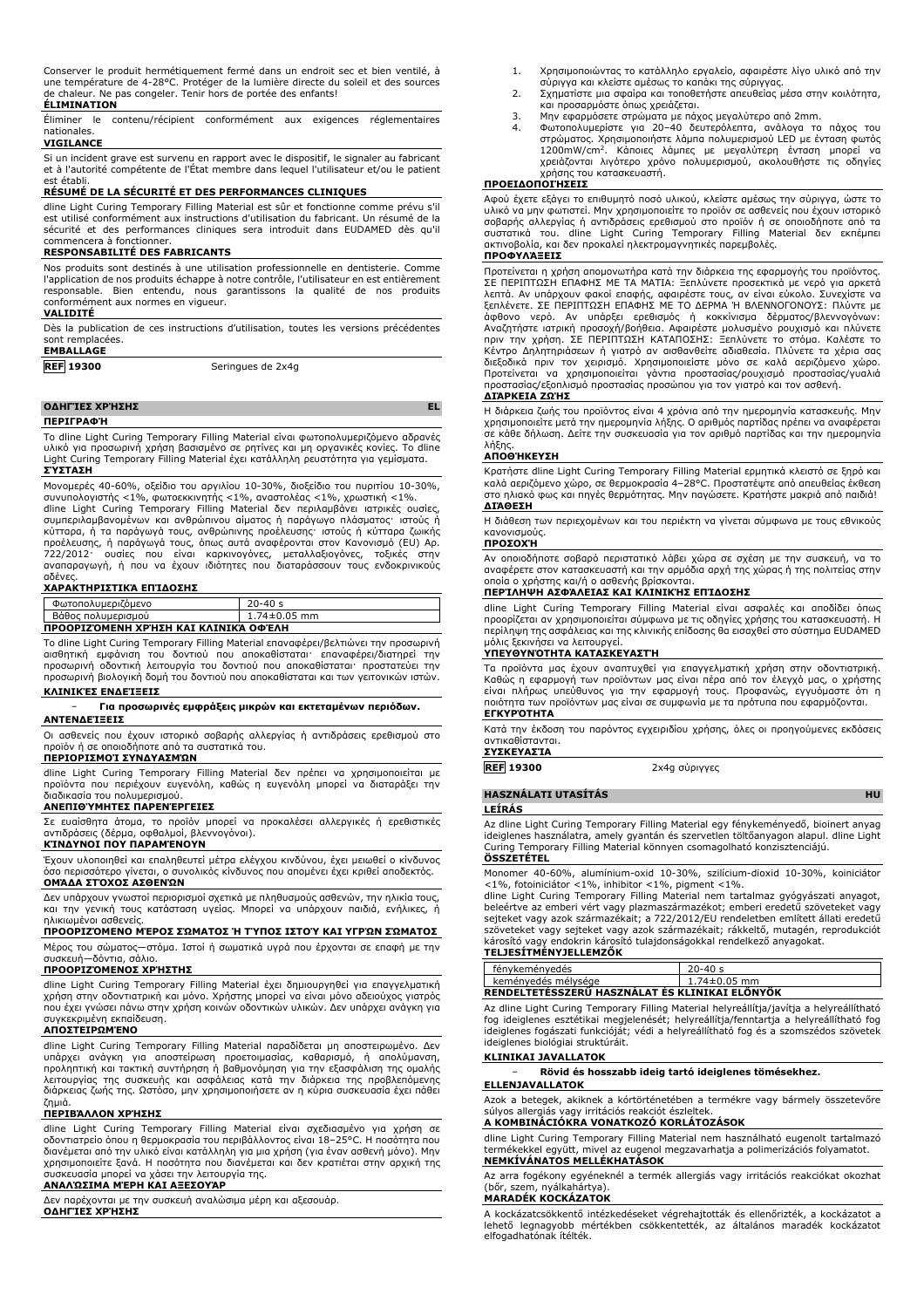Conserver le produit hermétiquement fermé dans un endroit sec et bien ventilé, à une température de 4-28°C. Protéger de la lumière directe du soleil et des sources de chaleur. Ne pas congeler. Tenir hors de portée des enfants!

**ÉLIMINATION**

Éliminer le contenu/récipient conformément aux exigences réglementaires nationales.

**VIGILANCE**

Si un incident grave est survenu en rapport avec le dispositif, le signaler au fabricant et à l'autorité compétente de l'État membre dans lequel l'utilisateur et/ou le patient est établi.

**RÉSUMÉ DE LA SÉCURITÉ ET DES PERFORMANCES CLINIQUES**

dline Light Curing Temporary Filling Material est sûr et fonctionne comme prévu s'il est utilisé conformément aux instructions d'utilisation du fabricant. Un résumé de la sécurité et des performances cliniques sera introduit dans EUDAMED dès qu'il commencera à fonctionner.

**RESPONSABILITÉ DES FABRICANTS**

Nos produits sont destinés à une utilisation professionnelle en dentisterie. Comme l'application de nos produits échappe à notre contrôle, l'utilisateur en est entièrement responsable. Bien entendu, nous garantissons la qualité de nos produits conformément aux normes en vigueur.

**VALIDITÉ**

Dès la publication de ces instructions d'utilisation, toutes les versions précédentes sont remplacées.

**EMBALLAGE**

| REF 19300 | Seringues de 2x4g |
|---|---|

## ΟΔΗΓΊΕΣ ΧΡΉΣΗΣ — EL

**ΠΕΡΙΓΡΑΦΉ**

Το dline Light Curing Temporary Filling Material είναι φωτοπολυμεριζόμενο αδρανές υλικό για προσωρινή χρήση βασισμένο σε ρητίνες και μη οργανικές κονίες. Το dline Light Curing Temporary Filling Material έχει κατάλληλη ρευστότητα για γεμίσματα.

**ΣΎΣΤΑΣΗ**

Μονομερές 40-60%, οξείδιο του αργιλίου 10-30%, διοξείδιο του πυριτίου 10-30%, συνυπολογιστής <1%, φωτοεκκινητής <1%, αναστολέας <1%, χρωστική <1%.
dline Light Curing Temporary Filling Material δεν περιλαμβάνει ιατρικές ουσίες, συμπεριλαμβανομένων και ανθρώπινου αίματος ή παράγωγο πλάσματος· ιστούς ή κύτταρα, ή τα παράγωγά τους, ανθρώπινης προέλευσης· ιστούς ή κύτταρα ζωικής προέλευσης, ή παράγωγά τους, όπως αυτά αναφέρονται στον Κανονισμό (EU) Αρ. 722/2012· ουσίες που είναι καρκινογόνες, μεταλλαξιογόνες, τοξικές στην αναπαραγωγή, ή που να έχουν ιδιότητες που διαταράσσουν τους ενδοκρινικούς αδένες.

**ΧΑΡΑΚΤΗΡΙΣΤΙΚΆ ΕΠΊΔΟΣΗΣ**

| Φωτοπολυμεριζόμενο | 20-40 s |
|---|---|
| Βάθος πολυμερισμού | 1.74±0.05 mm |

**ΠΡΟΟΡΙΖΌΜΕΝΗ ΧΡΉΣΗ ΚΑΙ ΚΛΙΝΙΚΆ ΟΦΈΛΗ**

Το dline Light Curing Temporary Filling Material επαναφέρει/βελτιώνει την προσωρινή αισθητική εμφάνιση του δοντιού που αποκαθίσταται· επαναφέρει/διατηρεί την προσωρινή οδοντική λειτουργία του δοντιού που αποκαθίσταται· προστατεύει την προσωρινή βιολογική δομή του δοντιού που αποκαθίσταται και των γειτονικών ιστών.

**ΚΛΙΝΙΚΈΣ ΕΝΔΕΊΞΕΙΣ**

- **Για προσωρινές εμφράξεις μικρών και εκτεταμένων περιόδων.**

**ΑΝΤΕΝΔΕΊΞΕΙΣ**

Οι ασθενείς που έχουν ιστορικό σοβαρής αλλεργίας ή αντιδράσεις ερεθισμού στο προϊόν ή σε οποιοδήποτε από τα συστατικά του.

**ΠΕΡΙΟΡΙΣΜΟΊ ΣΥΝΔΥΑΣΜΏΝ**

dline Light Curing Temporary Filling Material δεν πρέπει να χρησιμοποιείται με προϊόντα που περιέχουν ευγενόλη, καθώς η ευγενόλη μπορεί να διαταράξει την διαδικασία του πολυμερισμού.

**ΑΝΕΠΙΘΎΜΗΤΕΣ ΠΑΡΕΝΈΡΓΕΙΕΣ**

Σε ευαίσθητα άτομα, το προϊόν μπορεί να προκαλέσει αλλεργικές ή ερεθιστικές αντιδράσεις (δέρμα, οφθαλμοί, βλεννογόνοι).

**ΚΊΝΔΥΝΟΙ ΠΟΥ ΠΑΡΑΜΈΝΟΥΝ**

Έχουν υλοποιηθεί και επαληθευτεί μέτρα ελέγχου κινδύνου, έχει μειωθεί ο κίνδυνος όσο περισσότερο γίνεται, ο συνολικός κίνδυνος που απομένει έχει κριθεί αποδεκτός.

**ΟΜΆΔΑ ΣΤΌΧΟΣ ΑΣΘΕΝΏΝ**

Δεν υπάρχουν γνωστοί περιορισμοί σχετικά με πληθυσμούς ασθενών, την ηλικία τους, και την γενική τους κατάσταση υγείας. Μπορεί να υπάρχουν παιδιά, ενήλικες, ή ηλικιωμένοι ασθενείς.

**ΠΡΟΟΡΙΖΌΜΕΝΟ ΜΈΡΟΣ ΣΏΜΑΤΟΣ Ή ΤΎΠΟΣ ΙΣΤΟΎ ΚΑΙ ΥΓΡΏΝ ΣΏΜΑΤΟΣ**

Μέρος του σώματος—στόμα. Ιστοί ή σωματικά υγρά που έρχονται σε επαφή με την συσκευή—δόντια, σάλιο.

**ΠΡΟΟΡΙΖΌΜΕΝΟΣ ΧΡΉΣΤΗΣ**

dline Light Curing Temporary Filling Material έχει δημιουργηθεί για επαγγελματική χρήση στην οδοντιατρική και μόνο. Χρήστης μπορεί να είναι μόνο αδειούχος γιατρός που έχει γνώσει πάνω στην χρήση κοινών οδοντικών υλικών. Δεν υπάρχει ανάγκη για συγκεκριμένη εκπαίδευση.

**ΑΠΟΣΤΕΙΡΩΜΈΝΟ**

dline Light Curing Temporary Filling Material παραδίδεται μη αποστειρωμένο. Δεν υπάρχει ανάγκη για αποστείρωση προετοιμασίας, καθαρισμό, ή απολύμανση, προληπτική και τακτική συντήρηση ή βαθμονόμηση για την εξασφάλιση της ομαλής λειτουργίας της συσκευής και ασφάλειας κατά την διάρκεια της προβλεπόμενης διάρκειας ζωής της. Ωστόσο, μην χρησιμοποιήσετε αν η κύρια συσκευασία έχει πάθει ζημιά.

**ΠΕΡΙΒΆΛΛΟΝ ΧΡΉΣΗΣ**

dline Light Curing Temporary Filling Material είναι σχεδιασμένο για χρήση σε οδοντιατρείο όπου η θερμοκρασία του περιβάλλοντος είναι 18–25°C. Η ποσότητα που διανέμεται από την υλικό είναι κατάλληλη για μια χρήση (για έναν ασθενή μόνο). Μην χρησιμοποιείτε ξανά. Η ποσότητα που διανέμεται και δεν κρατείται στην αρχική της συσκευασία μπορεί να χάσει την λειτουργία της.

**ΑΝΑΛΏΣΙΜΑ ΜΈΡΗ ΚΑΙ ΑΞΕΣΟΥΆΡ**

Δεν παρέχονται με την συσκευή αναλώσιμα μέρη και αξεσουάρ.

**ΟΔΗΓΊΕΣ ΧΡΉΣΗΣ**

1. Χρησιμοποιώντας το κατάλληλο εργαλείο, αφαιρέστε λίγο υλικό από την σύριγγα και κλείστε αμέσως το καπάκι της σύριγγας.
2. Σχηματίστε μια σφαίρα και τοποθετήστε απευθείας μέσα στην κοιλότητα, και προσαρμόστε όπως χρειάζεται.
3. Μην εφαρμόσετε στρώματα με πάχος μεγαλύτερο από 2mm.
4. Φωτοπολυμερίστε για 20–40 δευτερόλεπτα, ανάλογα το πάχος του στρώματος. Χρησιμοποιήστε λάμπα πολυμερισμού LED με ένταση φωτός 1200mW/cm$^2$. Κάποιες λάμπες με μεγαλύτερη ένταση μπορεί να χρειάζονται λιγότερο χρόνο πολυμερισμού, ακολουθήστε τις οδηγίες χρήσης του κατασκευαστή.

**ΠΡΟΕΙΔΟΠΟΙΉΣΕΙΣ**

Αφού έχετε εξάγει το επιθυμητό ποσό υλικού, κλείστε αμέσως την σύριγγα, ώστε το υλικό να μην φωτιστεί. Μην χρησιμοποιείτε το προϊόν σε ασθενείς που έχουν ιστορικό σοβαρής αλλεργίας ή αντιδράσεις ερεθισμού στο προϊόν ή σε οποιοδήποτε από τα συστατικά του. dline Light Curing Temporary Filling Material δεν εκπέμπει ακτινοβολία, και δεν προκαλεί ηλεκτρομαγνητικές παρεμβολές.

**ΠΡΟΦΥΛΆΞΕΙΣ**

Προτείνεται η χρήση απομονωτήρα κατά την διάρκεια της εφαρμογής του προϊόντος. ΣΕ ΠΕΡΙΠΤΩΣΗ ΕΠΑΦΗΣ ΜΕ ΤΑ ΜΑΤΙΑ: Ξεπλύνετε προσεκτικά με νερό για αρκετά λεπτά. Αν υπάρχουν φακοί επαφής, αφαιρέστε τους, αν είναι εύκολο. Συνεχίστε να ξεπλένετε. ΣΕ ΠΕΡΙΠΤΩΣΗ ΕΠΑΦΗΣ ΜΕ ΤΟ ΔΕΡΜΑ Ή ΒΛΕΝΝΟΓΟΝΟΥΣ: Πλύντε με άφθονο νερό. Αν υπάρξει ερεθισμός ή κοκκίνισμα δέρματος/βλεννογόνων: Αναζητήστε ιατρική προσοχή/βοήθεια. Αφαιρέστε μολυσμένο ρουχισμό και πλύνετε πριν την χρήση. ΣΕ ΠΕΡΙΠΤΩΣΗ ΚΑΤΑΠΟΣΗΣ: Ξεπλύνετε το στόμα. Καλέστε το Κέντρο Δηλητηριάσεων ή γιατρό αν αισθανθείτε αδιαθεσία. Πλύνετε τα χέρια σας διεξοδικά πριν τον χειρισμό. Χρησιμοποιείστε μόνο σε καλά αεριζόμενο χώρο. Προτείνεται να χρησιμοποιείται γάντια προστασίας/ρουχισμό προστασίας/γυαλιά προστασίας/εξοπλισμό προστασίας προσώπου για τον γιατρό και τον ασθενή.

**ΔΙΆΡΚΕΙΑ ΖΩΉΣ**

Η διάρκεια ζωής του προϊόντος είναι 4 χρόνια από την ημερομηνία κατασκευής. Μην χρησιμοποιείτε μετά την ημερομηνία λήξης. Ο αριθμός παρτίδας πρέπει να αναφέρεται σε κάθε δήλωση. Δείτε την συσκευασία για τον αριθμό παρτίδας και την ημερομηνία λήξης.

**ΑΠΟΘΉΚΕΥΣΗ**

Κρατήστε dline Light Curing Temporary Filling Material ερμητικά κλειστό σε ξηρό και καλά αεριζόμενο χώρο, σε θερμοκρασία 4–28°C. Προστατέψτε από απευθείας έκθεση στο ηλιακό φως και πηγές θερμότητας. Μην παγώσετε. Κρατήστε μακριά από παιδιά!

**ΔΙΆΘΕΣΗ**

Η διάθεση των περιεχομένων και του περιέκτη να γίνεται σύμφωνα με τους εθνικούς κανονισμούς.

**ΠΡΟΣΟΧΉ**

Αν οποιοδήποτε σοβαρό περιστατικό λάβει χώρα σε σχέση με την συσκευή, να το αναφέρετε στον κατασκευαστή και την αρμόδια αρχή της χώρας ή της πολιτείας στην οποία ο χρήστης και/ή ο ασθενής βρίσκονται.

**ΠΕΡΊΛΗΨΗ ΑΣΦΆΛΕΙΑΣ ΚΑΙ ΚΛΙΝΙΚΉΣ ΕΠΊΔΟΣΗΣ**

dline Light Curing Temporary Filling Material είναι ασφαλές και αποδίδει όπως προορίζεται αν χρησιμοποιείται σύμφωνα με τις οδηγίες χρήσης του κατασκευαστή. Η περίληψη της ασφάλειας και της κλινικής επίδοσης θα εισαχθεί στο σύστημα EUDAMED μόλις ξεκινήσει να λειτουργεί.

**ΥΠΕΥΘΥΝΌΤΗΤΑ ΚΑΤΑΣΚΕΥΑΣΤΉ**

Τα προϊόντα μας έχουν αναπτυχθεί για επαγγελματική χρήση στην οδοντιατρική. Καθώς η εφαρμογή των προϊόντων μας είναι πέρα από τον έλεγχό μας, ο χρήστης είναι πλήρως υπεύθυνος για την εφαρμογή τους. Προφανώς, εγγυόμαστε ότι η ποιότητα των προϊόντων μας είναι σε συμφωνία με τα πρότυπα που εφαρμόζονται.

**ΕΓΚΥΡΌΤΗΤΑ**

Κατά την έκδοση του παρόντος εγχειριδίου χρήσης, όλες οι προηγούμενες εκδόσεις αντικαθίστανται.

**ΣΥΣΚΕΥΑΣΊΑ**

| REF 19300 | 2x4g σύριγγες |
|---|---|

## HASZNÁLATI UTASÍTÁS — HU

**LEÍRÁS**

Az dline Light Curing Temporary Filling Material egy fénykeményedő, bioinert anyag ideiglenes használatra, amely gyantán és szervetlen töltőanyagon alapul. dline Light Curing Temporary Filling Material könnyen csomagolható konzisztenciájú.

**ÖSSZETÉTEL**

Monomer 40-60%, alumínium-oxid 10-30%, szilícium-dioxid 10-30%, koiniciátor <1%, fotoiniciátor <1%, inhibitor <1%, pigment <1%.
dline Light Curing Temporary Filling Material nem tartalmaz gyógyászati anyagot, beleértve az emberi vért vagy plazmaszármazékot; emberi eredetű szöveteket vagy sejteket vagy azok származékait; a 722/2012/EU rendeletben említett állati eredetű szöveteket vagy sejteket vagy azok származékait; rákkeltő, mutagén, reprodukciót károsító vagy endokrin károsító tulajdonságokkal rendelkező anyagokat.

**TELJESÍTMÉNYJELLEMZŐK**

| fénykeményedés | 20-40 s |
|---|---|
| keményedés mélysége | 1.74±0.05 mm |

**RENDELTETÉSSZERŰ HASZNÁLAT ÉS KLINIKAI ELŐNYÖK**

Az dline Light Curing Temporary Filling Material helyreállítja/javítja a helyreállított fog ideiglenes esztétikai megjelenését; helyreállítja/fenntartja a helyreállítható fog ideiglenes fogászati funkcióját; védi a helyreállítható fog és a szomszédos szövetek ideiglenes biológiai struktúráit.

**KLINIKAI JAVALLATOK**

- **Rövid és hosszabb ideig tartó ideiglenes tömésekhez.**

**ELLENJAVALLATOK**

Azok a betegek, akiknek a kórtörténetében a termékre vagy bármely összetevőre súlyos allergiás vagy irritációs reakciót észleltek.

**A KOMBINÁCIÓKRA VONATKOZÓ KORLÁTOZÁSOK**

dline Light Curing Temporary Filling Material nem használható eugenolt tartalmazó termékekkel együtt, mivel az eugenol megzavarhatja a polimerizációs folyamatot.

**NEMKÍVÁNATOS MELLÉKHATÁSOK**

Az arra fogékony egyéneknél a termék allergiás vagy irritációs reakciókat okozhat (bőr, szem, nyálkahártya).

**MARADÉK KOCKÁZATOK**

A kockázatcsökkentő intézkedéseket végrehajtották és ellenőrizték, a kockázatot a lehető legnagyobb mértékben csökkentették, az általános maradék kockázatot elfogadhatónak ítélték.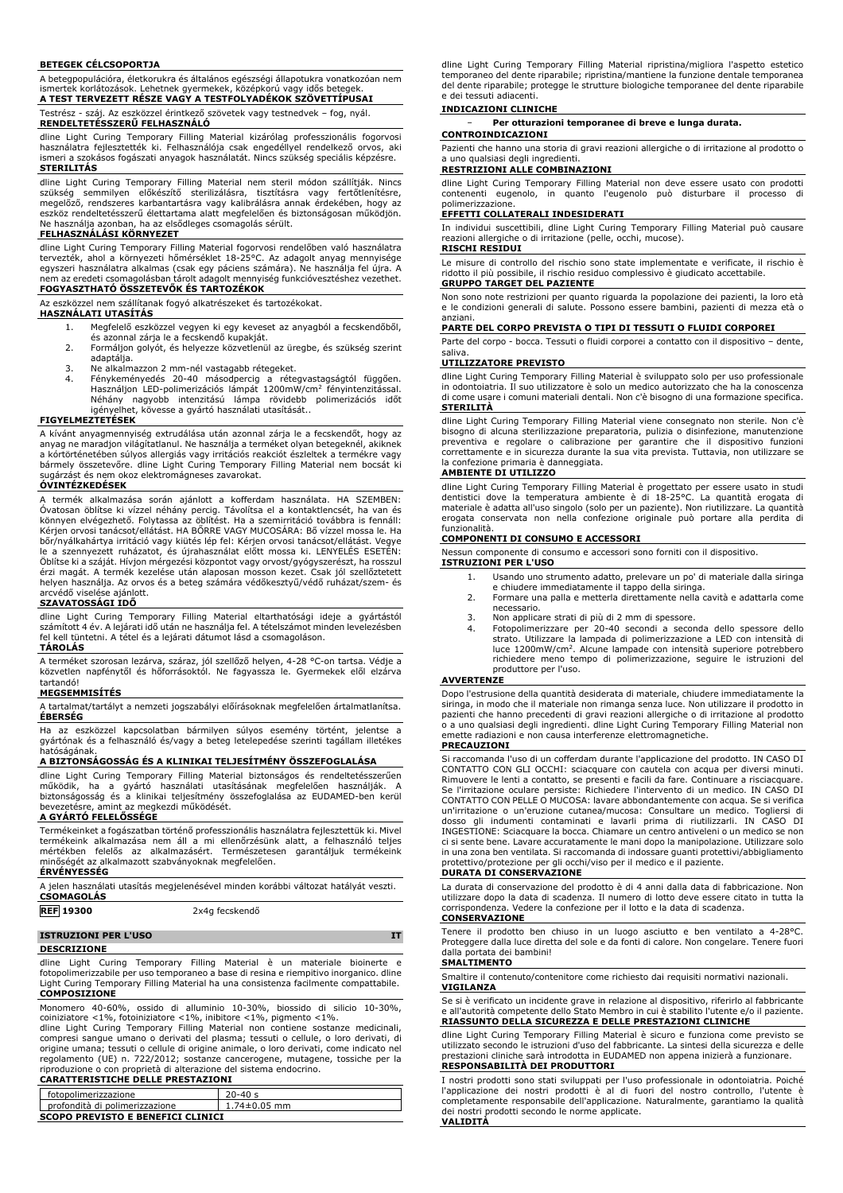**BETEGEK CÉLCSOPORTJA**

A betegpopulációra, életkorukra és általános egészségi állapotukra vonatkozóan nem ismertek korlátozások. Lehetnek gyermekek, középkorú vagy idős betegek.

**A TEST TERVEZETT RÉSZE VAGY A TESTFOLYADÉKOK SZÖVETTÍPUSAI**

Testrész - száj. Az eszközzel érintkező szövetek vagy testnedvek – fog, nyál.

**RENDELTETÉSSZERŰ FELHASZNÁLÓ**

dline Light Curing Temporary Filling Material kizárólag professzionális fogorvosi használatra fejlesztették ki. Felhasználója csak engedéllyel rendelkező orvos, aki ismeri a szokásos fogászati anyagok használatát. Nincs szükség speciális képzésre.

**STERILITÁS**

dline Light Curing Temporary Filling Material nem steril módon szállítják. Nincs szükség semmilyen előkészítő sterilizálásra, tisztításra vagy fertőtlenítésre, megelőző, rendszeres karbantartásra vagy kalibrálásra annak érdekében, hogy az eszköz rendeltetésszerű élettartama alatt megfelelően és biztonságosan működjön. Ne használja azonban, ha az elsődleges csomagolás sérült.

**FELHASZNÁLÁSI KÖRNYEZET**

dline Light Curing Temporary Filling Material fogorvosi rendelőben való használatra tervezték, ahol a környezeti hőmérséklet 18-25°C. Az adagolt anyag mennyisége egyszeri használatra alkalmas (csak egy páciens számára). Ne használja fel újra. A nem az eredeti csomagolásban tárolt adagolt mennyiség funkcióvesztéshez vezethet.

**FOGYASZTHATÓ ÖSSZETEVŐK ÉS TARTOZÉKOK**

Az eszközzel nem szállítanak fogyó alkatrészeket és tartozékokat.

**HASZNÁLATI UTASÍTÁS**

1. Megfelelő eszközzel vegyen ki egy keveset az anyagból a fecskendőből, és azonnal zárja le a fecskendő kupakját.
2. Formáljon golyót, és helyezze közvetlenül az üregbe, és szükség szerint adaptálja.
3. Ne alkalmazzon 2 mm-nél vastagabb rétegeket.
4. Fénykeményedés 20-40 másodpercig a rétegvastagságtól függően. Használjon LED-polimerizációs lámpát 1200mW/cm$^2$ fényintenzitással. Néhány nagyobb intenzitású lámpa rövidebb polimerizációs időt igényelhet, kövesse a gyártó használati utasítását..

**FIGYELMEZTETÉSEK**

A kívánt anyagmennyiség extrudálása után azonnal zárja le a fecskendőt, hogy az anyag ne maradjon világítatlanul. Ne használja a terméket olyan betegeknél, akiknek a kórtörténetében súlyos allergiás vagy irritációs reakciót észleltek a termékre vagy bármely összetevőre. dline Light Curing Temporary Filling Material nem bocsát ki sugárzást és nem okoz elektromágneses zavarokat.

**ÓVINTÉZKEDÉSEK**

A termék alkalmazása során ajánlott a kofferdam használata. HA SZEMBEN: Óvatosan öblítse ki vízzel néhány percig. Távolítsa el a kontaktlencsét, ha van és könnyen elvégezhető. Folytassa az öblítést. Ha a szemirritáció továbbra is fennáll: Kérjen orvosi tanácsot/ellátást. HA BŐRRE VAGY MUCOSÁRA: Bő vízzel mossa le. Ha bőr/nyálkahártya irritáció vagy kiütés lép fel: Kérjen orvosi tanácsot/ellátást. Vegye le a szennyezett ruházatot, és újrahasználat előtt mossa ki. LENYELÉS ESETÉN: Öblítse ki a száját. Hívjon mérgezési központot vagy orvost/gyógyszerészt, ha rosszul érzi magát. A termék kezelése után alaposan mosson kezet. Csak jól szellőztetett helyen használja. Az orvos és a beteg számára védőkesztyű/védő ruházat/szem- és arcvédő viselése ajánlott.

**SZAVATOSSÁGI IDŐ**

dline Light Curing Temporary Filling Material eltarthatósági ideje a gyártástól számított 4 év. A lejárati idő után ne használja fel. A tételszámot minden levelezésben fel kell tüntetni. A tétel és a lejárati dátumot lásd a csomagoláson.

**TÁROLÁS**

A terméket szorosan lezárva, száraz, jól szellőző helyen, 4-28 °C-on tartsa. Védje a közvetlen napfénytől és hőforrásoktól. Ne fagyassza le. Gyermekek elől elzárva tartandó!

**MEGSEMMISÍTÉS**

A tartalmat/tartályt a nemzeti jogszabályi előírásoknak megfelelően ártalmatlanítsa.

**ÉBERSÉG**

Ha az eszközzel kapcsolatban bármilyen súlyos esemény történt, jelentse a gyártónak és a felhasználó és/vagy a beteg letelepedése szerinti tagállam illetékes hatóságának.

**A BIZTONSÁGOSSÁG ÉS A KLINIKAI TELJESÍTMÉNY ÖSSZEFOGLALÁSA**

dline Light Curing Temporary Filling Material biztonságos és rendeltetésszerűen működik, ha a gyártó használati utasításának megfelelően használják. A biztonságosság és a klinikai teljesítmény összefoglalása az EUDAMED-ben kerül bevezetésre, amint az megkezdi működését.

**A GYÁRTÓ FELELŐSSÉGE**

Termékeinket a fogászatban történő professzionális használatra fejlesztettük ki. Mivel termékeink alkalmazása nem áll a mi ellenőrzésünk alatt, a felhasználó teljes mértékben felelős az alkalmazásért. Természetesen garantáljuk termékeink minőségét az alkalmazott szabványoknak megfelelően.

**ÉRVÉNYESSÉG**

A jelen használati utasítás megjelenésével minden korábbi változat hatályát veszti.

**CSOMAGOLÁS**

| REF 19300 | 2x4g fecskendő |
|---|---|

## ISTRUZIONI PER L'USO — IT

**DESCRIZIONE**

dline Light Curing Temporary Filling Material è un materiale bioinerte e fotopolimerizzabile per uso temporaneo a base di resina e riempitivo inorganico. dline Light Curing Temporary Filling Material ha una consistenza facilmente compattabile.

**COMPOSIZIONE**

Monomero 40-60%, ossido di alluminio 10-30%, biossido di silicio 10-30%, coiniziatore <1%, fotoiniziatore <1%, inibitore <1%, pigmento <1%.
dline Light Curing Temporary Filling Material non contiene sostanze medicinali, compresi sangue umano o derivati del plasma; tessuti o cellule, o loro derivati, di origine umana; tessuti o cellule di origine animale, o loro derivati, come indicato nel regolamento (UE) n. 722/2012; sostanze cancerogene, mutagene, tossiche per la riproduzione o con proprietà di alterazione del sistema endocrino.

**CARATTERISTICHE DELLE PRESTAZIONI**

| fotopolimerizzazione | 20-40 s |
|---|---|
| profondità di polimerizzazione | 1.74±0.05 mm |

**SCOPO PREVISTO E BENEFICI CLINICI**

dline Light Curing Temporary Filling Material ripristina/migliora l'aspetto estetico temporaneo del dente riparabile; ripristina/mantiene la funzione dentale temporanea del dente riparabile; protegge le strutture biologiche temporanee del dente riparabile e dei tessuti adiacenti.

**INDICAZIONI CLINICHE**

- **Per otturazioni temporanee di breve e lunga durata.**

**CONTROINDICAZIONI**

Pazienti che hanno una storia di gravi reazioni allergiche o di irritazione al prodotto o a uno qualsiasi degli ingredienti.

**RESTRIZIONI ALLE COMBINAZIONI**

dline Light Curing Temporary Filling Material non deve essere usato con prodotti contenenti eugenolo, in quanto l'eugenolo può disturbare il processo di polimerizzazione.

**EFFETTI COLLATERALI INDESIDERATI**

In individui suscettibili, dline Light Curing Temporary Filling Material può causare reazioni allergiche o di irritazione (pelle, occhi, mucose).

**RISCHI RESIDUI**

Le misure di controllo del rischio sono state implementate e verificate, il rischio è ridotto il più possibile, il rischio residuo complessivo è giudicato accettabile.

**GRUPPO TARGET DEL PAZIENTE**

Non sono note restrizioni per quanto riguarda la popolazione dei pazienti, la loro età e le condizioni generali di salute. Possono essere bambini, pazienti di mezza età o anziani.

**PARTE DEL CORPO PREVISTA O TIPI DI TESSUTI O FLUIDI CORPOREI**

Parte del corpo - bocca. Tessuti o fluidi corporei a contatto con il dispositivo – dente, saliva.

**UTILIZZATORE PREVISTO**

dline Light Curing Temporary Filling Material è sviluppato solo per uso professionale in odontoiatria. Il suo utilizzatore è solo un medico autorizzato che ha la conoscenza di come usare i comuni materiali dentali. Non c'è bisogno di una formazione specifica.

**STERILITÀ**

dline Light Curing Temporary Filling Material viene consegnato non sterile. Non c'è bisogno di alcuna sterilizzazione preparatoria, pulizia o disinfezione, manutenzione preventiva e regolare o calibrazione per garantire che il dispositivo funzioni correttamente e in sicurezza durante la sua vita prevista. Tuttavia, non utilizzare se la confezione primaria è danneggiata.

**AMBIENTE DI UTILIZZO**

dline Light Curing Temporary Filling Material è progettato per essere usato in studi dentistici dove la temperatura ambiente è di 18-25°C. La quantità erogata di materiale è adatta all'uso singolo (solo per un paziente). Non riutilizzare. La quantità erogata conservata non nella confezione originale può portare alla perdita di funzionalità.

**COMPONENTI DI CONSUMO E ACCESSORI**

Nessun componente di consumo e accessori sono forniti con il dispositivo.

**ISTRUZIONI PER L'USO**

1. Usando uno strumento adatto, prelevare un po' di materiale dalla siringa e chiudere immediatamente il tappo della siringa.
2. Formare una palla e metterla direttamente nella cavità e adattarla come necessario.
3. Non applicare strati di più di 2 mm di spessore.
4. Fotopolimerizzare per 20-40 secondi a seconda dello spessore dello strato. Utilizzare la lampada di polimerizzazione a LED con intensità di luce 1200mW/cm$^2$. Alcune lampade con intensità superiore potrebbero richiedere meno tempo di polimerizzazione, seguire le istruzioni del produttore per l'uso.

**AVVERTENZE**

Dopo l'estrusione della quantità desiderata di materiale, chiudere immediatamente la siringa, in modo che il materiale non rimanga senza luce. Non utilizzare il prodotto in pazienti che hanno precedenti di gravi reazioni allergiche o di irritazione al prodotto o a uno qualsiasi dei suoi ingredienti. dline Light Curing Temporary Filling Material non emette radiazioni e non causa interferenze elettromagnetiche.

**PRECAUZIONI**

Si raccomanda l'uso di un cofferdam durante l'applicazione del prodotto. IN CASO DI CONTATTO CON GLI OCCHI: sciacquare con cautela con acqua per diversi minuti. Rimuovere le lenti a contatto, se presenti e facili da fare. Continuare a risciacquare. Se l'irritazione oculare persiste: Richiedere l'intervento di un medico. IN CASO DI CONTATTO CON PELLE O MUCOSA: lavare abbondantemente con acqua. Se si verifica un'irritazione o un'eruzione cutanea/mucosa: Consultare un medico. Togliersi di dosso gli indumenti contaminati e lavarli prima di riutilizzarli. IN CASO DI INGESTIONE: Sciacquare la bocca. Chiamare un centro antiveleni o un medico se non ci si sente bene. Lavare accuratamente le mani dopo la manipolazione. Utilizzare solo in una zona ben ventilata. Si raccomanda di indossare guanti protettivi/abbigliamento protettivo/protezione per gli occhi/viso per il medico e il paziente.

**DURATA DI CONSERVAZIONE**

La durata di conservazione del prodotto è di 4 anni dalla data di fabbricazione. Non utilizzare dopo la data di scadenza. Il numero di lotto deve essere citato in tutta la corrispondenza. Vedere la confezione per il lotto e la data di scadenza.

**CONSERVAZIONE**

Tenere il prodotto ben chiuso in un luogo asciutto e ben ventilato a 4-28°C. Proteggere dalla luce diretta del sole e da fonti di calore. Non congelare. Tenere fuori dalla portata dei bambini!

**SMALTIMENTO**

Smaltire il contenuto/contenitore come richiesto dai requisiti normativi nazionali.

**VIGILANZA**

Se si è verificato un incidente grave in relazione al dispositivo, riferirlo al fabbricante e all'autorità competente dello Stato Membro in cui è stabilito l'utente e/o il paziente.

**RIASSUNTO DELLA SICUREZZA E DELLE PRESTAZIONI CLINICHE**

dline Light Curing Temporary Filling Material è sicuro e funziona come previsto se utilizzato secondo le istruzioni d'uso del fabbricante. La sintesi della sicurezza e delle prestazioni cliniche sarà introdotta in EUDAMED non appena inizierà a funzionare.

**RESPONSABILITÀ DEI PRODUTTORI**

I nostri prodotti sono stati sviluppati per l'uso professionale in odontoiatria. Poiché l'applicazione dei nostri prodotti è al di fuori del nostro controllo, l'utente è completamente responsabile dell'applicazione. Naturalmente, garantiamo la qualità dei nostri prodotti secondo le norme applicate.

**VALIDITÀ**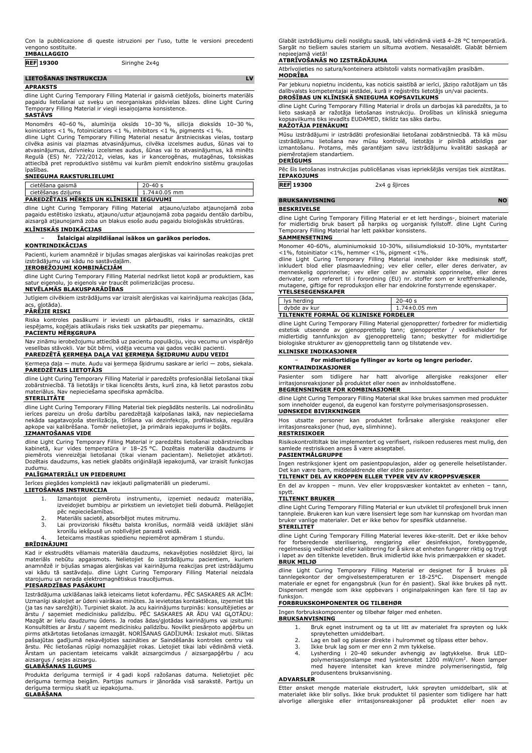Con la pubblicazione di queste istruzioni per l'uso, tutte le versioni precedenti vengono sostituite.

**IMBALLAGGIO**

| **REF** 19300 | Siringhe 2x4g |
|---|---|

## LIETOŠANAS INSTRUKCIJA — LV

**APRAKSTS**

dline Light Curing Temporary Filling Material ir gaismā cietējošs, bioinerts materiāls pagaidu lietošanai uz sveķu un neorganiskas pildvielas bāzes. dline Light Curing Temporary Filling Material ir viegli iesaiņojama konsistence.

**SASTĀVS**

Monomērs 40–60 %, alumīnija oksīds 10–30 %, silīcija dioksīds 10–30 %, koiniciators <1 %, fotoiniciators <1 %, inhibitors <1 %, pigments <1 %.

dline Light Curing Temporary Filling Material nesatur ārstnieciskas vielas, tostarp cilvēka asinis vai plazmas atvasinājumus, cilvēka izcelsmes audus, šūnas vai to atvasinājumus, dzīvnieku izcelsmes audus, šūnas vai to atvasinājumus, kā minēts Regulā (ES) Nr. 722/2012, vielas, kas ir kancerogēnas, mutagēnas, toksiskas attiecībā pret reproduktīvo sistēmu vai kurām piemīt endokrīno sistēmu graujošas īpašības.

**SNIEGUMA RAKSTURLIELUMI**

| cietēšana gaismā | 20-40 s |
|---|---|
| cietēšanas dziļums | 1.74±0.05 mm |

**PAREDZĒTAIS MĒRĶIS UN KLĪNISKIE IEGUVUMI**

dline Light Curing Temporary Filling Material atjauno/uzlabo atjaunojamā zoba pagaidu estētisko izskatu, atjauno/uztur atjaunojamā zoba pagaidu dentālo darbību, aizsargā atjaunojamā zoba un blakus esošo audu pagaidu bioloģiskās struktūras.

**KLĪNISKĀS INDIKĀCIJAS**

- **Īslaicīgai aizpildīšanai īsākos un garākos periodos.**

**KONTRINDIKĀCIJAS**

Pacienti, kuriem anamnēzē ir bijušas smagas alerģiskas vai kairinājuma reakcijas pret izstrādājumu vai kādu no sastāvdaļām.

**IEROBEŽOJUMI KOMBINĀCIJĀM**

dline Light Curing Temporary Filling Material nedrīkst lietot kopā ar produktiem, kas satur eigenolu, jo eigenols var traucēt polimerizācijas procesu.

**NEVĒLAMĀS BLAKUSPARĀDĪBAS**

Jutīgiem cilvēkiem izstrādājums var izraisīt alerģiskas vai kairinājuma reakcijas (āda, acs, gļotāda).

**PĀRĒJIE RISKI**

Riska kontroles pasākumi ir ieviesti un pārbaudīti, risks ir samazināts, ciktāl iespējams, kopējais atlikušais risks tiek uzskatīts par pieņemamu.

**PACIENTU MĒRĶGRUPA**

Nav zināmu ierobežojumu attiecībā uz pacientu populāciju, viņu vecumu un vispārējo veselības stāvokli. Var būt bērni, vidēja vecuma vai gados vecāki pacienti.

**PAREDZĒTĀ ĶERMEŅA DAĻA VAI ĶERMEŅA ŠĶIDRUMU AUDU VEIDI**

Ķermeņa daļa — mute. Audu vai ķermeņa šķidrumu saskare ar ierīci — zobs, siekala.

**PAREDZĒTAIS LIETOTĀJS**

dline Light Curing Temporary Filling Material ir paredzēts profesionālai lietošanai tikai zobārstniecībā. Tā lietotājs ir tikai licencēts ārsts, kurš zina, kā lietot parastos zobu materiālus. Nav nepieciešama specifiska apmācība.

**STERILITĀTE**

dline Light Curing Temporary Filling Material tiek piegādāts nesterils. Lai nodrošinātu ierīces pareizu un drošu darbību paredzētajā kalpošanas laikā, nav nepieciešama nekāda sagatavojoša sterilizācija, tīrīšana vai dezinfekcija, profilaktiska, regulāra apkope vai kalibrēšana. Tomēr nelietojiet, ja primārais iepakojums ir bojāts.

**IZMANTOŠANAS VIDE**

dline Light Curing Temporary Filling Material ir paredzēts lietošanai zobārstniecības kabinetā, kur vides temperatūra ir 18–25 °C. Dozētais materiāla daudzums ir piemērots vienreizējai lietošanai (tikai vienam pacientam). Nelietojiet atkārtoti. Dozētais daudzums, kas netiek glabāts oriģinālajā iepakojumā, var izraisīt funkcijas zudumu.

**PALĪGMATERIĀLI UN PIEDERUMI**

Ierīces piegādes komplektā nav iekļauti palīgmateriāli un piederumi.

**LIETOŠANAS INSTRUKCIJA**

1. Izmantojot piemērotu instrumentu, izņemiet nedaudz materiāla, izveidojiet bumbiņu ar pirkstiem un ievietojiet tieši dobumā. Pielāgojiet pēc nepieciešamības.
2. Materiāls sacietē, absorbējot mutes mitrumu.
3. Lai provizoriski fiksētu balsta kronīšus, normālā veidā izklājiet slāni kronīšu iekšpusē un noblīvējiet parastā veidā.
4. Ieteicams mastikas spiedienu nepiemērot apmēram 1 stundu.

**BRĪDINĀJUMI**

Kad ir ekstrudēts vēlamais materiāla daudzums, nekavējoties noslēdziet šļirci, lai materiāls nebūtu apgaismots. Nelietojiet šo izstrādājumu pacientiem, kuriem anamnēzē ir bijušas smagas alerģiskas vai kairinājuma reakcijas pret izstrādājumu vai kādu tā sastāvdaļu. dline Light Curing Temporary Filling Material neizdala starojumu un nerada elektromagnētiskus traucējumus.

**PIESARDZĪBAS PASĀKUMI**

Izstrādājuma uzklāšanas laikā ieteicams lietot koferdamu. PĒC SASKARES AR ACĪM: Uzmanīgi skalojiet ar ūdeni vairākas minūtes. Ja ievietotas kontaktlēcas, izņemiet tās (ja tas nav sarežģīti). Turpiniet skalot. Ja acu kairinājums turpinās: konsultējieties ar ārstu / saņemiet medicīnisku palīdzību. PĒC SASKARES AR ĀDU VAI GĻOTĀDU: Mazgāt ar lielu daudzumu ūdens. Ja rodas ādas/gļotādas kairinājums vai izsitumi: Konsultēties ar ārstu / saņemt medicīnisku palīdzību. Novilkt piesārņoto apģērbu un pirms atkārtotas lietošanas izmazgāt. NORĪŠANAS GADĪJUMĀ: Izskalot muti. Sliktas pašsajūtas gadījumā nekavējoties sazināties ar Saindēšanās kontroles centru vai ārstu. Pēc lietošanas rūpīgi nomazgājiet rokas. Lietojiet tikai labi vēdināmā vietā. Ārstam un pacientam ieteicams valkāt aizsargcimdus / aizsargapģērbu / acu aizsargus / sejas aizsargu.

**GLABĀŠANAS ILGUMS**

Produkta derīguma termiņš ir 4 gadi kopš ražošanas datuma. Nelietojiet pēc derīguma termiņa beigām. Partijas numurs ir jānorāda visā sarakstē. Partiju un derīguma termiņu skatīt uz iepakojuma.

**GLABĀŠANA**

Glabāt izstrādājumu cieši noslēgtu sausā, labi vēdināmā vietā 4–28 °C temperatūrā. Sargāt no tiešiem saules stariem un siltuma avotiem. Nesasaldēt. Glabāt bērniem nepieejamā vietā!

**ATBRĪVOŠANĀS NO IZSTRĀDĀJUMA**

Atbrīvojieties no satura/konteinera atbilstoši valsts normatīvajām prasībām.

**MODRĪBA**

Par jebkuru nopietnu incidentu, kas noticis saistībā ar ierīci, jāziņo ražotājam un tās dalībvalsts kompetentajai iestādei, kurā ir reģistrēts lietotājs un/vai pacients.

**DROŠĪBAS UN KLĪNISKĀ SNIEGUMA KOPSAVILKUMS**

dline Light Curing Temporary Filling Material ir drošs un darbojas kā paredzēts, ja to lieto saskaņā ar ražotāja lietošanas instrukciju. Drošības un klīniskā snieguma kopsavilkums tiks ievadīts EUDAMED, tiklīdz tas sāks darbu.

**RAŽOTĀJA PIENĀKUMI**

Mūsu izstrādājumi ir izstrādāti profesionālai lietošanai zobārstniecībā. Tā kā mūsu izstrādājumu lietošana nav mūsu kontrolē, lietotājs ir pilnībā atbildīgs par izmantošanu. Protams, mēs garantējam savu izstrādājumu kvalitāti saskaņā ar piemērotajiem standartiem.

**DERĪGUMS**

Pēc šīs lietošanas instrukcijas publicēšanas visas iepriekšējās versijas tiek aizstātas.

**IEPAKOJUMS**

| **REF** 19300 | 2x4 g šļirces |
|---|---|

## BRUKSANVISNING — NO

**BESKRIVELSE**

dline Light Curing Temporary Filling Material er et lett herdings-, bioinert materiale for midlertidig bruk basert på harpiks og uorganisk fyllstoff. dline Light Curing Temporary Filling Material har lett pakkbar konsistens.

**SAMMENSETNING**

Monomer 40-60%, aluminiumoksid 10-30%, silisiumdioksid 10-30%, myntstarter <1%, fotoinitiator <1%, hemmer <1%, pigment <1%.

dline Light Curing Temporary Filling Material inneholder ikke medisinsk stoff, inkludert blod eller plasmaavledning; vev eller celler, eller deres derivater, av menneskelig opprinnelse; vev eller celler av animalsk opprinnelse, eller deres derivater, som referert til i forordning (EU) nr. stoffer som er kreftfremkallende, mutagene, giftige for reproduksjon eller har endokrine forstyrrende egenskaper.

**YTELSESEGENSKAPER**

| lys herding | 20-40 s |
|---|---|
| dybde av kur | 1.74±0.05 mm |

**TILTENKTE FORMÅL OG KLINISKE FORDELER**

dline Light Curing Temporary Filling Material gjenoppretter/ forbedrer for midlertidig estetisk utseende av gjenopprettelig tann; gjenoppretter / vedlikeholder for midlertidig tannfunksjon av gjenopprettelig tann; beskytter for midlertidige biologiske strukturer av gjenopprettelig tann og tilstøtende vev.

**KLINISKE INDIKASJONER**

- **For midlertidige fyllinger av korte og lengre perioder.**

**KONTRAINDIKASJONER**

Pasienter som tidligere har hatt alvorlige allergiske reaksjoner eller irritasjonsreaksjoner på produktet eller noen av innholdsstoffene.

**BEGRENSNINGER FOR KOMBINASJONER**

dline Light Curing Temporary Filling Material skal ikke brukes sammen med produkter som inneholder eugenol, da eugenol kan forstyrre polymerisasjonsprosessen.

**UØNSKEDE BIVIRKNINGER**

Hos utsatte personer kan produktet forårsake allergiske reaksjoner eller irritasjonsreaksjoner (hud, øye, slimhinne).

**RESTRISIKOER**

Risikokontrolltiltak ble implementert og verifisert, risikoen reduseres mest mulig, den samlede restrisikoen anses å være akseptabel.

**PASIENTMÅLGRUPPE**

Ingen restriksjoner kjent om pasientpopulasjon, alder og generelle helsetilstander. Det kan være barn, middelaldrende eller eldre pasienter.

**TILTENKT DEL AV KROPPEN ELLER TYPER VEV AV KROPPSVÆSKER**

En del av kroppen – munn. Vev eller kroppsvæsker kontaktet av enheten – tann, spytt.

**TILTENKT BRUKER**

dline Light Curing Temporary Filling Material er kun utviklet til profesjonell bruk innen tannpleie. Brukeren kan kun være lisensiert lege som har kunnskap om hvordan man bruker vanlige materialer. Det er ikke behov for spesifikk utdannelse.

**STERILITET**

dline Light Curing Temporary Filling Material leveres ikke-sterilt. Det er ikke behov for forberedende sterilisering, rengjøring eller desinfeksjon, forebyggende, regelmessig vedlikehold eller kalibrering for å sikre at enheten fungerer riktig og trygt i løpet av den tiltenkte levetiden. Bruk imidlertid ikke hvis primærpakken er skadet.

**BRUK MILJØ**

dline Light Curing Temporary Filling Material er designet for å brukes på tannlegekontor der omgivelsestemperaturen er 18-25°C. Dispensert mengde materiale er egnet for engangsbruk (kun for én pasient). Skal ikke brukes på nytt. Dispensert mengde som ikke oppbevars i originalpakningen kan føre til tap av funksjon.

**FORBRUKSKOMPONENTER OG TILBEHØR**

Ingen forbrukskomponenter og tilbehør følger med enheten.

**BRUKSANVISNING**

1. Bruk egnet instrument og ta ut litt av materialet fra sprøyten og lukk sprøytehetten umiddelbart.
2. Lag en ball og plasser direkte i hulrommet og tilpass etter behov.
3. Ikke bruk lag som er mer enn 2 mm tykkelse.
4. Lysherding i 20-40 sekunder avhengig av lagtykkelse. Bruk LED-polymerisasjonslampe med lysintensitet 1200 mW/cm². Noen lamper med høyere intensitet kan kreve mindre polymeriseringstid, følg produsentens bruksanvisning.

**ADVARSLER**

Etter ønsket mengde materiale ekstrudert, lukk sprøyten umiddelbart, slik at materialet ikke blir sollys. Ikke bruk produktet til pasienter som tidligere har hatt alvorlige allergiske eller irritasjonsreaksjoner på produktet eller noen av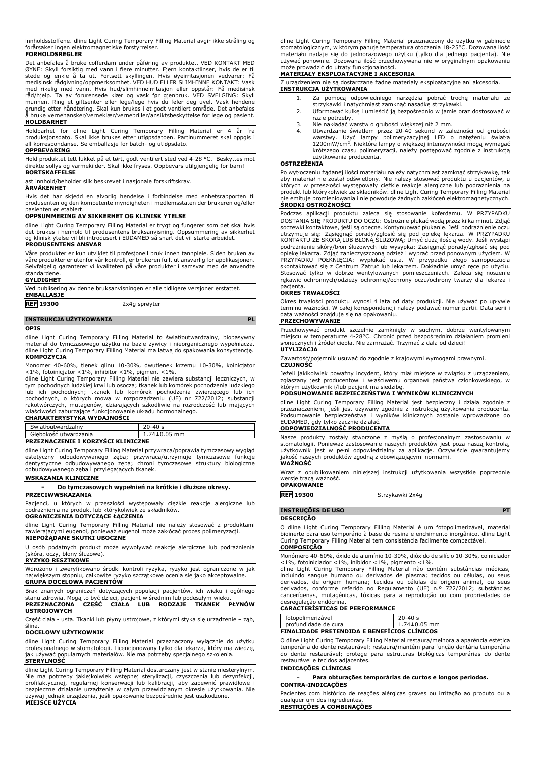innholdsstoffene. dline Light Curing Temporary Filling Material avgir ikke stråling og forårsaker ingen elektromagnetiske forstyrrelser.

**FORHOLDSREGLER**

Det anbefales å bruke cofferdam under påføring av produktet. VED KONTAKT MED ØYNE: Skyll forsiktig med vann i flere minutter. Fjern kontaktlinser, hvis de er til stede og enkle å ta ut. Fortsett skyllingen. Hvis øyeirritasjonen vedvarer: Få medisinsk rådgivning/oppmerksomhet. VED HUD ELLER SLIMHINNE KONTAKT: Vask med rikelig med vann. Hvis hud/slimhinneirritasjon eller oppstår: Få medisinsk råd/hjelp. Ta av forurensede klær og vask før gjenbruk. VED SVELGING: Skyll munnen. Ring et giftsenter eller lege/lege hvis du føler deg uvel. Vask hendene grundig etter håndtering. Skal kun brukes i et godt ventilert område. Det anbefales å bruke vernehansker/verneklær/vernebriller/ansiktsbeskyttelse for lege og pasient.

**HOLDBARHET**

Holdbarhet for dline Light Curing Temporary Filling Material er 4 år fra produksjonsdato. Skal ikke brukes etter utløpsdatoen. Partinummeret skal oppgis i all korrespondanse. Se emballasje for batch- og utløpsdato.

**OPPBEVARING**

Hold produktet tett lukket på et tørt, godt ventilert sted ved 4-28 °C. Beskyttes mot direkte sollys og varmekilder. Skal ikke fryses. Oppbevars utilgjengelig for barn!

**BORTSKAFFELSE**

ast innhold/beholder slik beskrevet i nasjonale forskriftskrav.

**ÅRVÅKENHET**

Hvis det har skjedd en alvorlig hendelse i forbindelse med enhetsrapporten til produsenten og den kompetente myndigheten i medlemsstaten der brukeren og/eller pasienten er etablert.

**OPPSUMMERING AV SIKKERHET OG KLINISK YTELSE**

dline Light Curing Temporary Filling Material er trygt og fungerer som det skal hvis det brukes i henhold til produsentens bruksanvisning. Oppsummering av sikkerhet og klinisk ytelse vil bli introdusert i EUDAMED så snart det vil starte arbeidet.

**PRODUSENTENS ANSVAR**

Våre produkter er kun utviklet til profesjonell bruk innen tannpleie. Siden bruken av våre produkter er utenfor vår kontroll, er brukeren fullt ut ansvarlig for applikasjonen. Selvfølgelig garanterer vi kvaliteten på våre produkter i samsvar med de anvendte standardene.

**GYLDIGHET**

Ved publisering av denne bruksanvisningen er alle tidligere versjoner erstattet.

**EMBALLASJE**

| REF 19300 | 2x4g sprøyter |
|---|---|

## INSTRUKCJA UŻYTKOWANIA — PL

**OPIS**

dline Light Curing Temporary Filling Material to światłoutwardzalny, biopasywny materiał do tymczasowego użytku na bazie żywicy i nieorganicznego wypełniacza. dline Light Curing Temporary Filling Material ma łatwą do spakowania konsystencję.

**KOMPOZYCJA**

Monomer 40-60%, tlenek glinu 10-30%, dwutlenek krzemu 10-30%, koinicjator <1%, fotoinicjator <1%, inhibitor <1%, pigment <1%.

dline Light Curing Temporary Filling Material nie zawiera substancji leczniczych, w tym pochodnych ludzkiej krwi lub osocza; tkanek lub komórek pochodzenia ludzkiego lub ich pochodnych; tkanek lub komórek pochodzenia zwierzęcego lub ich pochodnych, o których mowa w rozporządzeniu (UE) nr 722/2012; substancji rakotwórczych, mutagenów, działających szkodliwie na rozrodczość lub mających właściwości zaburzające funkcjonowanie układu hormonalnego.

**CHARAKTERYSTYKA WYDAJNOŚCI**

| Światłoutwardzalny | 20-40 s |
|---|---|
| Głębokość utwardzania | 1.74±0.05 mm |

**PRZEZNACZENIE I KORZYŚCI KLINICZNE**

dline Light Curing Temporary Filling Material przywraca/poprawia tymczasowy wygląd estetyczny odbudowywanego zęba; przywraca/utrzymuje tymczasowe funkcje dentystyczne odbudowywanego zęba; chroni tymczasowe struktury biologiczne odbudowywanego zęba i przylegających tkanek.

**WSKAZANIA KLINICZNE**

- **Do tymczasowych wypełnień na krótkie i dłuższe okresy.**

**PRZECIWWSKAZANIA**

Pacjenci, u których w przeszłości występowały ciężkie reakcje alergiczne lub podrażnienia na produkt lub którykolwiek ze składników.

**OGRANICZENIA DOTYCZĄCE ŁĄCZENIA**

dline Light Curing Temporary Filling Material nie należy stosować z produktami zawierającymi eugenol, ponieważ eugenol może zakłócać proces polimeryzacji.

**NIEPOŻĄDANE SKUTKI UBOCZNE**

U osób podatnych produkt może wywoływać reakcje alergiczne lub podrażnienia (skóra, oczy, błony śluzowe).

**RYZYKO RESZTKOWE**

Wdrożono i zweryfikowano środki kontroli ryzyka, ryzyko jest ograniczone w jak największym stopniu, całkowite ryzyko szczątkowe ocenia się jako akceptowalne.

**GRUPA DOCELOWA PACJENTÓW**

Brak znanych ograniczeń dotyczących populacji pacjentów, ich wieku i ogólnego stanu zdrowia. Mogą to być dzieci, pacjent w średnim lub podeszłym wieku.

**PRZEZNACZONA CZĘŚĆ CIAŁA LUB RODZAJE TKANEK PŁYNÓW USTROJOWYCH**

Część ciała - usta. Tkanki lub płyny ustrojowe, z którymi styka się urządzenie – ząb, ślina.

**DOCELOWY UŻYTKOWNIK**

dline Light Curing Temporary Filling Material przeznaczony wyłącznie do użytku profesjonalnego w stomatologii. Licencjonowany tylko dla lekarza, który ma wiedzę, jak używać popularnych materiałów. Nie ma potrzeby specjalnego szkolenia.

**STERYLNOŚĆ**

dline Light Curing Temporary Filling Material dostarczany jest w stanie niesterylnym. Nie ma potrzeby jakiejkolwiek wstępnej sterylizacji, czyszczenia lub dezynfekcji, profilaktycznej, regularnej konserwacji lub kalibracji, aby zapewnić prawidłowe i bezpieczne działanie urządzenia w całym przewidzianym okresie użytkowania. Nie używaj jednak urządzenia, jeśli opakowanie bezpośrednie jest uszkodzone.

**MIEJSCE UŻYCIA**

dline Light Curing Temporary Filling Material przeznaczony do użytku w gabinecie stomatologicznym, w którym panuje temperatura otoczenia 18-25°C. Dozowana ilość materiału nadaje się do jednorazowego użytku (tylko dla jednego pacjenta). Nie używać ponownie. Dozowana ilość przechowywana nie w oryginalnym opakowaniu może prowadzić do utraty funkcjonalności.

**MATERIAŁY EKSPLOATACYJNE I AKCESORIA**

Z urządzeniem nie są dostarczane żadne materiały eksploatacyjne ani akcesoria.

**INSTRUKCJA UŻYTKOWANIA**

1. Za pomocą odpowiedniego narzędzia pobrać trochę materiału ze strzykawki i natychmiast zamknąć nasadkę strzykawki.
2. Uformować kulkę i umieścić ją bezpośrednio w jamie oraz dostosować w razie potrzeby.
3. Nie nakładać warstw o grubości większej niż 2 mm.
4. Utwardzanie światłem przez 20-40 sekund w zależności od grubości warstwy. Użyć lampy polimeryzacyjnej LED o natężeniu światła 1200mW/cm$^2$. Niektóre lampy o większej intensywności mogą wymagać krótszego czasu polimeryzacji, należy postępować zgodnie z instrukcją użytkowania producenta.

**OSTRZEŻENIA**

Po wytłoczeniu żądanej ilości materiału należy natychmiast zamknąć strzykawkę, tak aby materiał nie został oświetlony. Nie należy stosować produktu u pacjentów, u których w przeszłości występowały ciężkie reakcje alergiczne lub podrażnienia na produkt lub którykolwiek ze składników. dline Light Curing Temporary Filling Material nie emituje promieniowania i nie powoduje żadnych zakłóceń elektromagnetycznych.

**ŚRODKI OSTROŻNOŚCI**

Podczas aplikacji produktu zaleca się stosowanie koferdamu. W PRZYPADKU DOSTANIA SIĘ PRODUKTU DO OCZU: Ostrożnie płukać wodą przez kilka minut. Zdjąć soczewki kontaktowe, jeśli są obecne. Kontynuować płukanie. Jeśli podrażnienie oczu utrzymuje się: Zasięgnąć porady/zgłosić się pod opiekę lekarza. W PRZYPADKU KONTAKTU ZE SKÓRĄ LUB BŁONĄ ŚLUZOWĄ: Umyć dużą ilością wody. Jeśli wystąpi podrażnienie skóry/błon śluzowych lub wysypka: Zasięgnąć porady/zgłosić się pod opiekę lekarza. Zdjąć zanieczyszczoną odzież i wyprać przed ponownym użyciem. W PRZYPADKU POŁKNIĘCIA: wypłukać usta. W przypadku złego samopoczucia skontaktować się z Centrum Zatruć lub lekarzem. Dokładnie umyć ręce po użyciu. Stosować tylko w dobrze wentylowanych pomieszczeniach. Zaleca się noszenie rękawic ochronnych/odzieży ochronnej/ochrony oczu/ochrony twarzy dla lekarza i pacjenta.

**OKRES TRWAŁOŚCI**

Okres trwałości produktu wynosi 4 lata od daty produkcji. Nie używać po upływie terminu ważności. W całej korespondencji należy podawać numer partii. Data serii i data ważności znajduje się na opakowaniu.

**PRZECHOWYWANIE**

Przechowywać produkt szczelnie zamknięty w suchym, dobrze wentylowanym miejscu w temperaturze 4-28°C. Chronić przed bezpośrednim działaniem promieni słonecznych i źródeł ciepła. Nie zamrażać. Trzymać z dala od dzieci!

**UTYLIZACJA**

Zawartość/pojemnik usuwać do zgodnie z krajowymi wymogami prawnymi.

**CZUJNOŚĆ**

Jeżeli jakikolwiek poważny incydent, który miał miejsce w związku z urządzeniem, zgłaszany jest producentowi i właściwemu organowi państwa członkowskiego, w którym użytkownik i/lub pacjent ma siedzibę.

**PODSUMOWANIE BEZPIECZEŃSTWA I WYNIKÓW KLINICZNYCH**

dline Light Curing Temporary Filling Material jest bezpieczny i działa zgodnie z przeznaczeniem, jeśli jest używany zgodnie z instrukcją użytkowania producenta. Podsumowanie bezpieczeństwa i wyników klinicznych zostanie wprowadzone do EUDAMED, gdy tylko zacznie działać.

**ODPOWIEDZIALNOŚĆ PRODUCENTA**

Nasze produkty zostały stworzone z myślą o profesjonalnym zastosowaniu w stomatologii. Ponieważ zastosowanie naszych produktów jest poza naszą kontrolą, użytkownik jest w pełni odpowiedzialny za aplikację. Oczywiście gwarantujemy jakość naszych produktów zgodną z obowiązującymi normami.

**WAŻNOŚĆ**

Wraz z opublikowaniem niniejszej instrukcji użytkowania wszystkie poprzednie wersje tracą ważność.

**OPAKOWANIE**

| REF 19300 | Strzykawki 2x4g |
|---|---|

## INSTRUÇÕES DE USO — PT

**DESCRIÇÃO**

O dline Light Curing Temporary Filling Material é um fotopolimerizável, material bioinerte para uso temporário à base de resina e enchimento inorgânico. dline Light Curing Temporary Filling Material tem consistência facilmente compactável.

**COMPOSIÇÃO**

Monómero 40-60%, óxido de alumínio 10-30%, dióxido de silício 10-30%, coiniciador <1%, fotoiniciador <1%, inibidor <1%, pigmento <1%.

dline Light Curing Temporary Filling Material não contém substâncias médicas, incluindo sangue humano ou derivados de plasma; tecidos ou células, ou seus derivados, de origem humana; tecidos ou células de origem animal, ou seus derivados, conforme referido no Regulamento (UE) n.º 722/2012; substâncias cancerígenas, mutagénicas, tóxicas para a reprodução ou com propriedades de desregulação endócrina.

**CARACTERÍSTICAS DE PERFORMANCE**

| fotopolimerizável | 20-40 s |
|---|---|
| profundidade de cura | 1.74±0.05 mm |

**FINALIDADE PRETENDIDA E BENEFÍCIOS CLÍNICOS**

O dline Light Curing Temporary Filling Material restaura/melhora a aparência estética temporária do dente restaurável; restaura/mantém para função dentária temporária do dente restaurável; protege para estruturas biológicas temporárias do dente restaurável e tecidos adjacentes.

**INDICAÇÕES CLÍNICAS**

- **Para obturações temporárias de curtos e longos períodos.**

**CONTRA-INDICAÇÕES**

Pacientes com histórico de reações alérgicas graves ou irritação ao produto ou a qualquer um dos ingredientes.

**RESTRIÇÕES A COMBINAÇÕES**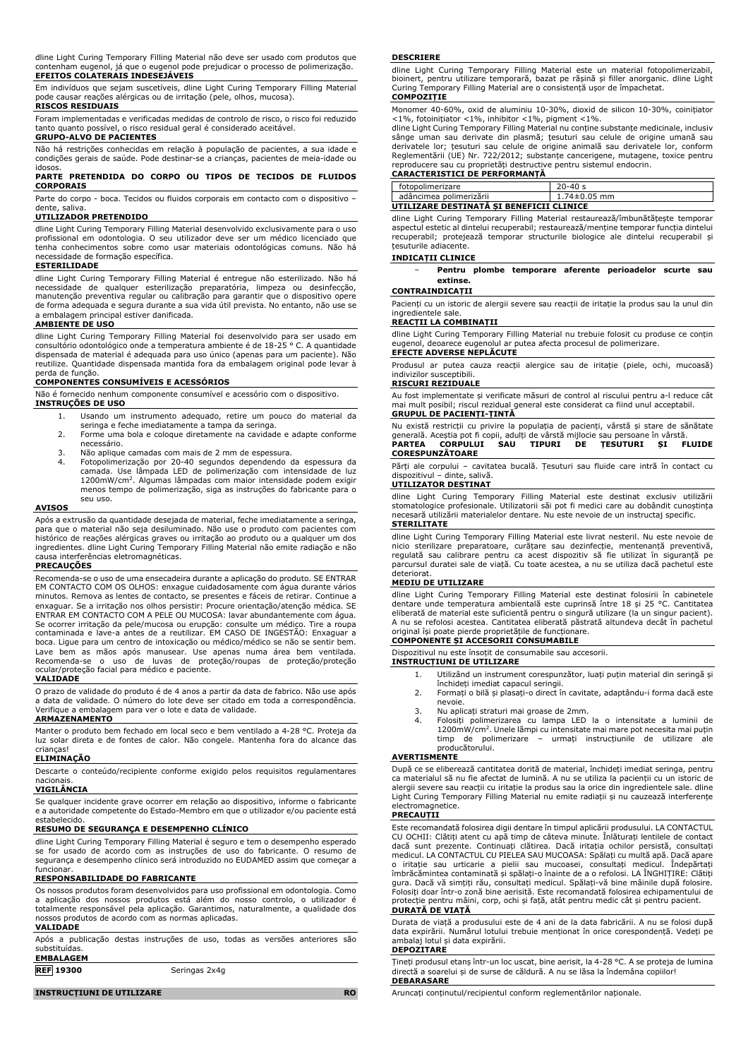dline Light Curing Temporary Filling Material não deve ser usado com produtos que contenham eugenol, já que o eugenol pode prejudicar o processo de polimerização.

**EFEITOS COLATERAIS INDESEJÁVEIS**

Em indivíduos que sejam suscetíveis, dline Light Curing Temporary Filling Material pode causar reações alérgicas ou de irritação (pele, olhos, mucosa).

**RISCOS RESIDUAIS**

Foram implementadas e verificadas medidas de controlo de risco, o risco foi reduzido tanto quanto possível, o risco residual geral é considerado aceitável.

**GRUPO-ALVO DE PACIENTES**

Não há restrições conhecidas em relação à população de pacientes, a sua idade e condições gerais de saúde. Pode destinar-se a crianças, pacientes de meia-idade ou idosos.

**PARTE PRETENDIDA DO CORPO OU TIPOS DE TECIDOS DE FLUIDOS CORPORAIS**

Parte do corpo - boca. Tecidos ou fluidos corporais em contacto com o dispositivo – dente, saliva.

**UTILIZADOR PRETENDIDO**

dline Light Curing Temporary Filling Material desenvolvido exclusivamente para o uso profissional em odontologia. O seu utilizador deve ser um médico licenciado que tenha conhecimentos sobre como usar materiais odontológicas comuns. Não há necessidade de formação específica.

**ESTERILIDADE**

dline Light Curing Temporary Filling Material é entregue não esterilizado. Não há necessidade de qualquer esterilização preparatória, limpeza ou desinfecção, manutenção preventiva regular ou calibração para garantir que o dispositivo opere de forma adequada e segura durante a sua vida útil prevista. No entanto, não use se a embalagem principal estiver danificada.

**AMBIENTE DE USO**

dline Light Curing Temporary Filling Material foi desenvolvido para ser usado em consultório odontológico onde a temperatura ambiente é de 18-25 ° C. A quantidade dispensada de material é adequada para uso único (apenas para um paciente). Não reutilize. Quantidade dispensada mantida fora da embalagem original pode levar à perda de função.

**COMPONENTES CONSUMÍVEIS E ACESSÓRIOS**

Não é fornecido nenhum componente consumível e acessório com o dispositivo.

**INSTRUÇÕES DE USO**

1. Usando um instrumento adequado, retire um pouco do material da seringa e feche imediatamente a tampa da seringa.
2. Forme uma bola e coloque diretamente na cavidade e adapte conforme necessário.
3. Não aplique camadas com mais de 2 mm de espessura.
4. Fotopolimerização por 20-40 segundos dependendo da espessura da camada. Use lâmpada LED de polimerização com intensidade de luz 1200mW/cm². Algumas lâmpadas com maior intensidade podem exigir menos tempo de polimerização, siga as instruções do fabricante para o seu uso.

**AVISOS**

Após a extrusão da quantidade desejada de material, feche imediatamente a seringa, para que o material não seja desiluminado. Não use o produto com pacientes com histórico de reações alérgicas graves ou irritação ao produto ou a qualquer um dos ingredientes. dline Light Curing Temporary Filling Material não emite radiação e não causa interferências eletromagnéticas.

**PRECAUÇÕES**

Recomenda-se o uso de uma ensecadeira durante a aplicação do produto. SE ENTRAR EM CONTACTO COM OS OLHOS: enxague cuidadosamente com água durante vários minutos. Remova as lentes de contacto, se presentes e fáceis de retirar. Continue a enxaguar. Se a irritação nos olhos persistir: Procure orientação/atenção médica. SE ENTRAR EM CONTACTO COM A PELE OU MUCOSA: lavar abundantemente com água. Se ocorrer irritação da pele/mucosa ou erupção: consulte um médico. Tire a roupa contaminada e lave-a antes de a reutilizar. EM CASO DE INGESTÃO: Enxaguar a boca. Ligue para um centro de intoxicação ou médico/médico se não se sentir bem. Lave bem as mãos após manusear. Use apenas numa área bem ventilada. Recomenda-se o uso de luvas de proteção/roupas de proteção/proteção ocular/proteção facial para médico e paciente.

**VALIDADE**

O prazo de validade do produto é de 4 anos a partir da data de fabrico. Não use após a data de validade. O número do lote deve ser citado em toda a correspondência. Verifique a embalagem para ver o lote e data de validade.

**ARMAZENAMENTO**

Manter o produto bem fechado em local seco e bem ventilado a 4-28 °C. Proteja da luz solar direta e de fontes de calor. Não congele. Mantenha fora do alcance das crianças!

**ELIMINAÇÃO**

Descarte o conteúdo/recipiente conforme exigido pelos requisitos regulamentares nacionais.

**VIGILÂNCIA**

Se qualquer incidente grave ocorrer em relação ao dispositivo, informe o fabricante e a autoridade competente do Estado-Membro em que o utilizador e/ou paciente está estabelecido.

**RESUMO DE SEGURANÇA E DESEMPENHO CLÍNICO**

dline Light Curing Temporary Filling Material é seguro e tem o desempenho esperado se for usado de acordo com as instruções de uso do fabricante. O resumo de segurança e desempenho clínico será introduzido no EUDAMED assim que começar a funcionar.

**RESPONSABILIDADE DO FABRICANTE**

Os nossos produtos foram desenvolvidos para uso profissional em odontologia. Como a aplicação dos nossos produtos está além do nosso controlo, o utilizador é totalmente responsável pela aplicação. Garantimos, naturalmente, a qualidade dos nossos produtos de acordo com as normas aplicadas.

**VALIDADE**

Após a publicação destas instruções de uso, todas as versões anteriores são substituídas.

**EMBALAGEM**

| REF 19300 | Seringas 2x4g |
|---|---|

## INSTRUCȚIUNI DE UTILIZARE — RO

**DESCRIERE**

dline Light Curing Temporary Filling Material este un material fotopolimerizabil, bioinert, pentru utilizare temporară, bazat pe rășină și filler anorganic. dline Light Curing Temporary Filling Material are o consistență ușor de împachetat.

**COMPOZIȚIE**

Monomer 40-60%, oxid de aluminiu 10-30%, dioxid de silicon 10-30%, coinițiator <1%, fotoinițiator <1%, inhibitor <1%, pigment <1%.

dline Light Curing Temporary Filling Material nu conține substanțe medicinale, inclusiv sânge uman sau derivate din plasmă; țesuturi sau celule de origine umană sau derivatele lor; țesuturi sau celule de origine animală sau derivatele lor, conform Reglementării (UE) Nr. 722/2012; substanțe cancerigene, mutagene, toxice pentru reproducere sau cu proprietăți destructive pentru sistemul endocrin.

**CARACTERISTICI DE PERFORMANȚĂ**

| fotopolimerizare | 20-40 s |
|---|---|
| adâncimea polimerizării | 1.74±0.05 mm |

**UTILIZARE DESTINATĂ ȘI BENEFICII CLINICE**

dline Light Curing Temporary Filling Material restaurează/îmbunătățește temporar aspectul estetic al dintelui recuperabil; restaurează/menține temporar funcția dintelui recuperabil; protejează temporar structurile biologice ale dintelui recuperabil și țesuturile adiacente.

**INDICAȚII CLINICE**

- **Pentru plombe temporare aferente perioadelor scurte sau extinse.**

**CONTRAINDICAȚII**

Pacienți cu un istoric de alergii severe sau reacții de iritație la produs sau la unul din ingredientele sale.

**REACȚII LA COMBINAȚII**

dline Light Curing Temporary Filling Material nu trebuie folosit cu produse ce conțin eugenol, deoarece eugenolul ar putea afecta procesul de polimerizare.

**EFECTE ADVERSE NEPLĂCUTE**

Produsul ar putea cauza reacții alergice sau de iritație (piele, ochi, mucoasă) indivizilor susceptibili.

**RISCURI REZIDUALE**

Au fost implementate și verificate măsuri de control al riscului pentru a-l reduce cât mai mult posibil; riscul rezidual general este considerat ca fiind unul acceptabil.

**GRUPUL DE PACIENȚI-ȚINTĂ**

Nu există restricții cu privire la populația de pacienți, vârstă și stare de sănătate generală. Aceștia pot fi copii, adulți de vârstă mijlocie sau persoane în vârstă.

**PARTEA CORPULUI SAU TIPURI DE ȚESUTURI ȘI FLUIDE CORESPUNZĂTOARE**

Părți ale corpului – cavitatea bucală. Țesuturi sau fluide care intră în contact cu dispozitivul – dinte, salivă.

**UTILIZATOR DESTINAT**

dline Light Curing Temporary Filling Material este destinat exclusiv utilizării stomatologice profesionale. Utilizatorii săi pot fi medici care au dobândit cunoștința necesară utilizării materialelor dentare. Nu este nevoie de un instructaj specific.

**STERILITATE**

dline Light Curing Temporary Filling Material este livrat nesteril. Nu este nevoie de nicio sterilizare preparatoare, curățare sau dezinfecție, mentenanță preventivă, regulată sau calibrare pentru ca acest dispozitiv să fie utilizat în siguranță pe parcursul duratei sale de viață. Cu toate acestea, a nu se utiliza dacă pachetul este deteriorat.

**MEDIU DE UTILIZARE**

dline Light Curing Temporary Filling Material este destinat folosirii în cabinetele dentare unde temperatura ambientală este cuprinsă între 18 și 25 °C. Cantitatea eliberată de material este suficientă pentru o singură utilizare (la un singur pacient). A nu se refolosi acestea. Cantitatea eliberată păstrată altundeva decât în pachetul original își poate pierde proprietățile de funcționare.

**COMPONENTE ȘI ACCESORII CONSUMABILE**

Dispozitivul nu este însoțit de consumabile sau accesorii.

**INSTRUCȚIUNI DE UTILIZARE**

1. Utilizând un instrument corespunzător, luați puțin material din seringă și închideți imediat capacul seringii.
2. Formați o bilă și plasați-o direct în cavitate, adaptându-i forma dacă este nevoie.
3. Nu aplicați straturi mai groase de 2mm.
4. Folosiți polimerizarea cu lampa LED la o intensitate a luminii de 1200mW/cm². Unele lămpi cu intensitate mai mare pot necesita mai puțin timp de polimerizare – urmați instrucțiunile de utilizare ale producătorului.

**AVERTISMENTE**

După ce se eliberează cantitatea dorită de material, închideți imediat seringa, pentru ca materialul să nu fie afectat de lumină. A nu se utiliza la pacienții cu un istoric de alergii severe sau reacții cu iritație la produs sau la orice din ingredientele sale. dline Light Curing Temporary Filling Material nu emite radiații și nu cauzează interferențe electromagnetice.

**PRECAUȚII**

Este recomandată folosirea digii dentare în timpul aplicării produsului. LA CONTACTUL CU OCHII: Clătiți atent cu apă timp de câteva minute. Înlăturați lentilele de contact dacă sunt prezente. Continuați clătirea. Dacă iritația ochilor persistă, consultați medicul. LA CONTACTUL CU PIELEA SAU MUCOASA: Spălați cu multă apă. Dacă apare o iritație sau urticarie a pielii sau mucoasei, consultați medicul. Îndepărtați îmbrăcămintea contaminată și spălați-o înainte de a o refolosi. LA ÎNGHIȚIRE: Clătiți gura. Dacă vă simțiți rău, consultați medicul. Spălați-vă bine mâinile după folosire. Folosiți doar într-o zonă bine aerisită. Este recomandată folosirea echipamentului de protecție pentru mâini, corp, ochi și față, atât pentru medic cât și pentru pacient.

**DURATĂ DE VIAȚĂ**

Durata de viață a produsului este de 4 ani de la data fabricării. A nu se folosi după data expirării. Numărul lotului trebuie menționat în orice corespondență. Vedeți pe ambalaj lotul și data expirării.

**DEPOZITARE**

Țineți produsul etanș într-un loc uscat, bine aerisit, la 4-28 °C. A se proteja de lumina directă a soarelui și de surse de căldură. A nu se lăsa la îndemâna copiilor!

**DEBARASARE**

Aruncați conținutul/recipientul conform reglementărilor naționale.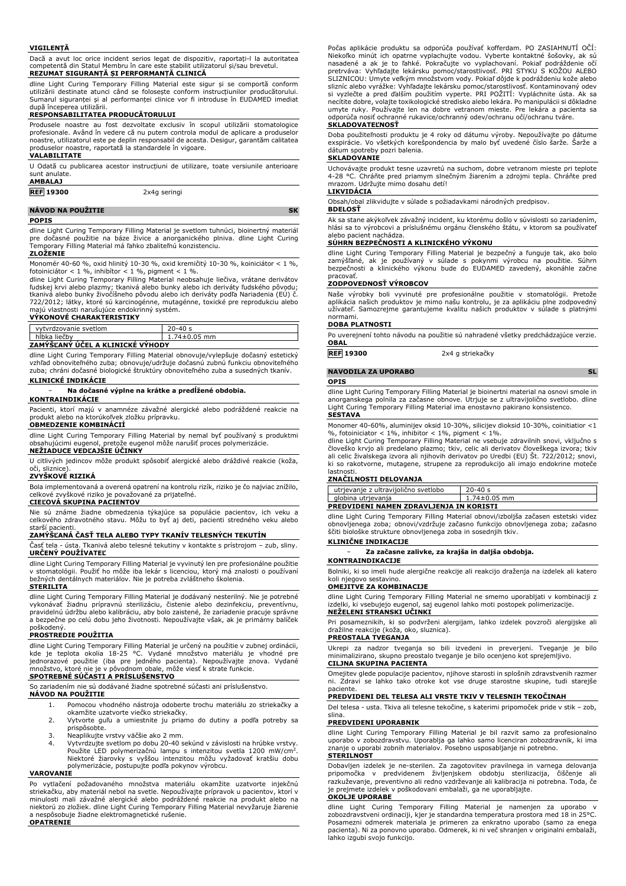**VIGILENȚĂ**

Dacă a avut loc orice incident serios legat de dispozitiv, raportați-l la autoritatea competentă din Statul Membru în care este stabilit utilizatorul și/sau brevetul.

**REZUMAT SIGURANȚĂ ȘI PERFORMANȚĂ CLINICĂ**

dline Light Curing Temporary Filling Material este sigur și se comportă conform utilizării destinate atunci când se folosește conform instrucțiunilor producătorului. Sumarul siguranței și al performanței clinice vor fi introduse în EUDAMED imediat după începerea utilizării.

**RESPONSABILITATEA PRODUCĂTORULUI**

Produsele noastre au fost dezvoltate exclusiv în scopul utilizării stomatologice profesionale. Având în vedere că nu putem controla modul de aplicare a produselor noastre, utilizatorul este pe deplin responsabil de acesta. Desigur, garantăm calitatea produselor noastre, raportată la standardele în vigoare.

**VALABILITATE**

U Odată cu publicarea acestor instrucțiuni de utilizare, toate versiunile anterioare sunt anulate.

**AMBALAJ**

| REF 19300 | 2x4g seringi |
|---|---|

## NÁVOD NA POUŽITIE SK

**POPIS**

dline Light Curing Temporary Filling Material je svetlom tuhnúci, bioinertný materiál pre dočasné použitie na báze živice a anorganického plniva. dline Light Curing Temporary Filling Material má ľahko zbaliteľnú konzistenciu.

**ZLOŽENIE**

Monomér 40-60 %, oxid hlinitý 10-30 %, oxid kremičitý 10-30 %, koiniciátor < 1 %, fotoiniciátor < 1 %, inhibítor < 1 %, pigment < 1 %.

dline Light Curing Temporary Filling Material neobsahuje liečivá, vrátane derivátov ľudskej krvi alebo plazmy; tkanivá alebo bunky alebo ich deriváty ľudského pôvodu; tkanivá alebo bunky živočíšneho pôvodu alebo ich deriváty podľa Nariadenia (EÚ) č. 722/2012; látky, ktoré sú karcinogénne, mutagénne, toxické pre reprodukciu alebo majú vlastnosti narušujúce endokrinný systém.

**VÝKONOVÉ CHARAKTERISTIKY**

| vytvrdzovanie svetlom | 20-40 s |
|---|---|
| hĺbka liečby | 1.74±0.05 mm |

**ZAMÝŠĽANÝ ÚČEL A KLINICKÉ VÝHODY**

dline Light Curing Temporary Filling Material obnovuje/vylepšuje dočasný estetický vzhľad obnoviteľného zuba; obnovuje/udržuje dočasnú zubnú funkciu obnoviteľného zuba; chráni dočasné biologické štruktúry obnoviteľného zuba a susedných tkanív.

**KLINICKÉ INDIKÁCIE**

- **Na dočasné výplne na krátke a predĺžené obdobia.**

**KONTRAINDIKÁCIE**

Pacienti, ktorí majú v anamnéze závažné alergické alebo podráždené reakcie na produkt alebo na ktorúkoľvek zložku prípravku.

**OBMEDZENIE KOMBINÁCIÍ**

dline Light Curing Temporary Filling Material by nemal byť používaný s produktmi obsahujúcimi eugenol, pretože eugenol môže narušiť proces polymerizácie.

**NEŽIADUCE VEDĽAJŠIE ÚČINKY**

U citlivých jedincov môže produkt spôsobiť alergické alebo dráždivé reakcie (koža, oči, sliznice).

**ZVYŠKOVÉ RIZIKÁ**

Bola implementovaná a overená opatrení na kontrolu rizík, riziko je čo najviac znížilo, celkové zvyškové riziko je považované za prijateľné.

**CIEĽOVÁ SKUPINA PACIENTOV**

Nie sú známe žiadne obmedzenia týkajúce sa populácie pacientov, ich veku a celkového zdravotného stavu. Môžu to byť aj deti, pacienti stredného veku alebo starší pacienti.

**ZAMÝŠĽANÁ ČASŤ TELA ALEBO TYPY TKANÍV TELESNÝCH TEKUTÍN**

Časť tela - ústa. Tkanivá alebo telesné tekutiny v kontakte s prístrojom – zub, sliny.

**URČENÝ POUŽÍVATEĽ**

dline Light Curing Temporary Filling Material je vyvinutý len pre profesionálne použitie v stomatológii. Použiť ho môže iba lekár s licenciou, ktorý má znalosti o používaní bežných dentálnych materiálov. Nie je potreba zvláštneho školenia.

**STERILITA**

dline Light Curing Temporary Filling Material je dodávaný nesterilný. Nie je potrebné vykonávať žiadnu prípravnú sterilizáciu, čistenie alebo dezinfekciu, preventívnu, pravidelnú údržbu alebo kalibráciu, aby bolo zaistené, že zariadenie pracuje správne a bezpečne po celú dobu jeho životnosti. Nepoužívajte však, ak je primárny balíček poškodený.

**PROSTREDIE POUŽITIA**

dline Light Curing Temporary Filling Material je určený na použitie v zubnej ordinácii, kde je teplota okolia 18-25 °C. Vydané množstvo materiálu je vhodné pre jednorazové použitie (iba pre jedného pacienta). Nepoužívajte znova. Vydané množstvo, ktoré nie je v pôvodnom obale, môže viesť k strate funkcie.

**SPOTREBNÉ SÚČASTI A PRÍSLUŠENSTVO**

So zariadením nie sú dodávané žiadne spotrebné súčasti ani príslušenstvo.

**NÁVOD NA POUŽITIE**

1. Pomocou vhodného nástroja odoberte trochu materiálu zo striekačky a okamžite uzatvorte viečko striekačky.
2. Vytvorte guľu a umiestnite ju priamo do dutiny a podľa potreby sa prispôsobte.
3. Neaplikujte vrstvy väčšie ako 2 mm.
4. Vytvrdzujte svetlom po dobu 20-40 sekúnd v závislosti na hrúbke vrstvy. Použite LED polymerizačnú lampu s intenzitou svetla 1200 mW/cm². Niektoré žiarovky s vyššou intenzitou môžu vyžadovať kratšiu dobu polymerizácie, postupujte podľa pokynov výrobcu.

**VAROVANIE**

Po vytlačení požadovaného množstva materiálu okamžite uzatvorte injekčnú striekačku, aby materiál nebol na svetle. Nepoužívajte prípravok u pacientov, ktorí v minulosti mali závažné alergické alebo podráždené reakcie na produkt alebo na niektorú zo zložiek. dline Light Curing Temporary Filling Material nevyžaruje žiarenie a nespôsobuje žiadne elektromagnetické rušenie.

**OPATRENIE**

Počas aplikácie produktu sa odporúča používať kofferdam. PO ZASIAHNUTÍ OČÍ: Niekoľko minút ich opatrne vyplachujte vodou. Vyberte kontaktné šošovky, ak sú nasadené a ak je to ľahké. Pokračujte vo vyplachovaní. Pokiaľ podráždenie očí pretrváva: Vyhľadajte lekársku pomoc/starostlivosť. PRI STYKU S KOŽOU ALEBO SLIZNICOU: Umyte veľkým množstvom vody. Pokiaľ dôjde k podráždeniu kože alebo slizníc alebo vyrážke: Vyhľadajte lekársku pomoc/starostlivosť. Kontaminovaný odev si vyzlečte a pred ďalším použitím vyperte. PRI POŽITÍ: Vypláchnite ústa. Ak sa necítite dobre, volajte toxikologické stredisko alebo lekára. Po manipulácii si dôkladne umyte ruky. Používajte len na dobre vetranom mieste. Pre lekára a pacienta sa odporúča nosiť ochranné rukavice/ochranný odev/ochranu očí/ochranu tváre.

**SKLADOVATEĽNOSŤ**

Doba použiteľnosti produktu je 4 roky od dátumu výroby. Nepoužívajte po dátume exspirácie. Vo všetkých korešpondencia by malo byť uvedené číslo šarže. Šarže a dátum spotreby pozri balenia.

**SKLADOVANIE**

Uchovávajte produkt tesne uzavretú na suchom, dobre vetranom mieste pri teplote 4-28 °C. Chráňte pred priamym slnečným žiarením a zdrojmi tepla. Chráňte pred mrazom. Udržujte mimo dosahu detí!

**LIKVIDÁCIA**

Obsah/obal zlikvidujte v súlade s požiadavkami národných predpisov.

**BDELOSŤ**

Ak sa stane akýkoľvek závažný incident, ku ktorému došlo v súvislosti so zariadením, hlási sa to výrobcovi a príslušnému orgánu členského štátu, v ktorom sa používateľ alebo pacient nachádza.

**SÚHRN BEZPEČNOSTI A KLINICKÉHO VÝKONU**

dline Light Curing Temporary Filling Material je bezpečný a funguje tak, ako bolo zamýšľané, ak je používaný v súlade s pokynmi výrobcu na použitie. Súhrn bezpečnosti a klinického výkonu bude do EUDAMED zavedený, akonáhle začne pracovať.

**ZODPOVEDNOSŤ VÝROBCOV**

Naše výrobky boli vyvinuté pre profesionálne použitie v stomatológii. Pretože aplikácia našich produktov je mimo našu kontrolu, je za aplikáciu plne zodpovedný užívateľ. Samozrejme garantujeme kvalitu našich produktov v súlade s platnými normami.

**DOBA PLATNOSTI**

Po uverejnení tohto návodu na použitie sú nahradené všetky predchádzajúce verzie.

**OBAL**

| REF 19300 | 2x4 g striekačky |
|---|---|

## NAVODILA ZA UPORABO SL

**OPIS**

dline Light Curing Temporary Filling Material je bioinertni material na osnovi smole in anorganskega polnila za začasne obnove. Utrjuje se z ultravijoličnо svetlobo. dline Light Curing Temporary Filling Material ima enostavno pakirano konsistenco.

**SESTAVA**

Monomer 40-60%, aluminijev oksid 10-30%, silicijev dioksid 10-30%, coinitiatior <1 %, fotoiniciator < 1%, inhibitor < 1%, pigment < 1%.

dline Light Curing Temporary Filling Material ne vsebuje zdravilnih snovi, vključno s človeško krvjo ali predelano plazmo; tkiv, celic ali derivatov človeškega izvora; tkiv ali celic živalskega izvora ali njihovih derivatov po Uredbi (EU) Št. 722/2012; snovi, ki so rakotvorne, mutagene, strupene za reprodukcijo ali imajo endokrine moteče lastnosti.

**ZNAČILNOSTI DELOVANJA**

| utrjevanje z ultravijoličnо svetlobo | 20-40 s |
|---|---|
| globina utrjevanja | 1.74±0.05 mm |

**PREDVIDENI NAMEN ZDRAVLJENJA IN KORISTI**

dline Light Curing Temporary Filling Material obnovi/izboljša začasen estetski videz obnovljenega zoba; obnovi/vzdržuje začasno funkcijo obnovljenega zoba; začasno ščiti biološke strukture obnovljenega zoba in sosednjih tkiv.

**KLINIČNE INDIKACIJE**

- **Za začasne zalivke, za krajša in daljša obdobja.**

**KONTRAINDIKACIJE**

Bolniki, ki so imeli hude alergične reakcije ali reakcijo draženja na izdelek ali katero koli njegovo sestavino.

**OMEJITVE ZA KOMBINACIJE**

dline Light Curing Temporary Filling Material ne smemo uporabljati v kombinaciji z izdelki, ki vsebujejo eugenol, saj eugenol lahko moti postopek polimerizacije.

**NEŽELENI STRANSKI UČINKI**

Pri posameznikih, ki so podvrženi alergijam, lahko izdelek povzroči alergijske ali dražilne reakcije (koža, oko, sluznica).

**PREOSTALA TVEGANJA**

Ukrepi za nadzor tveganja so bili izvedeni in preverjeni. Tveganje je bilo minimalizirano, skupno preostalo tveganje je bilo ocenjeno kot sprejemljivo.

**CILJNA SKUPINA PACIENTA**

Omejitev glede populacije pacientov, njihove starosti in splošnih zdravstvenih razmer ni. Zdravi se lahko tako otroke kot vse druge starostne skupine, tudi starejše paciente.

**PREDVIDENI DEL TELESA ALI VRSTE TKIV V TELESNIH TEKOČINAH**

Del telesa - usta. Tkiva ali telesne tekočine, s katerimi pripomoček pride v stik – zob, slina.

**PREDVIDENI UPORABNIK**

dline Light Curing Temporary Filling Material je bil razvit samo za profesionalno uporabo v zobozdravstvu. Uporablja ga lahko samo licenciran zobozdravnik, ki ima znanje o uporabi zobnih materialov. Posebno usposabljanje ni potrebno.

**STERILNOST**

Dobavljen izdelek je ne-sterilen. Za zagotovitev pravilnega in varnega delovanja pripomočka v predvidenem življenjskem obdobju sterilizacija, čiščenje ali razkuževanje, preventivno ali redno vzdrževanje ali kalibracija ni potrebna. Toda, če je prejmete izdelek v poškodovani embalaži, ga ne uporabljajte.

**OKOLJE UPORABE**

dline Light Curing Temporary Filling Material je namenjen za uporabo v zobozdravstveni ordinaciji, kjer je standardna temperatura prostora med 18 in 25°C. Posamezni odmerek materiala je primeren za enkratno uporabo (samo za enega pacienta). Ni za ponovno uporabo. Odmerek, ki ni več shranjen v originalni embalaži, lahko izgubi svojo funkcijo.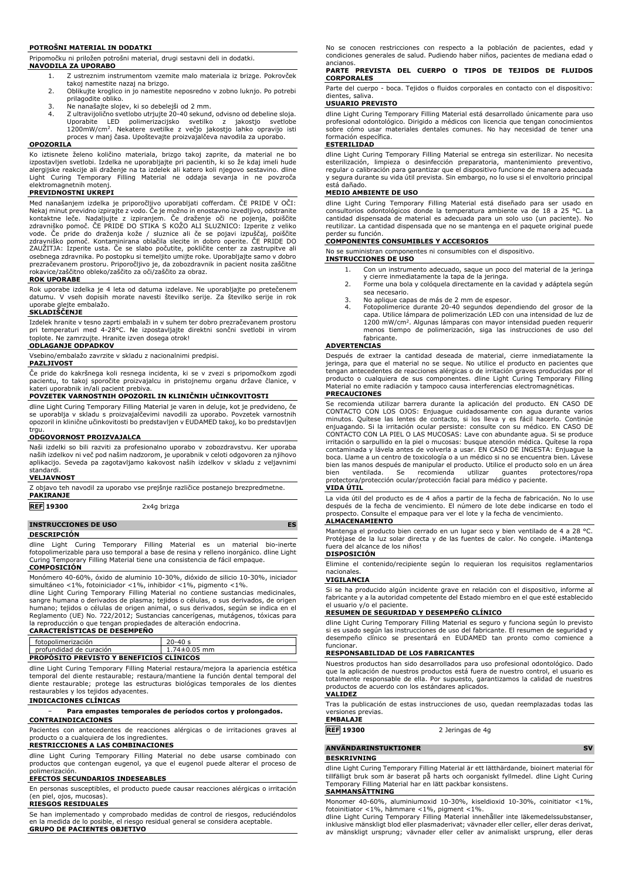**POTROŠNI MATERIAL IN DODATKI**

Pripomočku ni priložen potrošni material, drugi sestavni deli in dodatki.

**NAVODILA ZA UPORABO**

1. Z ustreznim instrumentom vzemite malo materiala iz brizge. Pokrovček takoj namestite nazaj na brizgo.
2. Oblikujte kroglico in jo namestite neposredno v zobno luknjo. Po potrebi prilagodite obliko.
3. Ne nanašajte slojev, ki so debelejši od 2 mm.
4. Z ultravijolično svetlobo utrjujte 20-40 sekund, odvisno od debeline sloja. Uporabite LED polimerizacijsko svetilko z jakostjo svetlobe 1200mW/cm². Nekatere svetilke z večjo jakostjo lahko opravijo isti proces v manj časa. Upoštevajte proizvajalčeva navodila za uporabo.

**OPOZORILA**

Ko iztisnete želeno količino materiala, brizgo takoj zaprite, da material ne bo izpostavljen svetlobi. Izdelka ne uporabljajte pri pacientih, ki so že kdaj imeli hude alergijske reakcije ali draženje na ta izdelek ali katero koli njegovo sestavino. dline Light Curing Temporary Filling Material ne oddaja sevanja in ne povzroča elektromagnetnih motenj.

**PREVIDNOSTNI UKREPI**

Med nanašanjem izdelka je priporočljivo uporabljati cofferdam. ČE PRIDE V OČI: Nekaj minut previdno izpirajte z vodo. Če je možno in enostavno izvedljivo, odstranite kontaktne leče. Nadaljujte z izpiranjem. Če draženje oči ne pojenja, poiščite zdravniško pomoč. ČE PRIDE DO STIKA S KOŽO ALI SLUZNICO: Izperite z veliko vode. Če pride do draženja kože / sluznice ali če se pojavi izpuščaj, poiščite zdravniško pomoč. Kontaminirana oblačila slecite in dobro operite. ČE PRIDE DO ZAUŽITJA: Izperite usta. Če se slabo počutite, pokličite center za zastrupitve ali osebnega zdravnika. Po postopku si temeljito umijte roke. Uporabljajte samo v dobro prezračevanem prostoru. Priporočljivo je, da zobozdravnik in pacient nosita zaščitne rokavice/zaščitno obleko/zaščito za oči/zaščito za obraz.

**ROK UPORABE**

Rok uporabe izdelka je 4 leta od datuma izdelave. Ne uporabljajte po pretečenem datumu. V vseh dopisih morate navesti številko serije. Za številko serije in rok uporabe glejte embalažo.

**SKLADIŠČENJE**

Izdelek hranite v tesno zaprti embalaži in v suhem ter dobro prezračevanem prostoru pri temperaturi med 4-28°C. Ne izpostavljajte direktni sončni svetlobi in virom toplote. Ne zamrzujte. Hranite izven dosega otrok!

**ODLAGANJE ODPADKOV**

Vsebino/embalažo zavrzite v skladu z nacionalnimi predpisi.

**PAZLJIVOST**

Če pride do kakršnega koli resnega incidenta, ki se v zvezi s pripomočkom zgodi pacientu, to takoj sporočite proizvajalcu in pristojnemu organu države članice, v kateri uporabnik in/ali pacient prebiva.

**POVZETEK VARNOSTNIH OPOZORIL IN KLINIČNIH UČINKOVITOSTI**

dline Light Curing Temporary Filling Material je varen in deluje, kot je predvideno, če se uporablja v skladu s proizvajalčevimi navodili za uporabo. Povzetek varnostnih opozoril in klinični učinkovitosti bo predstavljen v EUDAMED takoj, ko bo predstavljen trgu.

**ODGOVORNOST PROIZVAJALCA**

Naši izdelki so bili razviti za profesionalno uporabo v zobozdravstvu. Ker uporaba naših izdelkov ni več pod našim nadzorom, je uporabnik v celoti odgovoren za njihovo aplikacijo. Seveda pa zagotavljamo kakovost naših izdelkov v skladu z veljavnimi standardi.

**VELJAVNOST**

Z objavo teh navodil za uporabo vse prejšnje različice postanejo brezpredmetne.

**PAKIRANJE**

**REF 19300** 2x4g brizga

## INSTRUCCIONES DE USO ES

**DESCRIPCIÓN**

dline Light Curing Temporary Filling Material es un material bio-inerte fotopolimerizable para uso temporal a base de resina y relleno inorgánico. dline Light Curing Temporary Filling Material tiene una consistencia de fácil empaque.

**COMPOSICIÓN**

Monómero 40-60%, óxido de aluminio 10-30%, dióxido de silicio 10-30%, iniciador simultáneo <1%, fotoiniciador <1%, inhibidor <1%, pigmento <1%.

dline Light Curing Temporary Filling Material no contiene sustancias medicinales, sangre humana o derivados de plasma; tejidos o células, o sus derivados, de origen humano; tejidos o células de origen animal, o sus derivados, según se indica en el Reglamento (UE) No. 722/2012; Sustancias cancerígenas, mutágenos, tóxicas para la reproducción o que tengan propiedades de alteración endocrina.

**CARACTERÍSTICAS DE DESEMPEÑO**

| | |
|---|---|
| fotopolimerización | 20-40 s |
| profundidad de curación | 1.74±0.05 mm |

**PROPÓSITO PREVISTO Y BENEFICIOS CLÍNICOS**

dline Light Curing Temporary Filling Material restaura/mejora la apariencia estética temporal del diente restaurable; restaura/mantiene la función dental temporal del diente restaurable; protege las estructuras biológicas temporales de los dientes restaurables y los tejidos adyacentes.

**INDICACIONES CLÍNICAS**

– **Para empastes temporales de períodos cortos y prolongados.**

**CONTRAINDICACIONES**

Pacientes con antecedentes de reacciones alérgicas o de irritaciones graves al producto o a cualquiera de los ingredientes.

**RESTRICCIONES A LAS COMBINACIONES**

dline Light Curing Temporary Filling Material no debe usarse combinado con productos que contengan eugenol, ya que el eugenol puede alterar el proceso de polimerización.

**EFECTOS SECUNDARIOS INDESEABLES**

En personas susceptibles, el producto puede causar reacciones alérgicas o irritación (en piel, ojos, mucosas).

**RIESGOS RESIDUALES**

Se han implementado y comprobado medidas de control de riesgos, reduciéndolos en la medida de lo posible, el riesgo residual general se considera aceptable.

**GRUPO DE PACIENTES OBJETIVO**

No se conocen restricciones con respecto a la población de pacientes, edad y condiciones generales de salud. Pudiendo haber niños, pacientes de mediana edad o ancianos.

**PARTE PREVISTA DEL CUERPO O TIPOS DE TEJIDOS DE FLUIDOS CORPORALES**

Parte del cuerpo - boca. Tejidos o fluidos corporales en contacto con el dispositivo: dientes, saliva.

**USUARIO PREVISTO**

dline Light Curing Temporary Filling Material está desarrollado únicamente para uso profesional odontológico. Dirigido a médicos con licencia que tengan conocimientos sobre cómo usar materiales dentales comunes. No hay necesidad de tener una formación específica.

**ESTERILIDAD**

dline Light Curing Temporary Filling Material se entrega sin esterilizar. No necesita esterilización, limpieza o desinfección preparatoria, mantenimiento preventivo, regular o calibración para garantizar que el dispositivo funcione de manera adecuada y segura durante su vida útil prevista. Sin embargo, no lo use si el envoltorio principal está dañado.

**MEDIO AMBIENTE DE USO**

dline Light Curing Temporary Filling Material está diseñado para ser usado en consultorios odontológicos donde la temperatura ambiente va de 18 a 25 °C. La cantidad dispensada de material es adecuada para un solo uso (un paciente). No reutilizar. La cantidad dispensada que no se mantenga en el paquete original puede perder su función.

**COMPONENTES CONSUMIBLES Y ACCESORIOS**

No se suministran componentes ni consumibles con el dispositivo.

**INSTRUCCIONES DE USO**

1. Con un instrumento adecuado, saque un poco del material de la jeringa y cierre inmediatamente la tapa de la jeringa.
2. Forme una bola y colóquela directamente en la cavidad y adáptela según sea necesario.
3. No aplique capas de más de 2 mm de espesor.
4. Fotopolimerice durante 20-40 segundos dependiendo del grosor de la capa. Utilice lámpara de polimerización LED con una intensidad de luz de 1200 mW/cm². Algunas lámparas con mayor intensidad pueden requerir menos tiempo de polimerización, siga las instrucciones de uso del fabricante.

**ADVERTENCIAS**

Después de extraer la cantidad deseada de material, cierre inmediatamente la jeringa, para que el material no se seque. No utilice el producto en pacientes que tengan antecedentes de reacciones alérgicas o de irritación graves producidas por el producto o cualquiera de sus componentes. dline Light Curing Temporary Filling Material no emite radiación y tampoco causa interferencias electromagnéticas.

**PRECAUCIONES**

Se recomienda utilizar barrera durante la aplicación del producto. EN CASO DE CONTACTO CON LOS OJOS: Enjuague cuidadosamente con agua durante varios minutos. Quítese las lentes de contacto, si los lleva y es fácil hacerlo. Continúe enjuagando. Si la irritación ocular persiste: consulte con su médico. EN CASO DE CONTACTO CON LA PIEL O LAS MUCOSAS: Lave con abundante agua. Si se produce irritación o sarpullido en la piel o mucosas: busque atención médica. Quítese la ropa contaminada y lávela antes de volverla a usar. EN CASO DE INGESTA: Enjuague la boca. Llame a un centro de toxicología o a un médico si no se encuentra bien. Lávese bien las manos después de manipular el producto. Utilice el producto solo en un área bien ventilada. Se recomienda utilizar guantes protectores/ropa protectora/protección ocular/protección facial para médico y paciente.

**VIDA ÚTIL**

La vida útil del producto es de 4 años a partir de la fecha de fabricación. No lo use después de la fecha de vencimiento. El número de lote debe indicarse en todo el prospecto. Consulte el empaque para ver el lote y la fecha de vencimiento.

**ALMACENAMIENTO**

Mantenga el producto bien cerrado en un lugar seco y bien ventilado de 4 a 28 °C. Protéjase de la luz solar directa y de las fuentes de calor. No congele. ¡Mantenga fuera del alcance de los niños!

**DISPOSICIÓN**

Elimine el contenido/recipiente según lo requieran los requisitos reglamentarios nacionales.

**VIGILANCIA**

Si se ha producido algún incidente grave en relación con el dispositivo, informe al fabricante y a la autoridad competente del Estado miembro en el que esté establecido el usuario y/o el paciente.

**RESUMEN DE SEGURIDAD Y DESEMPEÑO CLÍNICO**

dline Light Curing Temporary Filling Material es seguro y funciona según lo previsto si es usado según las instrucciones de uso del fabricante. El resumen de seguridad y desempeño clínico se presentará en EUDAMED tan pronto como comience a funcionar.

**RESPONSABILIDAD DE LOS FABRICANTES**

Nuestros productos han sido desarrollados para uso profesional odontológico. Dado que la aplicación de nuestros productos está fuera de nuestro control, el usuario es totalmente responsable de ella. Por supuesto, garantizamos la calidad de nuestros productos de acuerdo con los estándares aplicados.

**VALIDEZ**

Tras la publicación de estas instrucciones de uso, quedan reemplazadas todas las versiones previas.

**EMBALAJE**

**REF 19300** 2 Jeringas de 4g

## ANVÄNDARINSTUKTIONER SV

**BESKRIVNING**

dline Light Curing Temporary Filling Material är ett lätthärdande, bioinert material för tillfälligt bruk som är baserat på harts och oorganiskt fyllmedel. dline Light Curing Temporary Filling Material har en lätt packbar konsistens.

**SAMMANSÄTTNING**

Monomer 40-60%, aluminiumoxid 10-30%, kiseldioxid 10-30%, coinitiator <1%, fotoinitiator <1%, hämmare <1%, pigment <1%.

dline Light Curing Temporary Filling Material innehåller inte läkemedelssubstanser, inklusive mänskligt blod eller plasmaderivat; vävnader eller celler, eller deras derivat, av mänskligt ursprung; vävnader eller celler av animaliskt ursprung, eller deras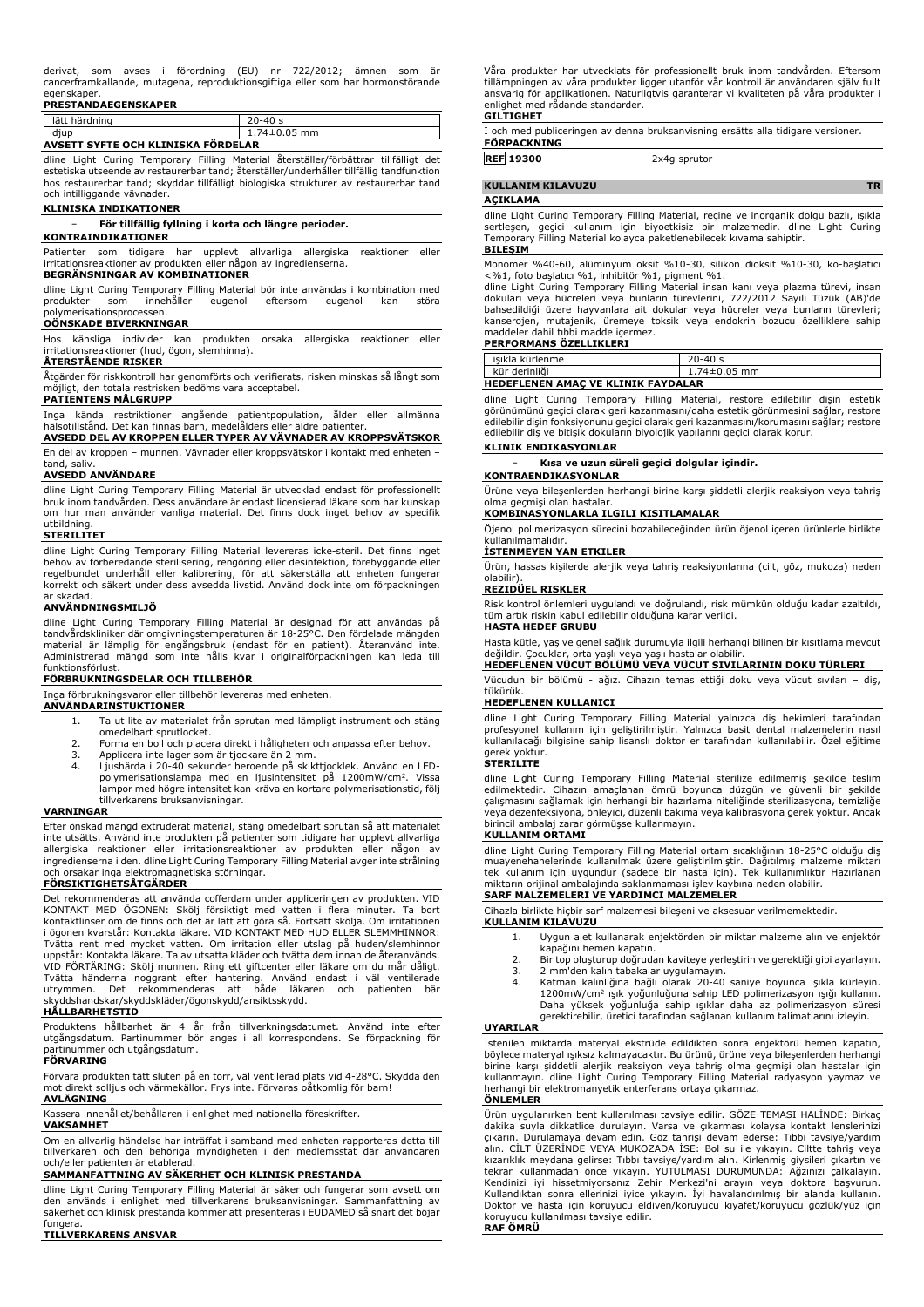derivat, som avses i förordning (EU) nr 722/2012; ämnen som är cancerframkallande, mutagena, reproduktionsgiftiga eller som har hormonstörande egenskaper.

**PRESTANDAEGENSKAPER**

| lätt härdning | 20-40 s |
|---|---|
| djup | 1.74±0.05 mm |

**AVSETT SYFTE OCH KLINISKA FÖRDELAR**

dline Light Curing Temporary Filling Material återställer/förbättrar tillfälligt det estetiska utseende av restaurerbar tand; återställer/underhåller tillfällig tandfunktion hos restaurerbar tand; skyddar tillfälligt biologiska strukturer av restaurerbar tand och intilliggande vävnader.

**KLINISKA INDIKATIONER**

- **För tillfällig fyllning i korta och längre perioder.**

**KONTRAINDIKATIONER**

Patienter som tidigare har upplevt allvarliga allergiska reaktioner eller irritationsreaktioner av produkten eller någon av ingredienserna.

**BEGRÄNSNINGAR AV KOMBINATIONER**

dline Light Curing Temporary Filling Material bör inte användas i kombination med produkter som innehåller eugenol eftersom eugenol kan störa polymerisationsprocessen.

**OÖNSKADE BIVERKNINGAR**

Hos känsliga individer kan produkten orsaka allergiska reaktioner eller irritationsreaktioner (hud, ögon, slemhinna).

**ÅTERSTÅENDE RISKER**

Åtgärder för riskkontroll har genomförts och verifierats, risken minskas så långt som möjligt, den totala restrisken bedöms vara acceptabel.

**PATIENTENS MÅLGRUPP**

Inga kända restriktioner angående patientpopulation, ålder eller allmänna hälsotillstånd. Det kan finnas barn, medelålders eller äldre patienter.

**AVSEDD DEL AV KROPPEN ELLER TYPER AV VÄVNADER AV KROPPSVÄTSKOR**

En del av kroppen – munnen. Vävnader eller kroppsvätskor i kontakt med enheten – tand, saliv.

**AVSEDD ANVÄNDARE**

dline Light Curing Temporary Filling Material är utvecklad endast för professionellt bruk inom tandvården. Dess användare är endast licensierad läkare som har kunskap om hur man använder vanliga material. Det finns dock inget behov av specifik utbildning.

**STERILITET**

dline Light Curing Temporary Filling Material levereras icke-steril. Det finns inget behov av förberedande sterilisering, rengöring eller desinfektion, förebyggande eller regelbundet underhåll eller kalibrering, för att säkerställa att enheten fungerar korrekt och säkert under dess avsedda livstid. Använd dock inte om förpackningen är skadad.

**ANVÄNDNINGSMILJÖ**

dline Light Curing Temporary Filling Material är designad för att användas på tandvårdskliniker där omgivningstemperaturen är 18-25°C. Den fördelade mängden material är lämplig för engångsbruk (endast för en patient). Återanvänd inte. Administrerad mängd som inte hålls kvar i originalförpackningen kan leda till funktionsförlust.

**FÖRBRUKNINGSDELAR OCH TILLBEHÖR**

Inga förbrukningsvaror eller tillbehör levereras med enheten.

**ANVÄNDARINSTUKTIONER**

1. Ta ut lite av materialet från sprutan med lämpligt instrument och stäng omedelbart sprutlocket.
2. Forma en boll och placera direkt i håligheten och anpassa efter behov.
3. Applicera inte lager som är tjockare än 2 mm.
4. Ljushärda i 20-40 sekunder beroende på skikttjocklek. Använd en LED-polymerisationslampa med en ljusintensitet på 1200mW/cm². Vissa lampor med högre intensitet kan kräva en kortare polymerisationstid, följ tillverkarens bruksanvisningar.

**VARNINGAR**

Efter önskad mängd extruderat material, stäng omedelbart sprutan så att materialet inte utsätts. Använd inte produkten på patienter som tidigare har upplevt allvarliga allergiska reaktioner eller irritationsreaktioner av produkten eller någon av ingredienserna i den. dline Light Curing Temporary Filling Material avger inte strålning och orsakar inga elektromagnetiska störningar.

**FÖRSIKTIGHETSÅTGÄRDER**

Det rekommenderas att använda cofferdam under appliceringen av produkten. VID KONTAKT MED ÖGONEN: Skölj försiktigt med vatten i flera minuter. Ta bort kontaktlinser om de finns och det är lätt att göra så. Fortsätt skölja. Om irritationen i ögonen kvarstår: Kontakta läkare. VID KONTAKT MED HUD ELLER SLEMHINNOR: Tvätta rent med mycket vatten. Om irritation eller utslag på huden/slemhinnor uppstår: Kontakta läkare. Ta av utsatta kläder och tvätta dem innan de återanvänds. VID FÖRTÄRING: Skölj munnen. Ring ett giftcenter eller läkare om du mår dåligt. Tvätta händerna noggrant efter hantering. Använd endast i väl ventilerade utrymmen. Det rekommenderas att både läkaren och patienten bär skyddshandskar/skyddskläder/ögonskydd/ansiktsskydd.

**HÅLLBARHETSTID**

Produktens hållbarhet är 4 år från tillverkningsdatumet. Använd inte efter utgångsdatum. Partinummer bör anges i all korrespondens. Se förpackning för partinummer och utgångsdatum.

**FÖRVARING**

Förvara produkten tätt sluten på en torr, väl ventilerad plats vid 4-28°C. Skydda den mot direkt solljus och värmekällor. Frys inte. Förvaras oåtkomlig för barn!

**AVLÄGNING**

Kassera innehållet/behållaren i enlighet med nationella föreskrifter.

**VAKSAMHET**

Om en allvarlig händelse har inträffat i samband med enheten rapporteras detta till tillverkaren och den behöriga myndigheten i den medlemsstat där användaren och/eller patienten är etablerad.

**SAMMANFATTNING AV SÄKERHET OCH KLINISK PRESTANDA**

dline Light Curing Temporary Filling Material är säker och fungerar som avsett om den används i enlighet med tillverkarens bruksanvisningar. Sammanfattning av säkerhet och klinisk prestanda kommer att presenteras i EUDAMED så snart det börjar fungera.

**TILLVERKARENS ANSVAR**

Våra produkter har utvecklats för professionellt bruk inom tandvården. Eftersom tillämpningen av våra produkter ligger utanför vår kontroll är användaren själv fullt ansvarig för applikationen. Naturligtvis garanterar vi kvaliteten på våra produkter i enlighet med rådande standarder.

**GILTIGHET**

I och med publiceringen av denna bruksanvisning ersätts alla tidigare versioner.

**FÖRPACKNING**

**REF 19300** 2x4g sprutor

## KULLANIM KILAVUZU — TR

**AÇIKLAMA**

dline Light Curing Temporary Filling Material, reçine ve inorganik dolgu bazlı, ışıkla sertleşen, geçici kullanım için biyoetkisiz bir malzemedir. dline Light Curing Temporary Filling Material kolayca paketlenebilecek kıvama sahiptir.

**BILEŞIM**

Monomer %40-60, alüminyum oksit %10-30, silikon dioksit %10-30, ko-başlatıcı <%1, foto başlatıcı %1, inhibitör %1, pigment %1.

dline Light Curing Temporary Filling Material insan kanı veya plazma türevi, insan dokuları veya hücreleri veya bunların türevlerini, 722/2012 Sayılı Tüzük (AB)'de bahsedildiği üzere hayvanlara ait dokular veya hücreler veya bunların türevleri; kanserojen, mutajenik, üremeye toksik veya endokrin bozucu özelliklere sahip maddeler dahil tıbbi madde içermez.

**PERFORMANS ÖZELLIKLERI**

| ışıkla kürlenme | 20-40 s |
|---|---|
| kür derinliği | 1.74±0.05 mm |

**HEDEFLENEN AMAÇ VE KLINIK FAYDALAR**

dline Light Curing Temporary Filling Material, restore edilebilir dişin estetik görünümünü geçici olarak geri kazanmasını/daha estetik görünmesini sağlar, restore edilebilir dişin fonksiyonunu geçici olarak geri kazanmasını/korumasını sağlar; restore edilebilir diş ve bitişik dokuların biyolojik yapılarını geçici olarak korur.

**KLINIK ENDIKASYONLAR**

- **Kısa ve uzun süreli geçici dolgular içindir.**

**KONTRAENDIKASYONLAR**

Ürüne veya bileşenlerden herhangi birine karşı şiddetli alerjik reaksiyon veya tahriş olma geçmişi olan hastalar.

**KOMBINASYONLARLA ILGILI KISITLAMALAR**

Öjenol polimerizasyon sürecini bozabileceğinden ürün öjenol içeren ürünlerle birlikte kullanılmamalıdır.

**İSTENMEYEN YAN ETKILER**

Ürün, hassas kişilerde alerjik veya tahriş reaksiyonlarına (cilt, göz, mukoza) neden olabilir).

**REZIDÜEL RISKLER**

Risk kontrol önlemleri uygulandı ve doğrulandı, risk mümkün olduğu kadar azaltıldı, tüm artık riskin kabul edilebilir olduğuna karar verildi.

**HASTA HEDEF GRUBU**

Hasta kütle, yaş ve genel sağlık durumuyla ilgili herhangi bilinen bir kısıtlama mevcut değildir. Çocuklar, orta yaşlı veya yaşlı hastalar olabilir.

**HEDEFLENEN VÜCUT BÖLÜMÜ VEYA VÜCUT SIVILARININ DOKU TÜRLERI**

Vücudun bir bölümü - ağız. Cihazın temas ettiği doku veya vücut sıvıları – diş, tükürük.

**HEDEFLENEN KULLANICI**

dline Light Curing Temporary Filling Material yalnızca diş hekimleri tarafından profesyonel kullanım için geliştirilmiştir. Yalnızca basit dental malzemelerin nasıl kullanılacağı bilgisine sahip lisanslı doktor er tarafından kullanılabilir. Özel eğitime gerek yoktur.

**STERILITE**

dline Light Curing Temporary Filling Material sterilize edilmemiş şekilde teslim edilmektedir. Cihazın amaçlanan ömrü boyunca düzgün ve güvenli bir şekilde çalışmasını sağlamak için herhangi bir hazırlama niteliğinde sterilizasyona, temizliğe veya dezenfeksiyona, önleyici, düzenli bakıma veya kalibrasyona gerek yoktur. Ancak birincil ambalaj zarar görmüşse kullanmayın.

**KULLANIM ORTAMI**

dline Light Curing Temporary Filling Material ortam sıcaklığının 18-25°C olduğu diş muayenehanelerinde kullanılmak üzere geliştirilmiştir. Dağıtılmış malzeme miktarı tek kullanım için uygundur (sadece bir hasta için). Tek kullanımlıktır Hazırlanan miktarın orijinal ambalajında saklanmaması işlev kaybına neden olabilir.

**SARF MALZEMELERI VE YARDIMCI MALZEMELER**

Cihazla birlikte hiçbir sarf malzemesi bileşeni ve aksesuar verilmemektedir.

**KULLANIM KILAVUZU**

1. Uygun alet kullanarak enjektörden bir miktar malzeme alın ve enjektör kapağını hemen kapatın.
2. Bir top oluşturup doğrudan kaviteye yerleştirin ve gerektiği gibi ayarlayın.
3. 2 mm'den kalın tabakalar uygulamayın.
4. Katman kalınlığına bağlı olarak 20-40 saniye boyunca ışıkla kürleyin. 1200mW/cm² ışık yoğunluğuna sahip LED polimerizasyon ışığı kullanın. Daha yüksek yoğunluğa sahip ışıklar daha az polimerizasyon süresi gerektirebilir, üretici tarafından sağlanan kullanım talimatlarını izleyin.

**UYARILAR**

İstenilen miktarda materyal ekstrüde edildikten sonra enjektörü hemen kapatın, böylece materyal ışıksız kalmayacaktır. Bu ürünü, ürüne veya bileşenlerden herhangi birine karşı şiddetli alerjik reaksiyon veya tahriş olma geçmişi olan hastalar için kullanmayın. dline Light Curing Temporary Filling Material radyasyon yaymaz ve herhangi bir elektromanyetik enterferans ortaya çıkarmaz.

**ÖNLEMLER**

Ürün uygulanırken bent kullanılması tavsiye edilir. GÖZE TEMASI HALİNDE: Birkaç dakika suyla dikkatlice durulayın. Varsa ve çıkarması kolaysa kontakt lenslerinizi çıkarın. Durulamaya devam edin. Göz tahrişi devam ederse: Tıbbi tavsiye/yardım alın. CİLT ÜZERİNDE VEYA MUKOZADA İSE: Bol su ile yıkayın. Ciltte tahriş veya kızarıklık meydana gelirse: Tıbbı tavsiye/yardım alın. Kirlenmiş giysileri çıkartın ve tekrar kullanmadan önce yıkayın. YUTULMASI DURUMUNDA: Ağzınızı çalkalayın. Kendinizi iyi hissetmiyorsanız Zehir Merkezi'ni arayın veya doktora başvurun. Kullandıktan sonra ellerinizi iyice yıkayın. İyi havalandırılmış bir alanda kullanın. Doktor ve hasta için koruyucu eldiven/koruyucu kıyafet/koruyucu gözlük/yüz için koruyucu kullanılması tavsiye edilir.

**RAF ÖMRÜ**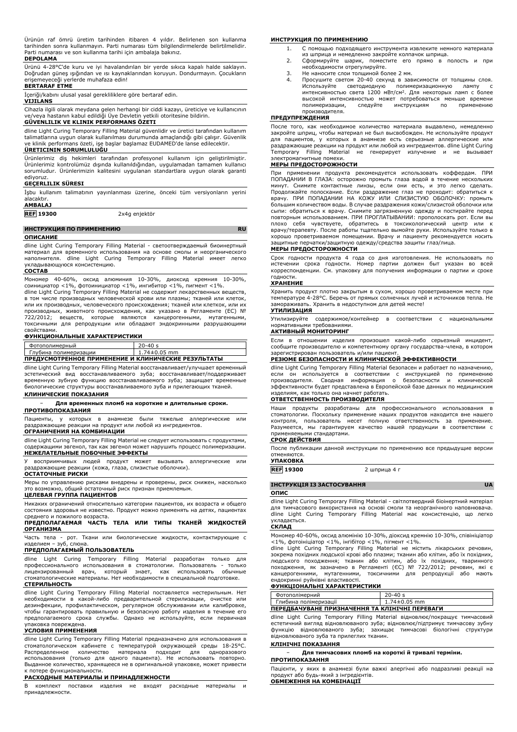Ürünün raf ömrü üretim tarihinden itibaren 4 yıldır. Belirlenen son kullanma tarihinden sonra kullanmayın. Parti numarası tüm bilgilendirmelerde belirtilmelidir. Parti numarası ve son kullanma tarihi için ambalaja bakınız.

**DEPOLAMA**

Ürünü 4-28°C'de kuru ve iyi havalandırılan bir yerde sıkıca kapalı halde saklayın. Doğrudan güneş ışığından ve ısı kaynaklarından koruyun. Dondurmayın. Çocukların erişemeyeceği yerlerde muhafaza edin!

**BERTARAF ETME**

İçeriği/kabını ulusal yasal gerekliliklere göre bertaraf edin.

**VIJILANS**

Cihazla ilgili olarak meydana gelen herhangi bir ciddi kazayı, üreticiye ve kullanıcının ve/veya hastanın kabul edildiği Üye Devletin yetkili otoritesine bildirin.

**GÜVENLILIK VE KLINIK PERFORMANS ÖZETI**

dline Light Curing Temporary Filling Material güvenlidir ve üretici tarafından kullanım talimatlarına uygun olarak kullanılması durumunda amaçlandığı gibi çalışır. Güvenlik ve klinik performans özeti, işe başlar başlamaz EUDAMED'de lanse edilecektir.

**ÜRETICININ SORUMLULUĞU**

Ürünlerimiz diş hekimleri tarafından profesyonel kullanım için geliştirilmiştir. Ürünlerimiz kontrolümüz dışında kullanıldığından, uygulamadan tamamen kullanıcı sorumludur. Ürünlerimizin kalitesini uygulanan standartlara uygun olarak garanti ediyoruz.

**GEÇERLILIK SÜRESI**

İşbu kullanım talimatının yayınlanması üzerine, önceki tüm versiyonların yerini alacaktır.

**AMBALAJ**

| REF 19300 | 2x4g enjektör |
|---|---|

## ИНСТРУКЦИЯ ПО ПРИМЕНЕНИЮ RU

**ОПИСАНИЕ**

dline Light Curing Temporary Filling Material - светоотверждаемый биоинертный материал для временного использования на основе смолы и неорганического наполнителя. dline Light Curing Temporary Filling Material имеет легко укладывающуюся консистенцию.

**СОСТАВ**

Мономер 40-60%, оксид алюминия 10-30%, диоксид кремния 10-30%, соинициатор <1%, фотоинициатор <1%, ингибитор <1%, пигмент <1%.

dline Light Curing Temporary Filling Material не содержит лекарственных веществ, в том числе производных человеческой крови или плазмы; тканей или клеток, или их производных, человеческого происхождения; тканей или клеток, или их производных, животного происхождения, как указано в Регламенте (ЕС) № 722/2012; веществ, которые являются канцерогенными, мутагенными, токсичными для репродукции или обладают эндокринными разрушающими свойствами.

**ФУНКЦИОНАЛЬНЫЕ ХАРАКТЕРИСТИКИ**

| Фотополимерный | 20-40 s |
|---|---|
| Глубина полимеризации | 1.74±0.05 mm |

**ПРЕДУСМОТРЕННОЕ ПРИМЕНЕНИЕ И КЛИНИЧЕСКИЕ РЕЗУЛЬТАТЫ**

dline Light Curing Temporary Filling Material восстанавливает/улучшает временный эстетический вид восстанавливаемого зуба; восстанавливает/поддерживает временную зубную функцию восстанавливаемого зуба; защищает временные биологические структуры восстанавливаемого зуба и прилегающих тканей.

**КЛИНИЧЕСКИЕ ПОКАЗАНИЯ**

– **Для временных пломб на короткие и длительные сроки.**

**ПРОТИВОПОКАЗАНИЯ**

Пациенты, у которых в анамнезе были тяжелые аллергические или раздражающие реакции на продукт или любой из ингредиентов.

**ОГРАНИЧЕНИЯ НА КОМБИНАЦИИ**

dline Light Curing Temporary Filling Material не следует использовать с продуктами, содержащими эвгенол, так как эвгенол может нарушить процесс полимеризации.

**НЕЖЕЛАТЕЛЬНЫЕ ПОБОЧНЫЕ ЭФФЕКТЫ**

У восприимчивых людей продукт может вызывать аллергические или раздражающие реакции (кожа, глаза, слизистые оболочки).

**ОСТАТОЧНЫЕ РИСКИ**

Меры по управлению рисками внедрены и проверены, риск снижен, насколько это возможно, общий остаточный риск признан приемлемым.

**ЦЕЛЕВАЯ ГРУППА ПАЦИЕНТОВ**

Никаких ограничений относительно категории пациентов, их возраста и общего состояния здоровья не известно. Продукт можно применять на детях, пациентах среднего и пожилого возраста.

**ПРЕДПОЛАГАЕМАЯ ЧАСТЬ ТЕЛА ИЛИ ТИПЫ ТКАНЕЙ ЖИДКОСТЕЙ ОРГАНИЗМА**

Часть тела - рот. Ткани или биологические жидкости, контактирующие с изделием – зуб, слюна.

**ПРЕДПОЛАГАЕМЫЙ ПОЛЬЗОВАТЕЛЬ**

dline Light Curing Temporary Filling Material разработан только для профессионального использования в стоматологии. Пользователь - только лицензированный врач, который знает, как использовать обычные стоматологические материалы. Нет необходимости в специальной подготовке.

**СТЕРИЛЬНОСТЬ**

dline Light Curing Temporary Filling Material поставляется нестерильным. Нет необходимости в какой-либо предварительной стерилизации, очистке или дезинфекции, профилактическом, регулярном обслуживании или калибровке, чтобы гарантировать правильную и безопасную работу изделия в течение его предполагаемого срока службы. Однако не используйте, если первичная упаковка повреждена.

**УСЛОВИЯ ПРИМЕНЕНИЯ**

dline Light Curing Temporary Filling Material предназначено для использования в стоматологическом кабинете с температурой окружающей среды 18-25°C. Распределенное количество материала подходит для одноразового использования (только для одного пациента). Не использовать повторно. Выданное количество, хранящееся не в оригинальной упаковке, может привести к потере функциональности.

**РАСХОДНЫЕ МАТЕРИАЛЫ И ПРИНАДЛЕЖНОСТИ**

В комплект поставки изделия не входят расходные материалы и принадлежности.

**ИНСТРУКЦИЯ ПО ПРИМЕНЕНИЮ**

1. С помощью подходящего инструмента извлеките немного материала из шприца и немедленно закройте колпачок шприца.
2. Сформируйте шарик, поместите его прямо в полость и при необходимости отрегулируйте.
3. Не наносите слои толщиной более 2 мм.
4. Просушите светом 20-40 секунд в зависимости от толщины слоя. Используйте светодиодную полимеризационную лампу с интенсивностью света 1200 мВт/см². Для некоторых ламп с более высокой интенсивностью может потребоваться меньше времени полимеризации, следуйте инструкциям по применению производителя.

**ПРЕДУПРЕЖДЕНИЯ**

После того, как необходимое количество материала выдавлено, немедленно закройте шприц, чтобы материал не был высвобожден. Не используйте продукт для пациентов, у которых в анамнезе есть серьезные аллергические или раздражающие реакции на продукт или любой из ингредиентов. dline Light Curing Temporary Filling Material не генерирует излучение и не вызывает электромагнитные помехи.

**МЕРЫ ПРЕДОСТОРОЖНОСТИ**

При применении продукта рекомендуется использовать коффердам. ПРИ ПОПАДАНИИ В ГЛАЗА: осторожно промыть глаза водой в течение нескольких минут. Снимите контактные линзы, если они есть, и это легко сделать. Продолжайте полоскание. Если раздражение глаз не проходит: обратиться к врачу. ПРИ ПОПАДАНИИ НА КОЖУ ИЛИ СЛИЗИСТУЮ ОБОЛОЧКУ: промыть большим количеством воды. В случае раздражения кожи/слизистой оболочки или сыпи: обратиться к врачу. Снимите загрязненную одежду и постирайте перед повторным использованием. ПРИ ПРОГЛАТЫВАНИИ: прополоскать рот. Если вы плохо себя чувствуете, обратитесь в токсикологический центр или к врачу/терапевту. После работы тщательно вымойте руки. Используйте только в хорошо проветриваемом помещении. Врачу и пациенту рекомендуется носить защитные перчатки/защитную одежду/средства защиты глаз/лица.

**МЕРЫ ПРЕДОСТОРОЖНОСТИ**

Срок годности продукта 4 года со дня изготовления. Не использовать по истечении срока годности. Номер партии должен быть указан во всей корреспонденции. См. упаковку для получения информации о партии и сроке годности.

**ХРАНЕНИЕ**

Хранить продукт плотно закрытым в сухом, хорошо проветриваемом месте при температуре 4-28°C. Беречь от прямых солнечных лучей и источников тепла. Не замораживать. Хранить в недоступном для детей месте!

**УТИЛИЗАЦИЯ**

Утилизируйте содержимое/контейнер в соответствии с национальными нормативными требованиями.

**АКТИВНЫЙ МОНИТОРИНГ**

Если в отношении изделия произошел какой-либо серьезный инцидент, сообщите производителю и компетентному органу государства-члена, в котором зарегистрирован пользователь и/или пациент.

**РЕЗЮМЕ БЕЗОПАСНОСТИ И КЛИНИЧЕСКОЙ ЭФФЕКТИВНОСТИ**

dline Light Curing Temporary Filling Material безопасен и работает по назначению, если он используется в соответствии с инструкцией по применению производителя. Сводная информация о безопасности и клинической эффективности будет представлена в Европейской базе данных по медицинским изделиям, как только она начнет работать.

**ОТВЕТСТВЕННОСТЬ ПРОИЗВОДИТЕЛЯ**

Наши продукты разработаны для профессионального использования в стоматологии. Поскольку применение наших продуктов находится вне нашего контроля, пользователь несет полную ответственность за применение. Разумеется, мы гарантируем качество нашей продукции в соответствии с применяемыми стандартами.

**СРОК ДЕЙСТВИЯ**

После публикации данной инструкции по применению все предыдущие версии отменяются.

**УПАКОВКА**

| REF 19300 | 2 шприца 4 г |
|---|---|

## ІНСТРУКЦІЯ ІЗ ЗАСТОСУВАННЯ UA

**ОПИС**

dline Light Curing Temporary Filling Material - світлотвердний біоінертний матеріал для тимчасового використання на основі смоли та неорганічного наповнювача. dline Light Curing Temporary Filling Material має консистенцію, що легко укладається.

**СКЛАД**

Мономер 40-60%, оксид алюмінію 10-30%, діоксид кремнію 10-30%, співініціатор <1%, фотоініціатор <1%, інгібітор <1%, пігмент <1%.

dline Light Curing Temporary Filling Material не містить лікарських речовин, зокрема похідних людської крові або плазми; тканин або клітин, або їх похідних, людського походження; тканин або клітин, або їх похідних, тваринного походження, як зазначено в Регламенті (ЄС) № 722/2012; речовин, які є канцерогенними, мутагенними, токсичними для репродукції або мають ендокринні руйнівні властивості.

**ФУНКЦІОНАЛЬНІ ХАРАКТЕРИСТИКИ**

| Фотополімерний | 20-40 s |
|---|---|
| Глибина полімеризації | 1.74±0.05 mm |

**ПЕРЕДБАЧУВАНЕ ПРИЗНАЧЕННЯ ТА КЛІНІЧНІ ПЕРЕВАГИ**

dline Light Curing Temporary Filling Material відновлює/покращує тимчасовий естетичний вигляд відновлюваного зуба; відновлює/підтримує тимчасову зубну функцію відновлюваного зуба; захищає тимчасові біологічні структури відновлюваного зуба та прилеглих тканин.

**КЛІНІЧНІ ПОКАЗАННЯ**

– **Для тимчасових пломб на короткі й тривалі терміни.**

**ПРОТИПОКАЗАННЯ**

Пацієнти, у яких в анамнезі були важкі алергічні або подразливі реакції на продукт або будь-який з інгредієнтів.

**ОБМЕЖЕННЯ НА КОМБІНАЦІЇ**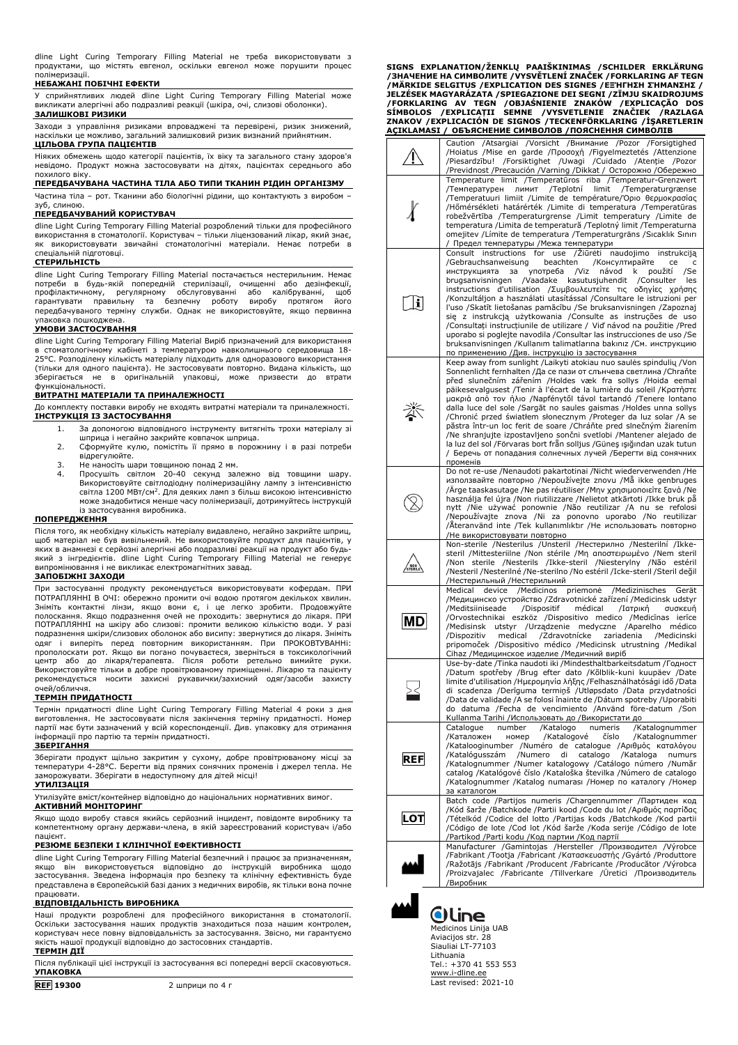dline Light Curing Temporary Filling Material не треба використовувати з продуктами, що містять евгенол, оскільки евгенол може порушити процес полімеризації.

**НЕБАЖАНІ ПОБІЧНІ ЕФЕКТИ**

У сприйнятливих людей dline Light Curing Temporary Filling Material може викликати алергічні або подразливі реакції (шкіра, очі, слизові оболонки).

**ЗАЛИШКОВІ РИЗИКИ**

Заходи з управління ризиками впроваджені та перевірені, ризик знижений, наскільки це можливо, загальний залишковий ризик визнаний прийнятним.

**ЦІЛЬОВА ГРУПА ПАЦІЄНТІВ**

Ніяких обмежень щодо категорії пацієнтів, їх віку та загального стану здоров'я невідомо. Продукт можна застосовувати на дітях, пацієнтах середнього або похилого віку.

**ПЕРЕДБАЧУВАНА ЧАСТИНА ТІЛА АБО ТИПИ ТКАНИН РІДИН ОРГАНІЗМУ**

Частина тіла – рот. Тканини або біологічні рідини, що контактують з виробом – зуб, слиною.

**ПЕРЕДБАЧУВАНИЙ КОРИСТУВАЧ**

dline Light Curing Temporary Filling Material розроблений тільки для професійного використання в стоматології. Користувач – тільки ліцензований лікар, який знає, як використовувати звичайні стоматологічні матеріали. Немає потреби в спеціальній підготовці.

**СТЕРИЛЬНІСТЬ**

dline Light Curing Temporary Filling Material постачається нестерильним. Немає потреби в будь-якій попередній стерилізації, очищенні або дезінфекції, профілактичному, регулярному обслуговуванні або калібруванні, щоб гарантувати правильну та безпечну роботу виробу протягом його передбачуваного терміну служби. Однак не використовуйте, якщо первинна упаковка пошкоджена.

**УМОВИ ЗАСТОСУВАННЯ**

dline Light Curing Temporary Filling Material Виріб призначений для використання в стоматологічному кабінеті з температурою навколишнього середовища 18-25°C. Розподілену кількість матеріалу підходить для одноразового використання (тільки для одного пацієнта). Не застосовувати повторно. Видана кількість, що зберігається не в оригінальній упаковці, може призвести до втрати функціональності.

**ВИТРАТНІ МАТЕРІАЛИ ТА ПРИНАЛЕЖНОСТІ**

До комплекту поставки виробу не входять витратні матеріали та приналежності.

**ІНСТРУКЦІЯ ІЗ ЗАСТОСУВАННЯ**

1. За допомогою відповідного інструменту витягніть трохи матеріалу зі шприца і негайно закрийте ковпачок шприца.
2. Сформуйте кулю, помістіть її прямо в порожнину і в разі потреби відрегулюйте.
3. Не наносіть шари товщиною понад 2 мм.
4. Просушіть світлом 20-40 секунд залежно від товщини шару. Використовуйте світлодіодну полімеризаційну лампу з інтенсивністю світла 1200 МВт/см². Для деяких ламп з більш високою інтенсивністю може знадобитися менше часу полімеризації, дотримуйтесь інструкцій із застосування виробника.

**ПОПЕРЕДЖЕННЯ**

Після того, як необхідну кількість матеріалу видалено, негайно закрийте шприц, щоб матеріал не був вивільнений. Не використовуйте продукт для пацієнтів, у яких в анамнезі є серйозні алергічні або подразливі реакції на продукт або будь-який з інгредієнтів. dline Light Curing Temporary Filling Material не генерує випромінювання і не викликає електромагнітних завад.

**ЗАПОБІЖНІ ЗАХОДИ**

При застосуванні продукту рекомендується використовувати кофердам. ПРИ ПОТРАПЛЯННІ В ОЧІ: обережно промити очі водою протягом декількох хвилин. Зніміть контактні лінзи, якщо вони є, і це легко зробити. Продовжуйте полоскання. Якщо подразнення очей не проходить: зверніться до лікаря. ПРИ ПОТРАПЛЯННІ на шкіру або слизові: промити великою кількістю води. У разі подразнення шкіри/слизових оболонок або висипу: зверніться до лікаря. Зніміть одяг і виперіть перед повторним використанням. При ПРОКОВТУВАННІ: прополоскати рот. Якщо ви погано почуваєтеся, зверніться в токсикологічний центр або до лікаря/терапевта. Після роботи ретельно вимийте руки. Використовуйте тільки в добре провітрюваному приміщенні. Лікарю та пацієнту рекомендується носити захисні рукавички/захисний одяг/засоби захисту очей/обличчя.

**ТЕРМІН ПРИДАТНОСТІ**

Термін придатності dline Light Curing Temporary Filling Material 4 роки з дня виготовлення. Не застосовувати після закінчення терміну придатності. Номер партії має бути зазначений у всій кореспонденції. Див. упаковку для отримання інформації про партію та термін придатності.

**ЗБЕРІГАННЯ**

Зберігати продукт щільно закритим у сухому, добре провітрюваному місці за температури 4-28°C. Берегти від прямих сонячних променів і джерел тепла. Не заморожувати. Зберігати в недоступному для дітей місці!

**УТИЛІЗАЦІЯ**

Утилізуйте вміст/контейнер відповідно до національних нормативних вимог.

**АКТИВНИЙ МОНІТОРИНГ**

Якщо щодо виробу стався якийсь серйозний інцидент, повідомте виробнику та компетентному органу держави-члена, в якій зареєстрований користувач і/або пацієнт.

**РЕЗЮМЕ БЕЗПЕКИ І КЛІНІЧНОЇ ЕФЕКТИВНОСТІ**

dline Light Curing Temporary Filling Material безпечний і працює за призначенням, якщо він використовується відповідно до інструкцій виробника щодо застосування. Зведена інформація про безпеку та клінічну ефективність буде представлена в Європейській базі даних з медичних виробів, як тільки вона почне працювати.

**ВІДПОВІДАЛЬНІСТЬ ВИРОБНИКА**

Наші продукти розроблені для професійного використання в стоматології. Оскільки застосування наших продуктів знаходиться поза нашим контролем, користувач несе повну відповідальність за застосування. Звісно, ми гарантуємо якість нашої продукції відповідно до застосовних стандартів.

**ТЕРМІН ДІЇ**

Після публікації цієї інструкції із застосування всі попередні версії скасовуються.

**УПАКОВКА**

| | |
|---|---|
| REF 19300 | 2 шприци по 4 г |

**SIGNS EXPLANATION/ŽENKLŲ PAAIŠKINIMAS /SCHILDER ERKLÄRUNG /ЗНАЧЕНИЕ НА СИМВОЛИТЕ /VYSVĚTLENÍ ZNAČEK /FORKLARING AF TEGN /MÄRKIDE SELGITUS /EXPLICATION DES SIGNES /ΕΞΗΓΗΣΗ ΣΗΜΑΝΣΗΣ / JELZÉSEK MAGYARÁZATA /SPIEGAZIONE DEI SEGNI /ZĪMJU SKAIDROJUMS /FORKLARING AV TEGN /OBJAŚNIENIE ZNAKÓW /EXPLICAÇÃO DOS SÍMBOLOS /EXPLICAȚII SEMNE /VYSVETLENIE ZNAČIEK /RAZLAGA ZNAKOV /EXPLICACIÓN DE SIGNOS /TECKENFÖRKLARING /İŞARETLERIN AÇIKLAMASI / ОБЪЯСНЕНИЕ СИМВОЛОВ /ПОЯСНЕННЯ СИМВОЛІВ**

| | |
|---|---|
| ⚠ | Caution /Atsargiai /Vorsicht /Внимание /Pozor /Forsigtighed /Hoiatus /Mise en garde /Προσοχή /Figyelmeztetés /Attenzione /Piesardzību! /Forsiktighet /Uwagi /Cuidado /Atenție /Pozor /Previdnost /Precaución /Varning /Dikkat / Осторожно /Обережно |
| 🌡 | Temperature limit /Temperatūros riba /Temperatur-Grenzwert /Температурен лимит /Teplotní limit /Temperaturgrænse /Temperatuuri limiit /Limite de température/Όριο θερμοκρασίας /Hőmérsékleti határérték /Limite di temperatura /Temperatūras robežvērtība /Temperaturgrense /Limit temperatury /Limite de temperatura /Limita de temperatură /Teplotný limit /Temperaturna omejitev /Límite de temperatura /Temperaturgräns /Sıcaklık Sınırı / Предел температуры /Межа температури |
| 📖 | Consult instructions for use /Žiūrėti naudojimo instrukciją /Gebrauchsanweisung beachten /Консултирайте се с инструкцията за употреба /Viz návod k použití /Se brugsanvisningen /Vaadake kasutusjuhendit /Consulter les instructions d'utilisation /Συμβουλευτείτε τις οδηγίες χρήσης /Konzultáljon a használati utasítással /Consultare le istruzioni per l'uso /Skatīt lietošanas pamācību /Se bruksanvisningen /Zapoznaj się z instrukcją użytkowania /Consulte as instruções de uso /Consultați instrucțiunile de utilizare / Viď návod na použitie /Pred uporabo si poglejte navodila /Consultar las instrucciones de uso /Se bruksanvisningen /Kullanım talimatlarına bakınız /См. инструкцию по применению /Див. інструкцію із застосування |
| ☀ | Keep away from sunlight /Laikyti atokiau nuo saulės spindulių /Von Sonnenlicht fernhalten /Да се пази от слънчева светлина /Chraňte před slunečním zářením /Holdes væk fra sollys /Hoida eemal päikesevalgusest /Tenir à l'écart de la lumière du soleil /Κρατήστε μακριά από τον ήλιο /Napfénytől távol tartandó /Tenere lontano dalla luce del sole /Sargāt no saules gaismas /Holdes unna sollys /Chronić przed światłem słonecznym /Proteger da luz solar /A se păstra într-un loc ferit de soare /Chráňte pred slnečným žiarením /Ne shranjujte izpostavljeno sončni svetlobi /Mantener alejado de la luz del sol /Förvaras bort från solljus /Güneş ışığından uzak tutun / Беречь от попадания солнечных лучей /Берегти від сонячних променів |
| ⊘ | Do not re-use /Nenaudoti pakartotinai /Nicht wiederverwenden /Не използвайте повторно /Nepoužívejte znovu /Må ikke genbruges /Ärge taaskasutage /Ne pas réutiliser /Μην χρησιμοποιείτε ξανά /Ne használja fel újra /Non riutilizzare /Nelietot atkārtoti /Ikke bruk på nytt /Nie używać ponownie /Não reutilizar /A nu se refolosi /Nepoužívajte znova /Ni za ponovno uporabo /No reutilizar /Återanvänd inte /Tek kullanımlıktır /Не использовать повторно /Не використовувати повторно |
| NON STERILE | Non-sterile /Nesterilus /Unsteril /Нестерилно /Nesterilní /Ikke-steril /Mittesteriilne /Non stérile /Μη αποστειρωμένο /Nem steril /Non sterile /Nesterils /Ikke-steril /Niesterylny /Não estéril /Nesteril /Nesterilné /Ne-sterilno /No estéril /Icke-steril /Steril değil /Нестерильный /Нестерильний |
| MD | Medical device /Medicinos priemonė /Medizinisches Gerät /Медицинско устройство /Zdravotnické zařízení /Medicinsk udstyr /Meditsiiniseade /Dispositif médical /Ιατρική συσκευή /Orvostechnikai eszköz /Dispositivo medico /Medicīnas ierīce /Medisinsk utstyr /Urządzenie medyczne /Aparelho médico /Dispozitiv medical /Zdravotnícke zariadenia /Medicinski pripomoček /Dispositivo médico /Medicinsk utrustning /Medikal Cihaz /Медицинское изделие /Медичний виріб |
| ⌛ | Use-by-date /Tinka naudoti iki /Mindesthaltbarkeitsdatum /Годност /Datum spotřeby /Brug efter dato /Kõlblik-kuni kuupäev /Date limite d'utilisation /Ημερομηνία λήξης /Felhasználhatósági idő /Data di scadenza /Derīguma termiņš /Utløpsdato /Data przydatności /Data de validade /A se folosi înainte de /Dátum spotreby /Uporabiti do datuma /Fecha de vencimiento /Använd före-datum /Son Kullanma Tarihi /Использовать до /Використати до |
| REF | Catalogue number /Katalogo numeris /Katalognummer /Каталожен номер /Katalogové číslo /Katalognummer /Kataloogi number /Numéro de catalogue /Αριθμός καταλόγου /Katalógusszám /Numero di catalogo /Kataloga numurs /Katalognummer /Numer katalogowy /Catálogo número /Număr catalog /Katalógové číslo /Kataloška številka /Número de catalogo /Katalognummer /Katalog numarası /Номер по каталогу /Номер за каталогом |
| LOT | Batch code /Partijos numeris /Chargennummer /Партиден код /Kód šarže /Batchkode /Partii kood /Code du lot /Αριθμός παρτίδας /Tételkód /Codice del lotto /Partijas kods /Batchkode /Kod partii /Código de lote /Cod lot /Kód šarže /Koda serije /Código de lote /Partikod /Parti kodu /Код партии /Код партії |
| 🏭 | Manufacturer /Gamintojas /Hersteller /Производител /Výrobce /Fabrikant /Tootja /Fabricant /Κατασκευαστής /Gyártó /Produttore /Ražotājs /Fabrikant /Producent /Fabricante /Producător /Výrobca /Proizvajalec /Fabricante /Tillverkare /Üretici /Производитель /Виробник |

dline

Medicinos Linija UAB
Aviacijos str. 28
Siauliai LT-77103
Lithuania
Tel.: +370 41 553 553
www.i-dline.ee
Last revised: 2021-10